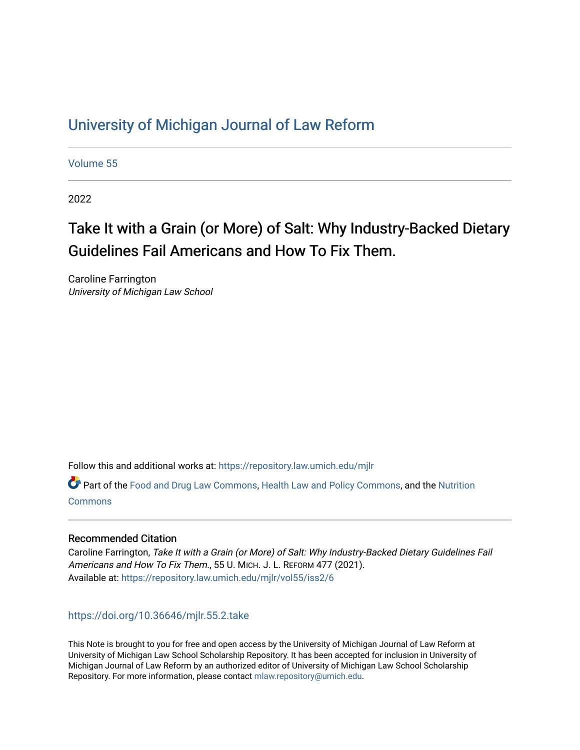# University of Michigan Journal of Law Reform

Volume 55

2022

## Take It with a Grain (or More) of Salt: Why Industry-Backed Dietary Guidelines Fail Americans and How To Fix Them.

Caroline Farrington
*University of Michigan Law School*

Follow this and additional works at: https://repository.law.umich.edu/mjlr

Part of the Food and Drug Law Commons, Health Law and Policy Commons, and the Nutrition Commons

### Recommended Citation

Caroline Farrington, *Take It with a Grain (or More) of Salt: Why Industry-Backed Dietary Guidelines Fail Americans and How To Fix Them.*, 55 U. MICH. J. L. REFORM 477 (2021).
Available at: https://repository.law.umich.edu/mjlr/vol55/iss2/6

https://doi.org/10.36646/mjlr.55.2.take

This Note is brought to you for free and open access by the University of Michigan Journal of Law Reform at University of Michigan Law School Scholarship Repository. It has been accepted for inclusion in University of Michigan Journal of Law Reform by an authorized editor of University of Michigan Law School Scholarship Repository. For more information, please contact mlaw.repository@umich.edu.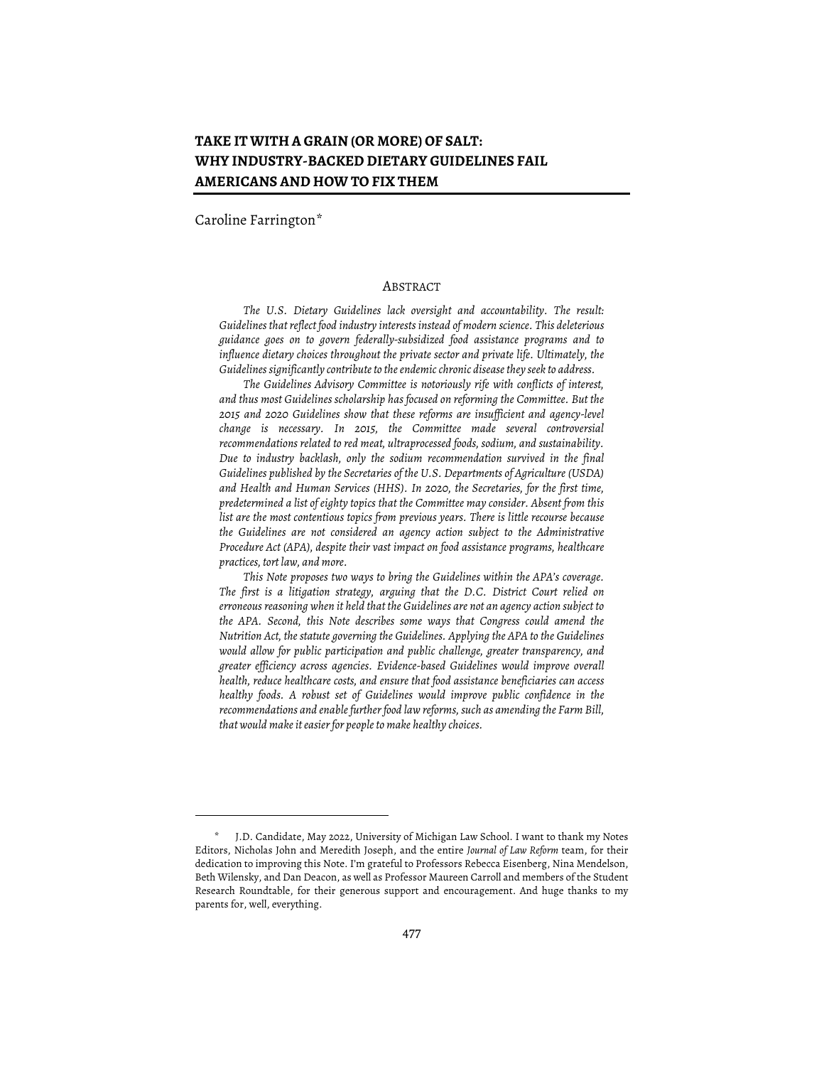# TAKE IT WITH A GRAIN (OR MORE) OF SALT: WHY INDUSTRY-BACKED DIETARY GUIDELINES FAIL AMERICANS AND HOW TO FIX THEM

Caroline Farrington*

## ABSTRACT

*The U.S. Dietary Guidelines lack oversight and accountability. The result: Guidelines that reflect food industry interests instead of modern science. This deleterious guidance goes on to govern federally-subsidized food assistance programs and to influence dietary choices throughout the private sector and private life. Ultimately, the Guidelines significantly contribute to the endemic chronic disease they seek to address.*

*The Guidelines Advisory Committee is notoriously rife with conflicts of interest, and thus most Guidelines scholarship has focused on reforming the Committee. But the 2015 and 2020 Guidelines show that these reforms are insufficient and agency-level change is necessary. In 2015, the Committee made several controversial recommendations related to red meat, ultraprocessed foods, sodium, and sustainability. Due to industry backlash, only the sodium recommendation survived in the final Guidelines published by the Secretaries of the U.S. Departments of Agriculture (USDA) and Health and Human Services (HHS). In 2020, the Secretaries, for the first time, predetermined a list of eighty topics that the Committee may consider. Absent from this list are the most contentious topics from previous years. There is little recourse because the Guidelines are not considered an agency action subject to the Administrative Procedure Act (APA), despite their vast impact on food assistance programs, healthcare practices, tort law, and more.*

*This Note proposes two ways to bring the Guidelines within the APA's coverage. The first is a litigation strategy, arguing that the D.C. District Court relied on erroneous reasoning when it held that the Guidelines are not an agency action subject to the APA. Second, this Note describes some ways that Congress could amend the Nutrition Act, the statute governing the Guidelines. Applying the APA to the Guidelines would allow for public participation and public challenge, greater transparency, and greater efficiency across agencies. Evidence-based Guidelines would improve overall health, reduce healthcare costs, and ensure that food assistance beneficiaries can access healthy foods. A robust set of Guidelines would improve public confidence in the recommendations and enable further food law reforms, such as amending the Farm Bill, that would make it easier for people to make healthy choices.*

---

\* J.D. Candidate, May 2022, University of Michigan Law School. I want to thank my Notes Editors, Nicholas John and Meredith Joseph, and the entire *Journal of Law Reform* team, for their dedication to improving this Note. I'm grateful to Professors Rebecca Eisenberg, Nina Mendelson, Beth Wilensky, and Dan Deacon, as well as Professor Maureen Carroll and members of the Student Research Roundtable, for their generous support and encouragement. And huge thanks to my parents for, well, everything.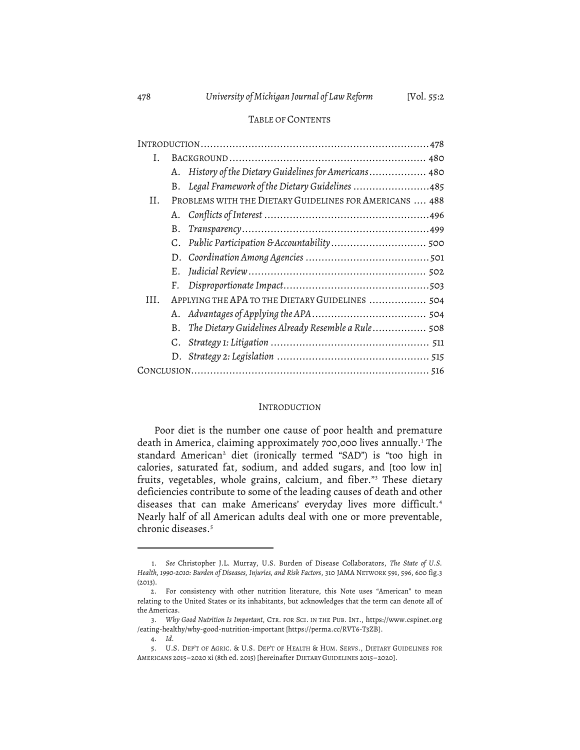## TABLE OF CONTENTS

| | | | |
|---|---|---|---|
| INTRODUCTION | | | 478 |
| I. | BACKGROUND | | 480 |
| | A. | *History of the Dietary Guidelines for Americans* | 480 |
| | B. | *Legal Framework of the Dietary Guidelines* | 485 |
| II. | PROBLEMS WITH THE DIETARY GUIDELINES FOR AMERICANS | | 488 |
| | A. | *Conflicts of Interest* | 496 |
| | B. | *Transparency* | 499 |
| | C. | *Public Participation & Accountability* | 500 |
| | D. | *Coordination Among Agencies* | 501 |
| | E. | *Judicial Review* | 502 |
| | F. | *Disproportionate Impact* | 503 |
| III. | APPLYING THE APA TO THE DIETARY GUIDELINES | | 504 |
| | A. | *Advantages of Applying the APA* | 504 |
| | B. | *The Dietary Guidelines Already Resemble a Rule* | 508 |
| | C. | *Strategy 1: Litigation* | 511 |
| | D. | *Strategy 2: Legislation* | 515 |
| CONCLUSION | | | 516 |

## INTRODUCTION

Poor diet is the number one cause of poor health and premature death in America, claiming approximately 700,000 lives annually.[1] The standard American[2] diet (ironically termed "SAD") is "too high in calories, saturated fat, sodium, and added sugars, and [too low in] fruits, vegetables, whole grains, calcium, and fiber."[3] These dietary deficiencies contribute to some of the leading causes of death and other diseases that can make Americans' everyday lives more difficult.[4] Nearly half of all American adults deal with one or more preventable, chronic diseases.[5]

---

1. *See* Christopher J.L. Murray, U.S. Burden of Disease Collaborators, *The State of U.S. Health, 1990-2010: Burden of Diseases, Injuries, and Risk Factors*, 310 JAMA NETWORK 591, 596, 600 fig.3 (2013).

2. For consistency with other nutrition literature, this Note uses "American" to mean relating to the United States or its inhabitants, but acknowledges that the term can denote all of the Americas.

3. *Why Good Nutrition Is Important*, CTR. FOR SCI. IN THE PUB. INT., https://www.cspinet.org/eating-healthy/why-good-nutrition-important [https://perma.cc/RVT6-T3ZB].

4. *Id.*

5. U.S. DEP'T OF AGRIC. & U.S. DEP'T OF HEALTH & HUM. SERVS., DIETARY GUIDELINES FOR AMERICANS 2015–2020 xi (8th ed. 2015) [hereinafter DIETARY GUIDELINES 2015–2020].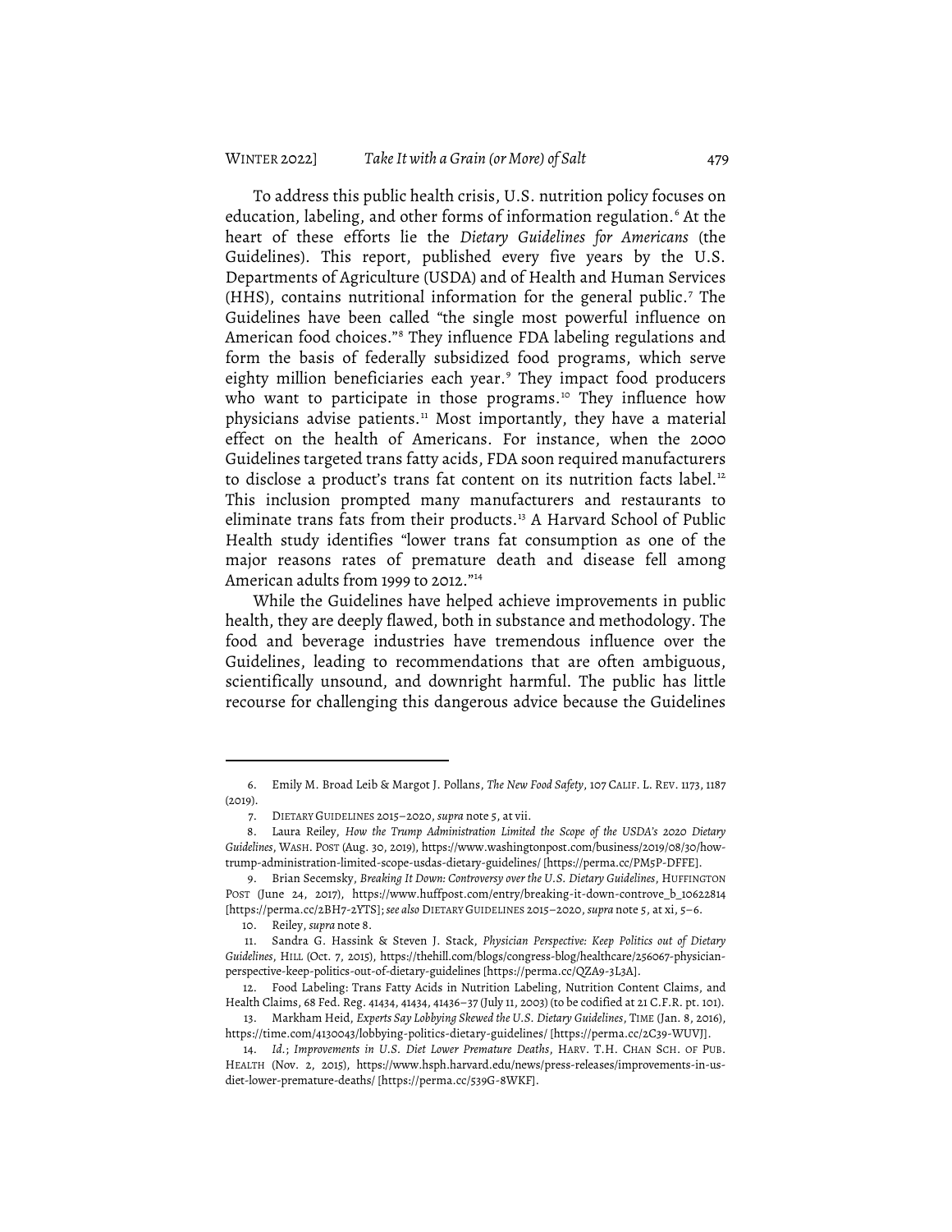To address this public health crisis, U.S. nutrition policy focuses on education, labeling, and other forms of information regulation.[6] At the heart of these efforts lie the *Dietary Guidelines for Americans* (the Guidelines). This report, published every five years by the U.S. Departments of Agriculture (USDA) and of Health and Human Services (HHS), contains nutritional information for the general public.[7] The Guidelines have been called "the single most powerful influence on American food choices."[8] They influence FDA labeling regulations and form the basis of federally subsidized food programs, which serve eighty million beneficiaries each year.[9] They impact food producers who want to participate in those programs.[10] They influence how physicians advise patients.[11] Most importantly, they have a material effect on the health of Americans. For instance, when the 2000 Guidelines targeted trans fatty acids, FDA soon required manufacturers to disclose a product's trans fat content on its nutrition facts label.[12] This inclusion prompted many manufacturers and restaurants to eliminate trans fats from their products.[13] A Harvard School of Public Health study identifies "lower trans fat consumption as one of the major reasons rates of premature death and disease fell among American adults from 1999 to 2012."[14]

While the Guidelines have helped achieve improvements in public health, they are deeply flawed, both in substance and methodology. The food and beverage industries have tremendous influence over the Guidelines, leading to recommendations that are often ambiguous, scientifically unsound, and downright harmful. The public has little recourse for challenging this dangerous advice because the Guidelines

---

6. Emily M. Broad Leib & Margot J. Pollans, *The New Food Safety*, 107 CALIF. L. REV. 1173, 1187 (2019).

7. DIETARY GUIDELINES 2015–2020, *supra* note 5, at vii.

8. Laura Reiley, *How the Trump Administration Limited the Scope of the USDA's 2020 Dietary Guidelines*, WASH. POST (Aug. 30, 2019), https://www.washingtonpost.com/business/2019/08/30/how-trump-administration-limited-scope-usdas-dietary-guidelines/ [https://perma.cc/PM5P-DFFE].

9. Brian Secemsky, *Breaking It Down: Controversy over the U.S. Dietary Guidelines*, HUFFINGTON POST (June 24, 2017), https://www.huffpost.com/entry/breaking-it-down-controve_b_10622814 [https://perma.cc/2BH7-2YTS]; *see also* DIETARY GUIDELINES 2015–2020, *supra* note 5, at xi, 5–6.

10. Reiley, *supra* note 8.

11. Sandra G. Hassink & Steven J. Stack, *Physician Perspective: Keep Politics out of Dietary Guidelines*, HILL (Oct. 7, 2015), https://thehill.com/blogs/congress-blog/healthcare/256067-physician-perspective-keep-politics-out-of-dietary-guidelines [https://perma.cc/QZA9-3L3A].

12. Food Labeling: Trans Fatty Acids in Nutrition Labeling, Nutrition Content Claims, and Health Claims, 68 Fed. Reg. 41434, 41434, 41436–37 (July 11, 2003) (to be codified at 21 C.F.R. pt. 101).

13. Markham Heid, *Experts Say Lobbying Skewed the U.S. Dietary Guidelines*, TIME (Jan. 8, 2016), https://time.com/4130043/lobbying-politics-dietary-guidelines/ [https://perma.cc/2C39-WUVJ].

14. *Id.*; *Improvements in U.S. Diet Lower Premature Deaths*, HARV. T.H. CHAN SCH. OF PUB. HEALTH (Nov. 2, 2015), https://www.hsph.harvard.edu/news/press-releases/improvements-in-us-diet-lower-premature-deaths/ [https://perma.cc/539G-8WKF].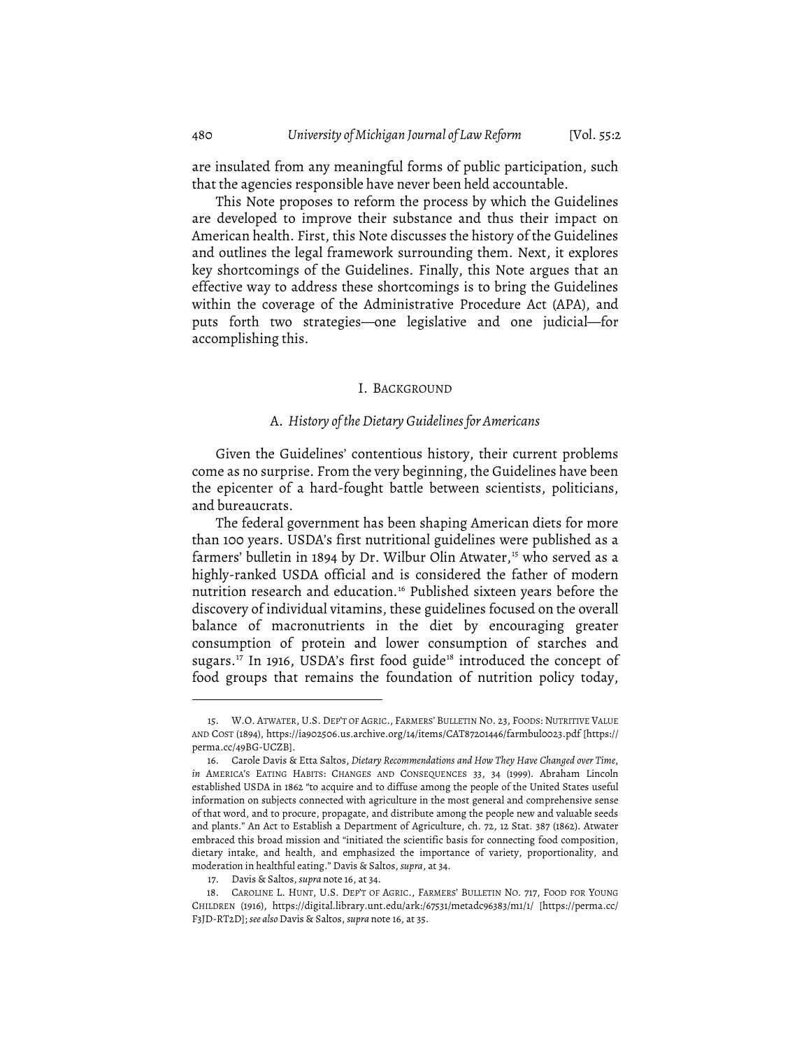are insulated from any meaningful forms of public participation, such that the agencies responsible have never been held accountable.

This Note proposes to reform the process by which the Guidelines are developed to improve their substance and thus their impact on American health. First, this Note discusses the history of the Guidelines and outlines the legal framework surrounding them. Next, it explores key shortcomings of the Guidelines. Finally, this Note argues that an effective way to address these shortcomings is to bring the Guidelines within the coverage of the Administrative Procedure Act (APA), and puts forth two strategies—one legislative and one judicial—for accomplishing this.

## I. BACKGROUND

### A. *History of the Dietary Guidelines for Americans*

Given the Guidelines' contentious history, their current problems come as no surprise. From the very beginning, the Guidelines have been the epicenter of a hard-fought battle between scientists, politicians, and bureaucrats.

The federal government has been shaping American diets for more than 100 years. USDA's first nutritional guidelines were published as a farmers' bulletin in 1894 by Dr. Wilbur Olin Atwater,[15] who served as a highly-ranked USDA official and is considered the father of modern nutrition research and education.[16] Published sixteen years before the discovery of individual vitamins, these guidelines focused on the overall balance of macronutrients in the diet by encouraging greater consumption of protein and lower consumption of starches and sugars.[17] In 1916, USDA's first food guide[18] introduced the concept of food groups that remains the foundation of nutrition policy today,

---

15. W.O. ATWATER, U.S. DEP'T OF AGRIC., FARMERS' BULLETIN NO. 23, FOODS: NUTRITIVE VALUE AND COST (1894), https://ia902506.us.archive.org/14/items/CAT87201446/farmbul0023.pdf [https://perma.cc/49BG-UCZB].

16. Carole Davis & Etta Saltos, *Dietary Recommendations and How They Have Changed over Time*, *in* AMERICA'S EATING HABITS: CHANGES AND CONSEQUENCES 33, 34 (1999). Abraham Lincoln established USDA in 1862 "to acquire and to diffuse among the people of the United States useful information on subjects connected with agriculture in the most general and comprehensive sense of that word, and to procure, propagate, and distribute among the people new and valuable seeds and plants." An Act to Establish a Department of Agriculture, ch. 72, 12 Stat. 387 (1862). Atwater embraced this broad mission and "initiated the scientific basis for connecting food composition, dietary intake, and health, and emphasized the importance of variety, proportionality, and moderation in healthful eating." Davis & Saltos, *supra*, at 34.

17. Davis & Saltos, *supra* note 16, at 34.

18. CAROLINE L. HUNT, U.S. DEP'T OF AGRIC., FARMERS' BULLETIN NO. 717, FOOD FOR YOUNG CHILDREN (1916), https://digital.library.unt.edu/ark:/67531/metadc96383/m1/1/ [https://perma.cc/F3JD-RT2D]; *see also* Davis & Saltos, *supra* note 16, at 35.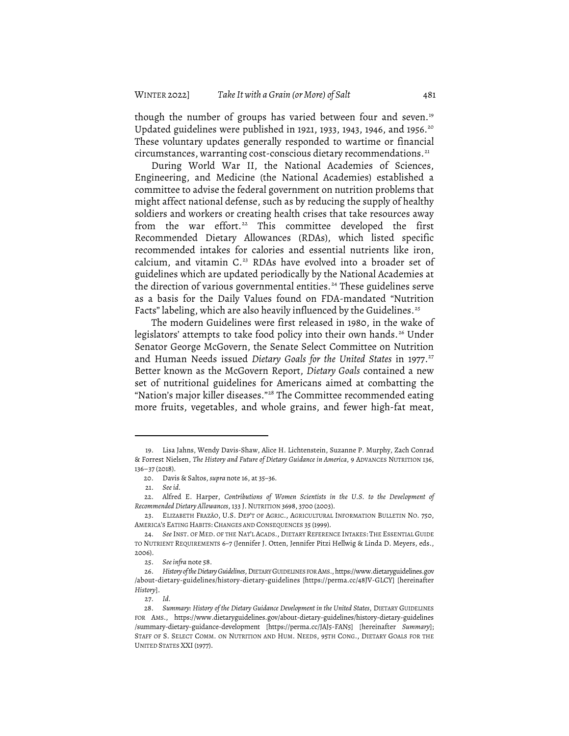though the number of groups has varied between four and seven.[19] Updated guidelines were published in 1921, 1933, 1943, 1946, and 1956.[20] These voluntary updates generally responded to wartime or financial circumstances, warranting cost-conscious dietary recommendations.[21]

During World War II, the National Academies of Sciences, Engineering, and Medicine (the National Academies) established a committee to advise the federal government on nutrition problems that might affect national defense, such as by reducing the supply of healthy soldiers and workers or creating health crises that take resources away from the war effort.[22] This committee developed the first Recommended Dietary Allowances (RDAs), which listed specific recommended intakes for calories and essential nutrients like iron, calcium, and vitamin C.[23] RDAs have evolved into a broader set of guidelines which are updated periodically by the National Academies at the direction of various governmental entities.[24] These guidelines serve as a basis for the Daily Values found on FDA-mandated "Nutrition Facts" labeling, which are also heavily influenced by the Guidelines.[25]

The modern Guidelines were first released in 1980, in the wake of legislators' attempts to take food policy into their own hands.[26] Under Senator George McGovern, the Senate Select Committee on Nutrition and Human Needs issued *Dietary Goals for the United States* in 1977.[27] Better known as the McGovern Report, *Dietary Goals* contained a new set of nutritional guidelines for Americans aimed at combatting the "Nation's major killer diseases."[28] The Committee recommended eating more fruits, vegetables, and whole grains, and fewer high-fat meat,

---

19. Lisa Jahns, Wendy Davis-Shaw, Alice H. Lichtenstein, Suzanne P. Murphy, Zach Conrad & Forrest Nielsen, *The History and Future of Dietary Guidance in America*, 9 ADVANCES NUTRITION 136, 136–37 (2018).

20. Davis & Saltos, *supra* note 16, at 35–36.

21. *See id.*

22. Alfred E. Harper, *Contributions of Women Scientists in the U.S. to the Development of Recommended Dietary Allowances*, 133 J. NUTRITION 3698, 3700 (2003).

23. ELIZABETH FRAZÃO, U.S. DEP'T OF AGRIC., AGRICULTURAL INFORMATION BULLETIN NO. 750, AMERICA'S EATING HABITS: CHANGES AND CONSEQUENCES 35 (1999).

24. *See* INST. OF MED. OF THE NAT'L ACADS., DIETARY REFERENCE INTAKES: THE ESSENTIAL GUIDE TO NUTRIENT REQUIREMENTS 6–7 (Jennifer J. Otten, Jennifer Pitzi Hellwig & Linda D. Meyers, eds., 2006).

25. *See infra* note 58.

26. *History of the Dietary Guidelines*, DIETARY GUIDELINES FOR AMS., https://www.dietaryguidelines.gov/about-dietary-guidelines/history-dietary-guidelines [https://perma.cc/48JV-GLCY] [hereinafter *History*].

27. *Id.*

28. *Summary: History of the Dietary Guidance Development in the United States*, DIETARY GUIDELINES FOR AMS., https://www.dietaryguidelines.gov/about-dietary-guidelines/history-dietary-guidelines/summary-dietary-guidance-development [https://perma.cc/JAJ5-FAN5] [hereinafter *Summary*]; STAFF OF S. SELECT COMM. ON NUTRITION AND HUM. NEEDS, 95TH CONG., DIETARY GOALS FOR THE UNITED STATES XXI (1977).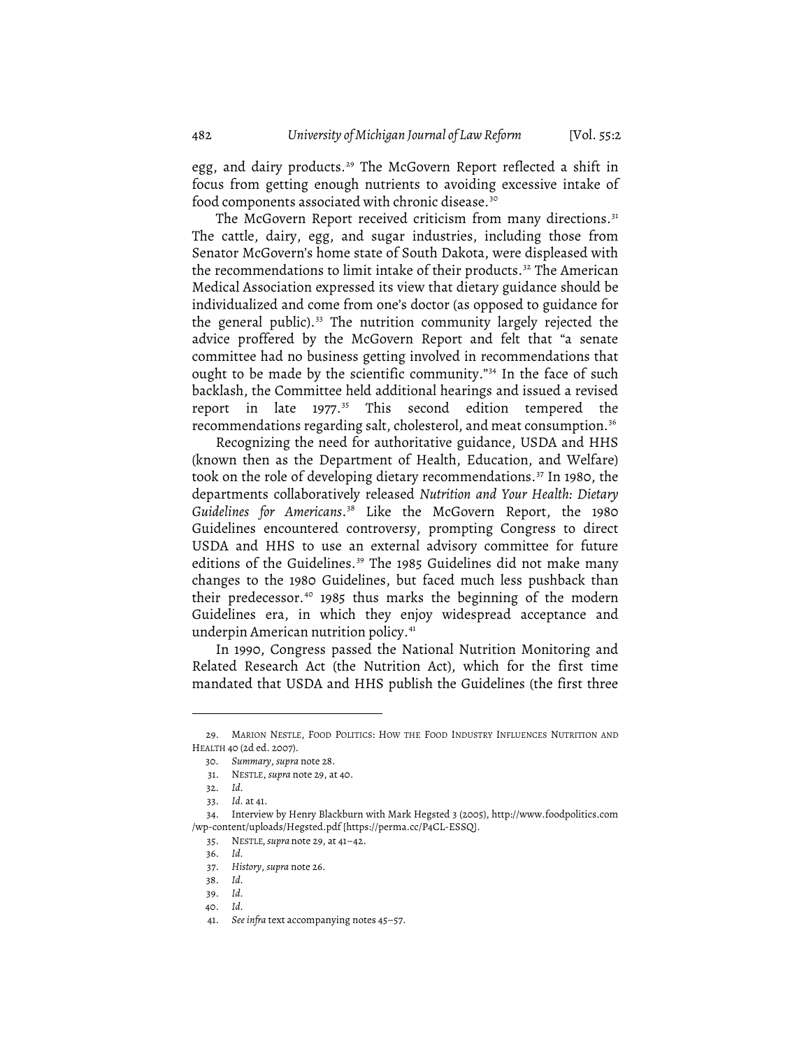egg, and dairy products.[29] The McGovern Report reflected a shift in focus from getting enough nutrients to avoiding excessive intake of food components associated with chronic disease.[30]

The McGovern Report received criticism from many directions.[31] The cattle, dairy, egg, and sugar industries, including those from Senator McGovern's home state of South Dakota, were displeased with the recommendations to limit intake of their products.[32] The American Medical Association expressed its view that dietary guidance should be individualized and come from one's doctor (as opposed to guidance for the general public).[33] The nutrition community largely rejected the advice proffered by the McGovern Report and felt that "a senate committee had no business getting involved in recommendations that ought to be made by the scientific community."[34] In the face of such backlash, the Committee held additional hearings and issued a revised report in late 1977.[35] This second edition tempered the recommendations regarding salt, cholesterol, and meat consumption.[36]

Recognizing the need for authoritative guidance, USDA and HHS (known then as the Department of Health, Education, and Welfare) took on the role of developing dietary recommendations.[37] In 1980, the departments collaboratively released *Nutrition and Your Health: Dietary Guidelines for Americans*.[38] Like the McGovern Report, the 1980 Guidelines encountered controversy, prompting Congress to direct USDA and HHS to use an external advisory committee for future editions of the Guidelines.[39] The 1985 Guidelines did not make many changes to the 1980 Guidelines, but faced much less pushback than their predecessor.[40] 1985 thus marks the beginning of the modern Guidelines era, in which they enjoy widespread acceptance and underpin American nutrition policy.[41]

In 1990, Congress passed the National Nutrition Monitoring and Related Research Act (the Nutrition Act), which for the first time mandated that USDA and HHS publish the Guidelines (the first three

---

29. MARION NESTLE, FOOD POLITICS: HOW THE FOOD INDUSTRY INFLUENCES NUTRITION AND HEALTH 40 (2d ed. 2007).

30. *Summary*, *supra* note 28.

31. NESTLE, *supra* note 29, at 40.

32. *Id.*

33. *Id.* at 41.

34. Interview by Henry Blackburn with Mark Hegsted 3 (2005), http://www.foodpolitics.com/wp-content/uploads/Hegsted.pdf [https://perma.cc/P4CL-ESSQ].

35. NESTLE, *supra* note 29, at 41–42.

36. *Id.*

37. *History*, *supra* note 26.

38. *Id.*

39. *Id.*

40. *Id.*

41. *See infra* text accompanying notes 45–57.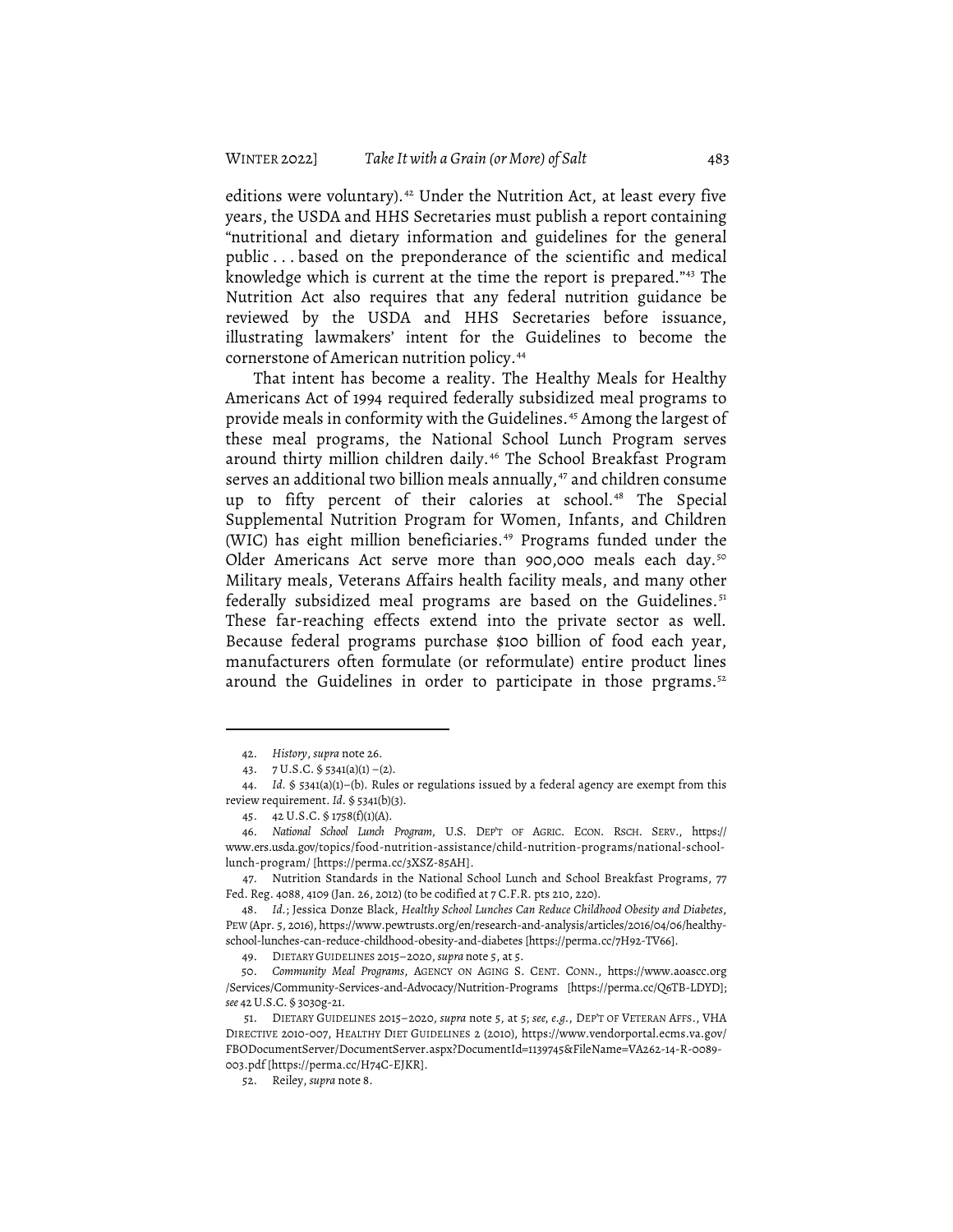editions were voluntary).[42] Under the Nutrition Act, at least every five years, the USDA and HHS Secretaries must publish a report containing "nutritional and dietary information and guidelines for the general public . . . based on the preponderance of the scientific and medical knowledge which is current at the time the report is prepared."[43] The Nutrition Act also requires that any federal nutrition guidance be reviewed by the USDA and HHS Secretaries before issuance, illustrating lawmakers' intent for the Guidelines to become the cornerstone of American nutrition policy.[44]

That intent has become a reality. The Healthy Meals for Healthy Americans Act of 1994 required federally subsidized meal programs to provide meals in conformity with the Guidelines.[45] Among the largest of these meal programs, the National School Lunch Program serves around thirty million children daily.[46] The School Breakfast Program serves an additional two billion meals annually,[47] and children consume up to fifty percent of their calories at school.[48] The Special Supplemental Nutrition Program for Women, Infants, and Children (WIC) has eight million beneficiaries.[49] Programs funded under the Older Americans Act serve more than 900,000 meals each day.[50] Military meals, Veterans Affairs health facility meals, and many other federally subsidized meal programs are based on the Guidelines.[51] These far-reaching effects extend into the private sector as well. Because federal programs purchase $100 billion of food each year, manufacturers often formulate (or reformulate) entire product lines around the Guidelines in order to participate in those prgrams.[52]

---

42. *History*, *supra* note 26.

43. 7 U.S.C. § 5341(a)(1) –(2).

44. *Id.* § 5341(a)(1)–(b). Rules or regulations issued by a federal agency are exempt from this review requirement. *Id.* § 5341(b)(3).

45. 42 U.S.C. § 1758(f)(1)(A).

46. *National School Lunch Program*, U.S. DEP'T OF AGRIC. ECON. RSCH. SERV., https://www.ers.usda.gov/topics/food-nutrition-assistance/child-nutrition-programs/national-school-lunch-program/ [https://perma.cc/3XSZ-85AH].

47. Nutrition Standards in the National School Lunch and School Breakfast Programs, 77 Fed. Reg. 4088, 4109 (Jan. 26, 2012) (to be codified at 7 C.F.R. pts 210, 220).

48. *Id.*; Jessica Donze Black, *Healthy School Lunches Can Reduce Childhood Obesity and Diabetes*, PEW (Apr. 5, 2016), https://www.pewtrusts.org/en/research-and-analysis/articles/2016/04/06/healthy-school-lunches-can-reduce-childhood-obesity-and-diabetes [https://perma.cc/7H92-TV66].

49. DIETARY GUIDELINES 2015–2020, *supra* note 5, at 5.

50. *Community Meal Programs*, AGENCY ON AGING S. CENT. CONN., https://www.aoascc.org/Services/Community-Services-and-Advocacy/Nutrition-Programs [https://perma.cc/Q6TB-LDYD]; *see* 42 U.S.C. § 3030g-21.

51. DIETARY GUIDELINES 2015–2020, *supra* note 5, at 5; *see, e.g.*, DEP'T OF VETERAN AFFS., VHA DIRECTIVE 2010-007, HEALTHY DIET GUIDELINES 2 (2010), https://www.vendorportal.ecms.va.gov/FBODocumentServer/DocumentServer.aspx?DocumentId=1139745&FileName=VA262-14-R-0089-003.pdf [https://perma.cc/H74C-EJKR].

52. Reiley, *supra* note 8.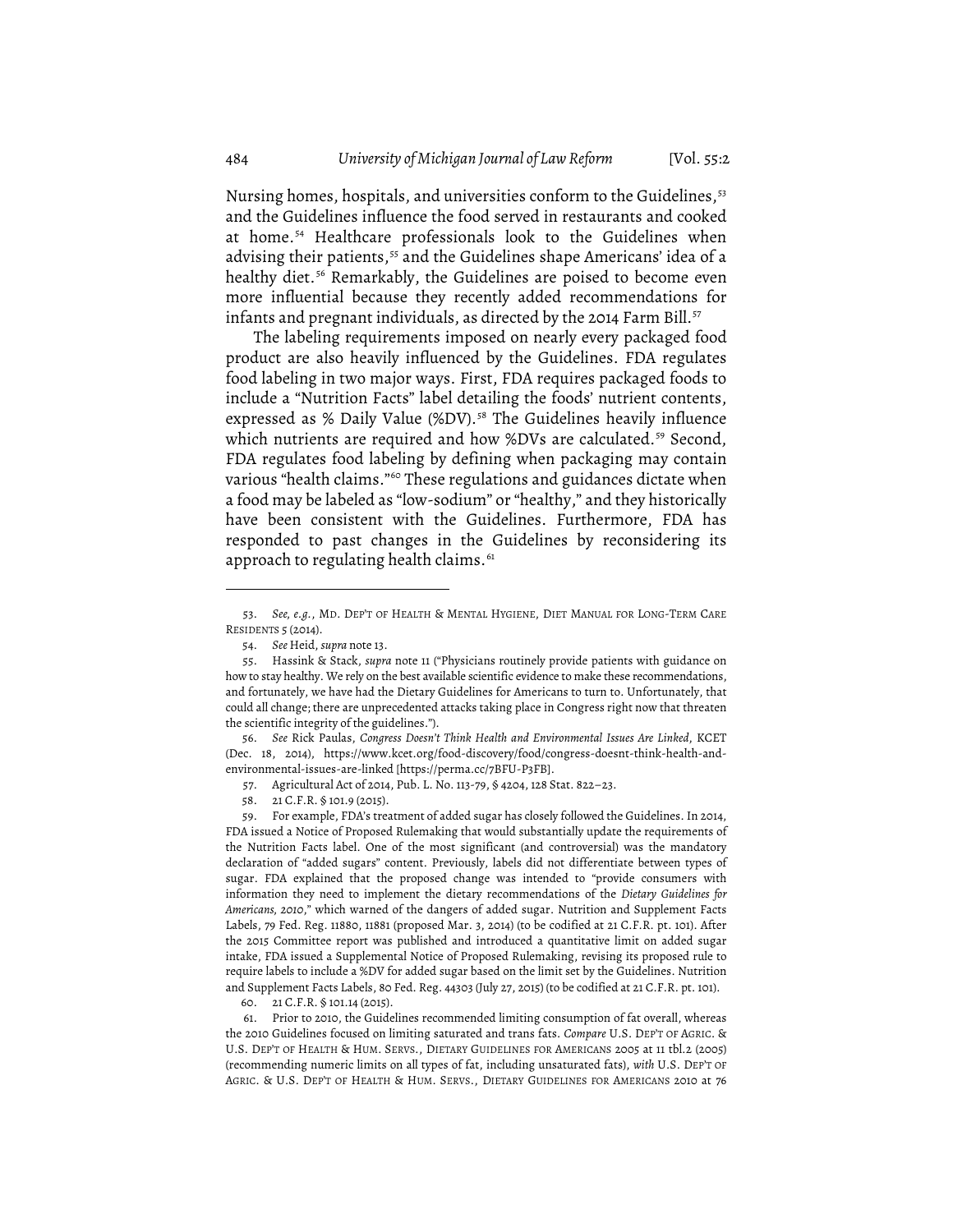Nursing homes, hospitals, and universities conform to the Guidelines,[53] and the Guidelines influence the food served in restaurants and cooked at home.[54] Healthcare professionals look to the Guidelines when advising their patients,[55] and the Guidelines shape Americans' idea of a healthy diet.[56] Remarkably, the Guidelines are poised to become even more influential because they recently added recommendations for infants and pregnant individuals, as directed by the 2014 Farm Bill.[57]

The labeling requirements imposed on nearly every packaged food product are also heavily influenced by the Guidelines. FDA regulates food labeling in two major ways. First, FDA requires packaged foods to include a "Nutrition Facts" label detailing the foods' nutrient contents, expressed as % Daily Value (%DV).[58] The Guidelines heavily influence which nutrients are required and how %DVs are calculated.[59] Second, FDA regulates food labeling by defining when packaging may contain various "health claims."[60] These regulations and guidances dictate when a food may be labeled as "low-sodium" or "healthy," and they historically have been consistent with the Guidelines. Furthermore, FDA has responded to past changes in the Guidelines by reconsidering its approach to regulating health claims.[61]

---

53. *See, e.g.*, MD. DEP'T OF HEALTH & MENTAL HYGIENE, DIET MANUAL FOR LONG-TERM CARE RESIDENTS 5 (2014).

54. *See* Heid, *supra* note 13.

55. Hassink & Stack, *supra* note 11 ("Physicians routinely provide patients with guidance on how to stay healthy. We rely on the best available scientific evidence to make these recommendations, and fortunately, we have had the Dietary Guidelines for Americans to turn to. Unfortunately, that could all change; there are unprecedented attacks taking place in Congress right now that threaten the scientific integrity of the guidelines.").

56. *See* Rick Paulas, *Congress Doesn't Think Health and Environmental Issues Are Linked*, KCET (Dec. 18, 2014), https://www.kcet.org/food-discovery/food/congress-doesnt-think-health-and-environmental-issues-are-linked [https://perma.cc/7BFU-P3FB].

57. Agricultural Act of 2014, Pub. L. No. 113-79, § 4204, 128 Stat. 822–23.

58. 21 C.F.R. § 101.9 (2015).

59. For example, FDA's treatment of added sugar has closely followed the Guidelines. In 2014, FDA issued a Notice of Proposed Rulemaking that would substantially update the requirements of the Nutrition Facts label. One of the most significant (and controversial) was the mandatory declaration of "added sugars" content. Previously, labels did not differentiate between types of sugar. FDA explained that the proposed change was intended to "provide consumers with information they need to implement the dietary recommendations of the *Dietary Guidelines for Americans, 2010*," which warned of the dangers of added sugar. Nutrition and Supplement Facts Labels, 79 Fed. Reg. 11880, 11881 (proposed Mar. 3, 2014) (to be codified at 21 C.F.R. pt. 101). After the 2015 Committee report was published and introduced a quantitative limit on added sugar intake, FDA issued a Supplemental Notice of Proposed Rulemaking, revising its proposed rule to require labels to include a %DV for added sugar based on the limit set by the Guidelines. Nutrition and Supplement Facts Labels, 80 Fed. Reg. 44303 (July 27, 2015) (to be codified at 21 C.F.R. pt. 101).

60. 21 C.F.R. § 101.14 (2015).

61. Prior to 2010, the Guidelines recommended limiting consumption of fat overall, whereas the 2010 Guidelines focused on limiting saturated and trans fats. *Compare* U.S. DEP'T OF AGRIC. & U.S. DEP'T OF HEALTH & HUM. SERVS., DIETARY GUIDELINES FOR AMERICANS 2005 at 11 tbl.2 (2005) (recommending numeric limits on all types of fat, including unsaturated fats), *with* U.S. DEP'T OF AGRIC. & U.S. DEP'T OF HEALTH & HUM. SERVS., DIETARY GUIDELINES FOR AMERICANS 2010 at 76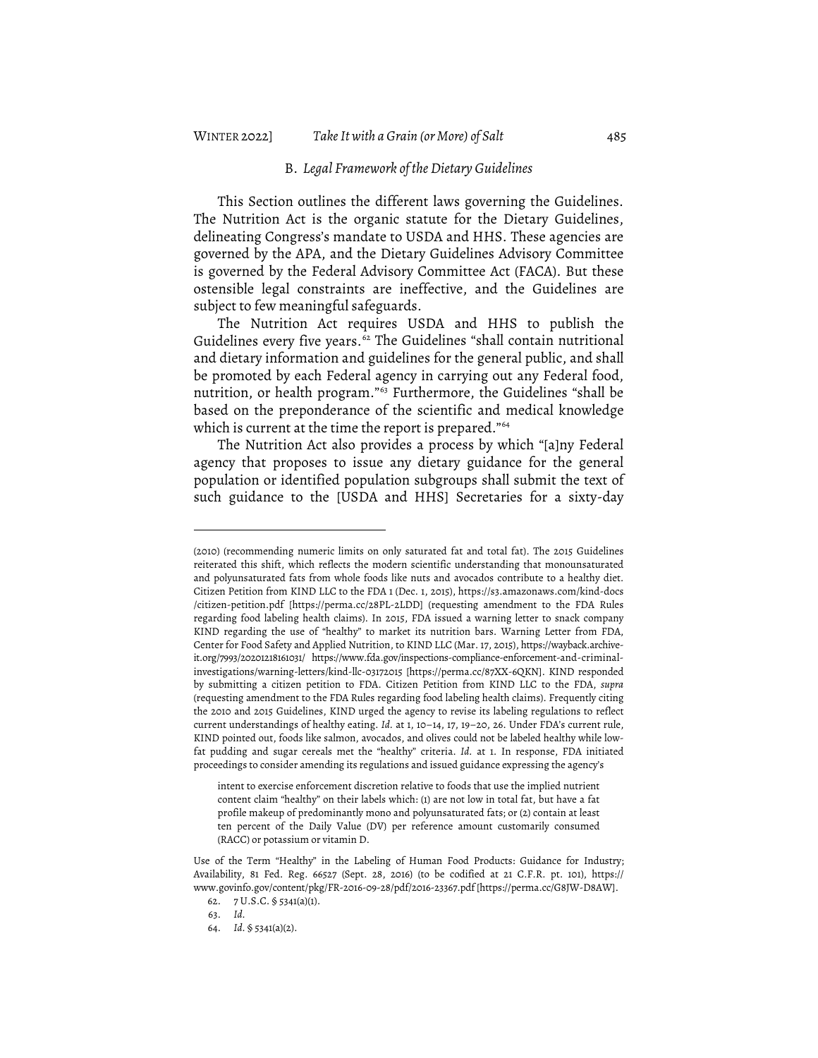### B. *Legal Framework of the Dietary Guidelines*

This Section outlines the different laws governing the Guidelines. The Nutrition Act is the organic statute for the Dietary Guidelines, delineating Congress's mandate to USDA and HHS. These agencies are governed by the APA, and the Dietary Guidelines Advisory Committee is governed by the Federal Advisory Committee Act (FACA). But these ostensible legal constraints are ineffective, and the Guidelines are subject to few meaningful safeguards.

The Nutrition Act requires USDA and HHS to publish the Guidelines every five years.[62] The Guidelines "shall contain nutritional and dietary information and guidelines for the general public, and shall be promoted by each Federal agency in carrying out any Federal food, nutrition, or health program."[63] Furthermore, the Guidelines "shall be based on the preponderance of the scientific and medical knowledge which is current at the time the report is prepared."[64]

The Nutrition Act also provides a process by which "[a]ny Federal agency that proposes to issue any dietary guidance for the general population or identified population subgroups shall submit the text of such guidance to the [USDA and HHS] Secretaries for a sixty-day

---

(2010) (recommending numeric limits on only saturated fat and total fat). The 2015 Guidelines reiterated this shift, which reflects the modern scientific understanding that monounsaturated and polyunsaturated fats from whole foods like nuts and avocados contribute to a healthy diet. Citizen Petition from KIND LLC to the FDA 1 (Dec. 1, 2015), https://s3.amazonaws.com/kind-docs/citizen-petition.pdf [https://perma.cc/28PL-2LDD] (requesting amendment to the FDA Rules regarding food labeling health claims). In 2015, FDA issued a warning letter to snack company KIND regarding the use of "healthy" to market its nutrition bars. Warning Letter from FDA, Center for Food Safety and Applied Nutrition, to KIND LLC (Mar. 17, 2015), https://wayback.archive-it.org/7993/20201218161031/ https://www.fda.gov/inspections-compliance-enforcement-and-criminal-investigations/warning-letters/kind-llc-03172015 [https://perma.cc/87XX-6QKN]. KIND responded by submitting a citizen petition to FDA. Citizen Petition from KIND LLC to the FDA, *supra* (requesting amendment to the FDA Rules regarding food labeling health claims). Frequently citing the 2010 and 2015 Guidelines, KIND urged the agency to revise its labeling regulations to reflect current understandings of healthy eating. *Id.* at 1, 10–14, 17, 19–20, 26. Under FDA's current rule, KIND pointed out, foods like salmon, avocados, and olives could not be labeled healthy while low-fat pudding and sugar cereals met the "healthy" criteria. *Id.* at 1. In response, FDA initiated proceedings to consider amending its regulations and issued guidance expressing the agency's

> intent to exercise enforcement discretion relative to foods that use the implied nutrient content claim "healthy" on their labels which: (1) are not low in total fat, but have a fat profile makeup of predominantly mono and polyunsaturated fats; or (2) contain at least ten percent of the Daily Value (DV) per reference amount customarily consumed (RACC) or potassium or vitamin D.

Use of the Term "Healthy" in the Labeling of Human Food Products: Guidance for Industry; Availability, 81 Fed. Reg. 66527 (Sept. 28, 2016) (to be codified at 21 C.F.R. pt. 101), https://www.govinfo.gov/content/pkg/FR-2016-09-28/pdf/2016-23367.pdf [https://perma.cc/G8JW-D8AW].

62. 7 U.S.C. § 5341(a)(1).

63. *Id.*

64. *Id.* § 5341(a)(2).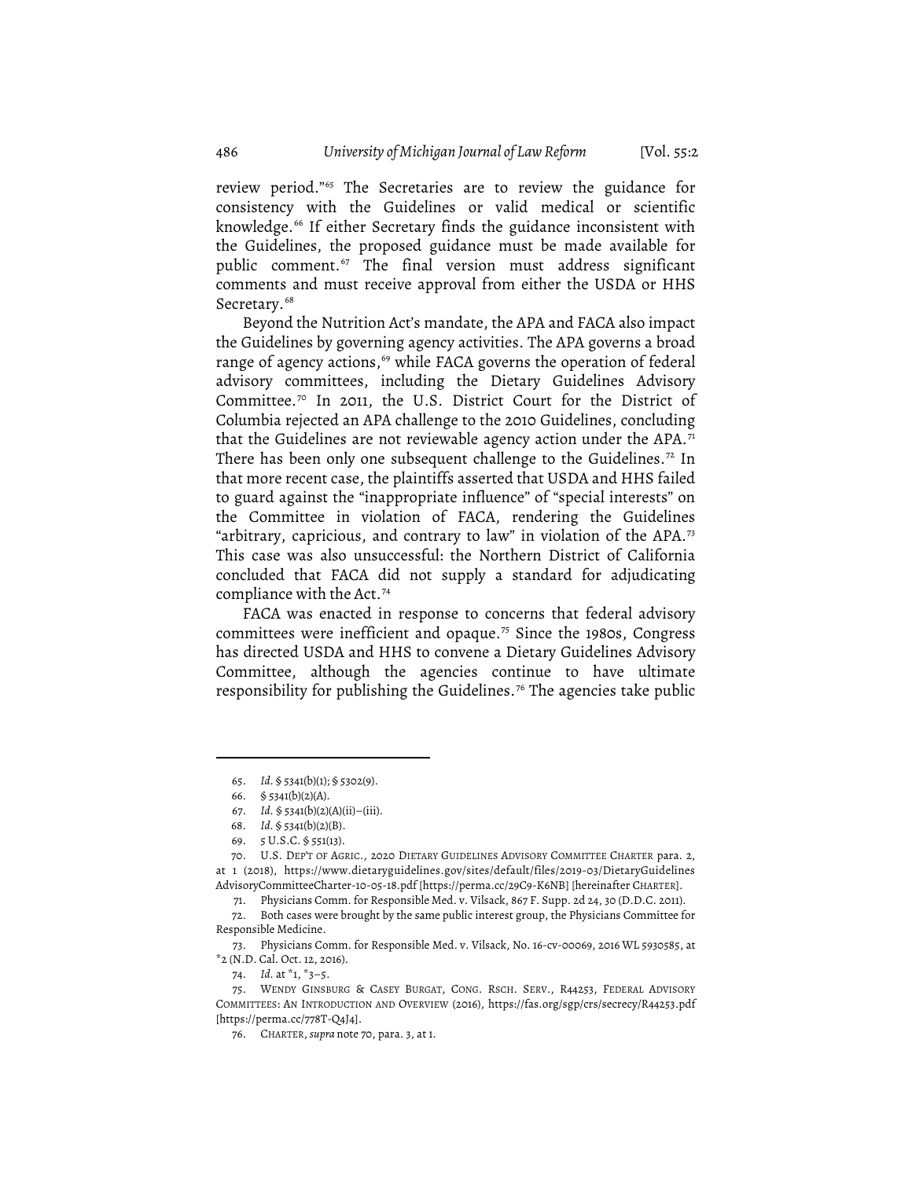review period."[65] The Secretaries are to review the guidance for consistency with the Guidelines or valid medical or scientific knowledge.[66] If either Secretary finds the guidance inconsistent with the Guidelines, the proposed guidance must be made available for public comment.[67] The final version must address significant comments and must receive approval from either the USDA or HHS Secretary.[68]

Beyond the Nutrition Act's mandate, the APA and FACA also impact the Guidelines by governing agency activities. The APA governs a broad range of agency actions,[69] while FACA governs the operation of federal advisory committees, including the Dietary Guidelines Advisory Committee.[70] In 2011, the U.S. District Court for the District of Columbia rejected an APA challenge to the 2010 Guidelines, concluding that the Guidelines are not reviewable agency action under the APA.[71] There has been only one subsequent challenge to the Guidelines.[72] In that more recent case, the plaintiffs asserted that USDA and HHS failed to guard against the "inappropriate influence" of "special interests" on the Committee in violation of FACA, rendering the Guidelines "arbitrary, capricious, and contrary to law" in violation of the APA.[73] This case was also unsuccessful: the Northern District of California concluded that FACA did not supply a standard for adjudicating compliance with the Act.[74]

FACA was enacted in response to concerns that federal advisory committees were inefficient and opaque.[75] Since the 1980s, Congress has directed USDA and HHS to convene a Dietary Guidelines Advisory Committee, although the agencies continue to have ultimate responsibility for publishing the Guidelines.[76] The agencies take public

---

65. *Id.* § 5341(b)(1); § 5302(9).

66. § 5341(b)(2)(A).

67. *Id.* § 5341(b)(2)(A)(ii)–(iii).

68. *Id.* § 5341(b)(2)(B).

69. 5 U.S.C. § 551(13).

70. U.S. DEP'T OF AGRIC., 2020 DIETARY GUIDELINES ADVISORY COMMITTEE CHARTER para. 2, at 1 (2018), https://www.dietaryguidelines.gov/sites/default/files/2019-03/DietaryGuidelinesAdvisoryCommitteeCharter-10-05-18.pdf [https://perma.cc/29C9-K6NB] [hereinafter CHARTER].

71. Physicians Comm. for Responsible Med. v. Vilsack, 867 F. Supp. 2d 24, 30 (D.D.C. 2011).

72. Both cases were brought by the same public interest group, the Physicians Committee for Responsible Medicine.

73. Physicians Comm. for Responsible Med. v. Vilsack, No. 16-cv-00069, 2016 WL 5930585, at *2 (N.D. Cal. Oct. 12, 2016).

74. *Id.* at *1, *3–5.

75. WENDY GINSBURG & CASEY BURGAT, CONG. RSCH. SERV., R44253, FEDERAL ADVISORY COMMITTEES: AN INTRODUCTION AND OVERVIEW (2016), https://fas.org/sgp/crs/secrecy/R44253.pdf [https://perma.cc/778T-Q4J4].

76. CHARTER, *supra* note 70, para. 3, at 1.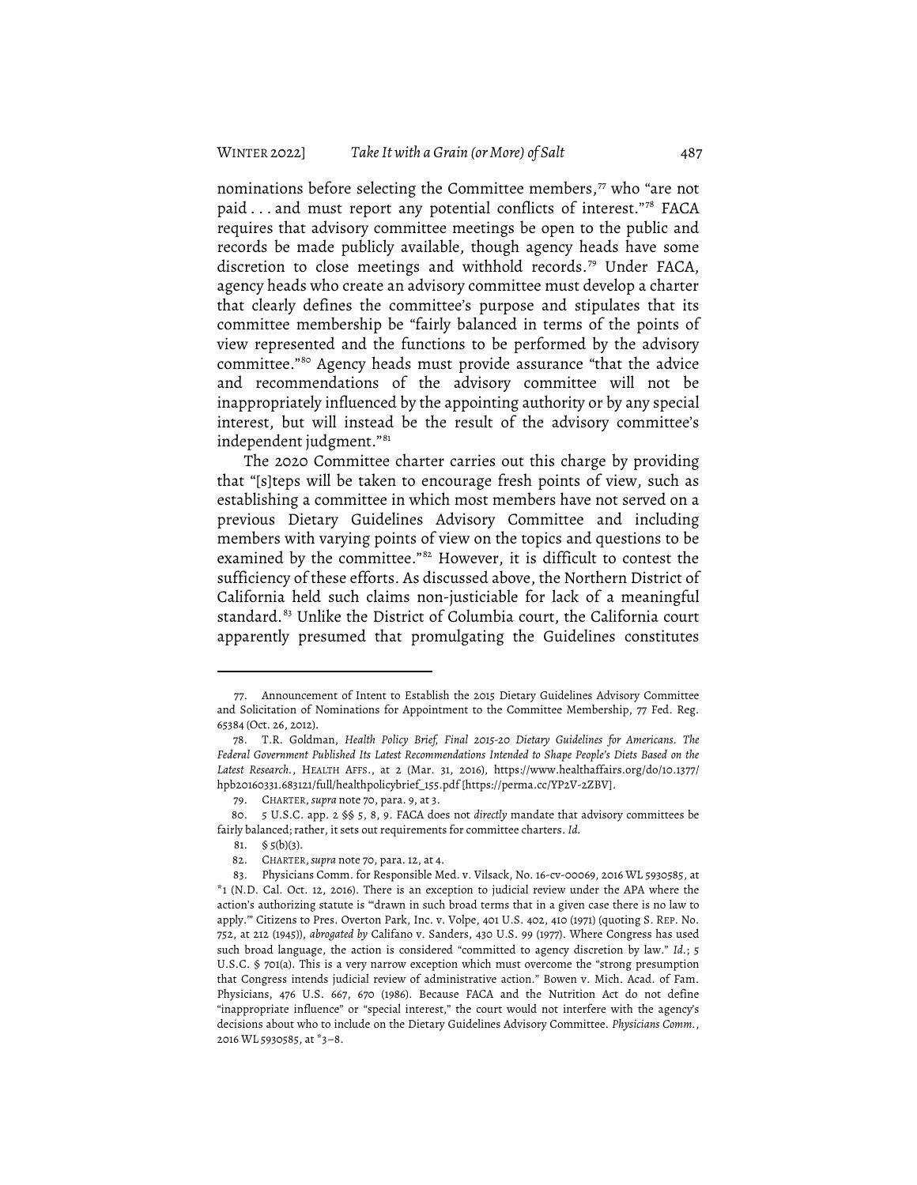nominations before selecting the Committee members,[77] who "are not paid . . . and must report any potential conflicts of interest."[78] FACA requires that advisory committee meetings be open to the public and records be made publicly available, though agency heads have some discretion to close meetings and withhold records.[79] Under FACA, agency heads who create an advisory committee must develop a charter that clearly defines the committee's purpose and stipulates that its committee membership be "fairly balanced in terms of the points of view represented and the functions to be performed by the advisory committee."[80] Agency heads must provide assurance "that the advice and recommendations of the advisory committee will not be inappropriately influenced by the appointing authority or by any special interest, but will instead be the result of the advisory committee's independent judgment."[81]

The 2020 Committee charter carries out this charge by providing that "[s]teps will be taken to encourage fresh points of view, such as establishing a committee in which most members have not served on a previous Dietary Guidelines Advisory Committee and including members with varying points of view on the topics and questions to be examined by the committee."[82] However, it is difficult to contest the sufficiency of these efforts. As discussed above, the Northern District of California held such claims non-justiciable for lack of a meaningful standard.[83] Unlike the District of Columbia court, the California court apparently presumed that promulgating the Guidelines constitutes

---

77. Announcement of Intent to Establish the 2015 Dietary Guidelines Advisory Committee and Solicitation of Nominations for Appointment to the Committee Membership, 77 Fed. Reg. 65384 (Oct. 26, 2012).

78. T.R. Goldman, *Health Policy Brief, Final 2015-20 Dietary Guidelines for Americans. The Federal Government Published Its Latest Recommendations Intended to Shape People's Diets Based on the Latest Research.*, HEALTH AFFS., at 2 (Mar. 31, 2016), https://www.healthaffairs.org/do/10.1377/hpb20160331.683121/full/healthpolicybrief_155.pdf [https://perma.cc/YP2V-2ZBV].

79. CHARTER, *supra* note 70, para. 9, at 3.

80. 5 U.S.C. app. 2 §§ 5, 8, 9. FACA does not *directly* mandate that advisory committees be fairly balanced; rather, it sets out requirements for committee charters. *Id.*

81. § 5(b)(3).

82. CHARTER, *supra* note 70, para. 12, at 4.

83. Physicians Comm. for Responsible Med. v. Vilsack, No. 16-cv-00069, 2016 WL 5930585, at *1 (N.D. Cal. Oct. 12, 2016). There is an exception to judicial review under the APA where the action's authorizing statute is "'drawn in such broad terms that in a given case there is no law to apply.'" Citizens to Pres. Overton Park, Inc. v. Volpe, 401 U.S. 402, 410 (1971) (quoting S. REP. No. 752, at 212 (1945)), *abrogated by* Califano v. Sanders, 430 U.S. 99 (1977). Where Congress has used such broad language, the action is considered "committed to agency discretion by law." *Id.*; 5 U.S.C. § 701(a). This is a very narrow exception which must overcome the "strong presumption that Congress intends judicial review of administrative action." Bowen v. Mich. Acad. of Fam. Physicians, 476 U.S. 667, 670 (1986). Because FACA and the Nutrition Act do not define "inappropriate influence" or "special interest," the court would not interfere with the agency's decisions about who to include on the Dietary Guidelines Advisory Committee. *Physicians Comm.*, 2016 WL 5930585, at *3–8.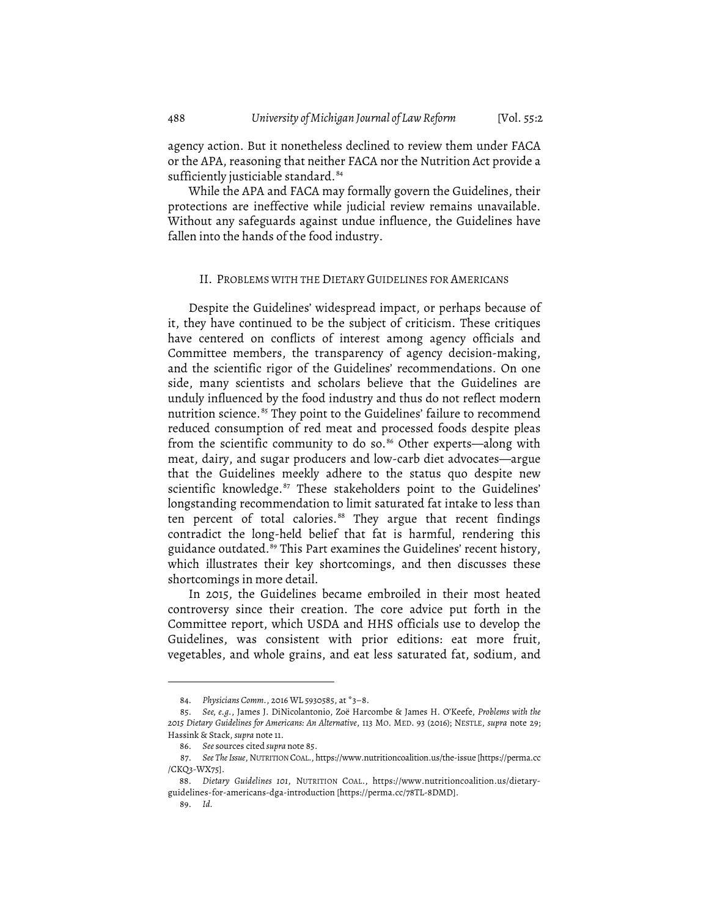agency action. But it nonetheless declined to review them under FACA or the APA, reasoning that neither FACA nor the Nutrition Act provide a sufficiently justiciable standard.[84]

While the APA and FACA may formally govern the Guidelines, their protections are ineffective while judicial review remains unavailable. Without any safeguards against undue influence, the Guidelines have fallen into the hands of the food industry.

## II. PROBLEMS WITH THE DIETARY GUIDELINES FOR AMERICANS

Despite the Guidelines' widespread impact, or perhaps because of it, they have continued to be the subject of criticism. These critiques have centered on conflicts of interest among agency officials and Committee members, the transparency of agency decision-making, and the scientific rigor of the Guidelines' recommendations. On one side, many scientists and scholars believe that the Guidelines are unduly influenced by the food industry and thus do not reflect modern nutrition science.[85] They point to the Guidelines' failure to recommend reduced consumption of red meat and processed foods despite pleas from the scientific community to do so.[86] Other experts—along with meat, dairy, and sugar producers and low-carb diet advocates—argue that the Guidelines meekly adhere to the status quo despite new scientific knowledge.[87] These stakeholders point to the Guidelines' longstanding recommendation to limit saturated fat intake to less than ten percent of total calories.[88] They argue that recent findings contradict the long-held belief that fat is harmful, rendering this guidance outdated.[89] This Part examines the Guidelines' recent history, which illustrates their key shortcomings, and then discusses these shortcomings in more detail.

In 2015, the Guidelines became embroiled in their most heated controversy since their creation. The core advice put forth in the Committee report, which USDA and HHS officials use to develop the Guidelines, was consistent with prior editions: eat more fruit, vegetables, and whole grains, and eat less saturated fat, sodium, and

---

84. *Physicians Comm.*, 2016 WL 5930585, at *3–8.

85. *See, e.g.*, James J. DiNicolantonio, Zoë Harcombe & James H. O'Keefe, *Problems with the 2015 Dietary Guidelines for Americans: An Alternative*, 113 MO. MED. 93 (2016); NESTLE, *supra* note 29; Hassink & Stack, *supra* note 11.

86. *See* sources cited *supra* note 85.

87. *See The Issue*, NUTRITION COAL., https://www.nutritioncoalition.us/the-issue [https://perma.cc/CKQ3-WX75].

88. *Dietary Guidelines 101*, NUTRITION COAL., https://www.nutritioncoalition.us/dietary-guidelines-for-americans-dga-introduction [https://perma.cc/78TL-8DMD].

89. *Id.*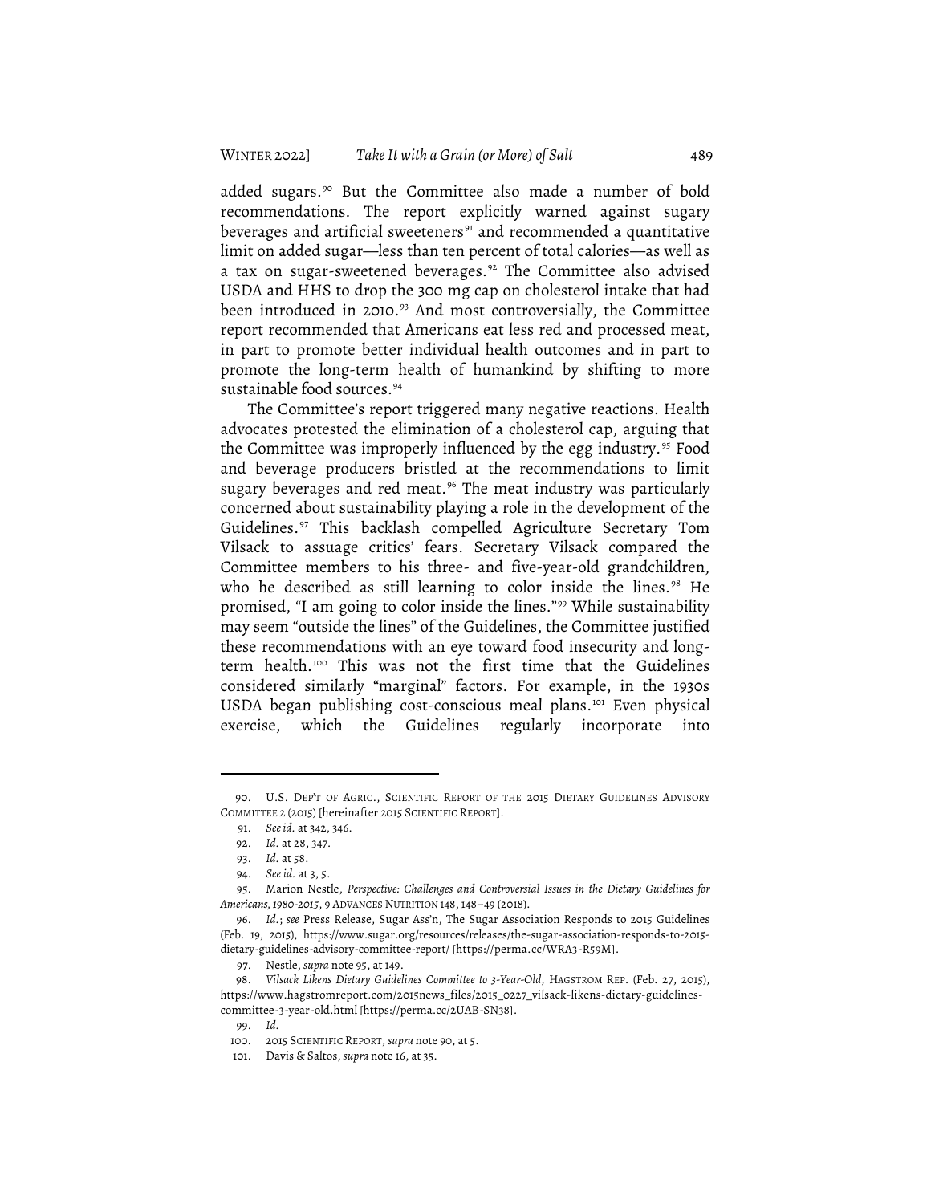added sugars.[90] But the Committee also made a number of bold recommendations. The report explicitly warned against sugary beverages and artificial sweeteners[91] and recommended a quantitative limit on added sugar—less than ten percent of total calories—as well as a tax on sugar-sweetened beverages.[92] The Committee also advised USDA and HHS to drop the 300 mg cap on cholesterol intake that had been introduced in 2010.[93] And most controversially, the Committee report recommended that Americans eat less red and processed meat, in part to promote better individual health outcomes and in part to promote the long-term health of humankind by shifting to more sustainable food sources.[94]

The Committee's report triggered many negative reactions. Health advocates protested the elimination of a cholesterol cap, arguing that the Committee was improperly influenced by the egg industry.[95] Food and beverage producers bristled at the recommendations to limit sugary beverages and red meat.[96] The meat industry was particularly concerned about sustainability playing a role in the development of the Guidelines.[97] This backlash compelled Agriculture Secretary Tom Vilsack to assuage critics' fears. Secretary Vilsack compared the Committee members to his three- and five-year-old grandchildren, who he described as still learning to color inside the lines.[98] He promised, "I am going to color inside the lines."[99] While sustainability may seem "outside the lines" of the Guidelines, the Committee justified these recommendations with an eye toward food insecurity and long-term health.[100] This was not the first time that the Guidelines considered similarly "marginal" factors. For example, in the 1930s USDA began publishing cost-conscious meal plans.[101] Even physical exercise, which the Guidelines regularly incorporate into

---

90. U.S. DEP'T OF AGRIC., SCIENTIFIC REPORT OF THE 2015 DIETARY GUIDELINES ADVISORY COMMITTEE 2 (2015) [hereinafter 2015 SCIENTIFIC REPORT].

91. *See id.* at 342, 346.

92. *Id.* at 28, 347.

93. *Id.* at 58.

94. *See id.* at 3, 5.

95. Marion Nestle, *Perspective: Challenges and Controversial Issues in the Dietary Guidelines for Americans, 1980-2015*, 9 ADVANCES NUTRITION 148, 148–49 (2018).

96. *Id.*; *see* Press Release, Sugar Ass'n, The Sugar Association Responds to 2015 Guidelines (Feb. 19, 2015), https://www.sugar.org/resources/releases/the-sugar-association-responds-to-2015-dietary-guidelines-advisory-committee-report/ [https://perma.cc/WRA3-R59M].

97. Nestle, *supra* note 95, at 149.

98. *Vilsack Likens Dietary Guidelines Committee to 3-Year-Old*, HAGSTROM REP. (Feb. 27, 2015), https://www.hagstromreport.com/2015news_files/2015_0227_vilsack-likens-dietary-guidelines-committee-3-year-old.html [https://perma.cc/2UAB-SN38].

99. *Id.*

100. 2015 SCIENTIFIC REPORT, *supra* note 90, at 5.

101. Davis & Saltos, *supra* note 16, at 35.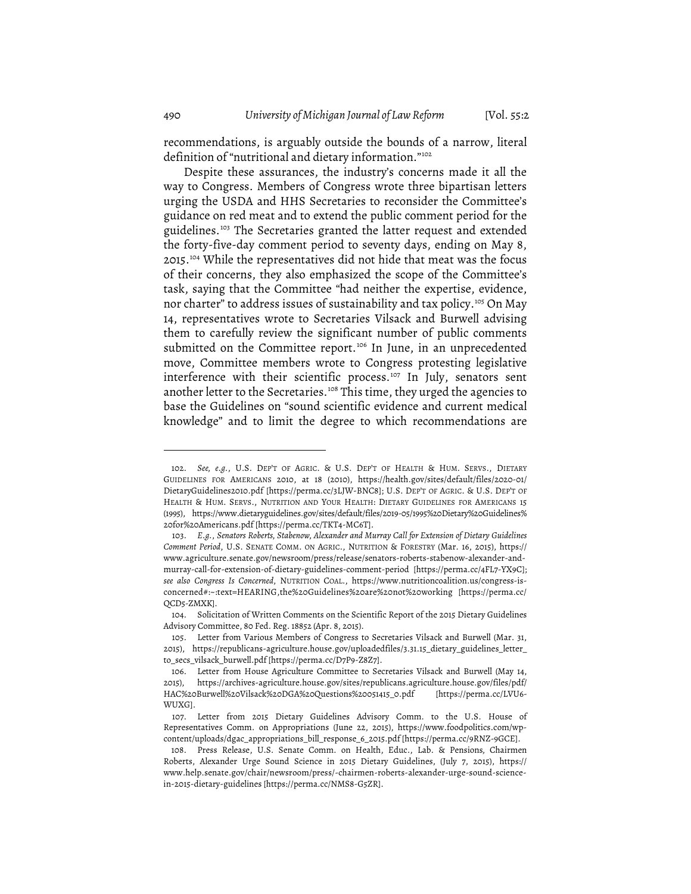recommendations, is arguably outside the bounds of a narrow, literal definition of "nutritional and dietary information."[102]

Despite these assurances, the industry's concerns made it all the way to Congress. Members of Congress wrote three bipartisan letters urging the USDA and HHS Secretaries to reconsider the Committee's guidance on red meat and to extend the public comment period for the guidelines.[103] The Secretaries granted the latter request and extended the forty-five-day comment period to seventy days, ending on May 8, 2015.[104] While the representatives did not hide that meat was the focus of their concerns, they also emphasized the scope of the Committee's task, saying that the Committee "had neither the expertise, evidence, nor charter" to address issues of sustainability and tax policy.[105] On May 14, representatives wrote to Secretaries Vilsack and Burwell advising them to carefully review the significant number of public comments submitted on the Committee report.[106] In June, in an unprecedented move, Committee members wrote to Congress protesting legislative interference with their scientific process.[107] In July, senators sent another letter to the Secretaries.[108] This time, they urged the agencies to base the Guidelines on "sound scientific evidence and current medical knowledge" and to limit the degree to which recommendations are

---

102. *See, e.g.*, U.S. DEP'T OF AGRIC. & U.S. DEP'T OF HEALTH & HUM. SERVS., DIETARY GUIDELINES FOR AMERICANS 2010, at 18 (2010), https://health.gov/sites/default/files/2020-01/DietaryGuidelines2010.pdf [https://perma.cc/3LJW-BNC8]; U.S. DEP'T OF AGRIC. & U.S. DEP'T OF HEALTH & HUM. SERVS., NUTRITION AND YOUR HEALTH: DIETARY GUIDELINES FOR AMERICANS 15 (1995), https://www.dietaryguidelines.gov/sites/default/files/2019-05/1995%20Dietary%20Guidelines%20for%20Americans.pdf [https://perma.cc/TKT4-MC6T].

103. *E.g.*, *Senators Roberts, Stabenow, Alexander and Murray Call for Extension of Dietary Guidelines Comment Period*, U.S. SENATE COMM. ON AGRIC., NUTRITION & FORESTRY (Mar. 16, 2015), https://www.agriculture.senate.gov/newsroom/press/release/senators-roberts-stabenow-alexander-and-murray-call-for-extension-of-dietary-guidelines-comment-period [https://perma.cc/4FL7-YX9C]; *see also Congress Is Concerned*, NUTRITION COAL., https://www.nutritioncoalition.us/congress-is-concerned#:~:text=HEARING,the%20Guidelines%20are%20not%20working [https://perma.cc/QCD5-ZMXK].

104. Solicitation of Written Comments on the Scientific Report of the 2015 Dietary Guidelines Advisory Committee, 80 Fed. Reg. 18852 (Apr. 8, 2015).

105. Letter from Various Members of Congress to Secretaries Vilsack and Burwell (Mar. 31, 2015), https://republicans-agriculture.house.gov/uploadedfiles/3.31.15_dietary_guidelines_letter_to_secs_vilsack_burwell.pdf [https://perma.cc/D7P9-Z8Z7].

106. Letter from House Agriculture Committee to Secretaries Vilsack and Burwell (May 14, 2015), https://archives-agriculture.house.gov/sites/republicans.agriculture.house.gov/files/pdf/HAC%20Burwell%20Vilsack%20DGA%20Questions%20051415_0.pdf [https://perma.cc/LVU6-WUXG].

107. Letter from 2015 Dietary Guidelines Advisory Comm. to the U.S. House of Representatives Comm. on Appropriations (June 22, 2015), https://www.foodpolitics.com/wp-content/uploads/dgac_appropriations_bill_response_6_2015.pdf [https://perma.cc/9RNZ-9GCE].

108. Press Release, U.S. Senate Comm. on Health, Educ., Lab. & Pensions, Chairmen Roberts, Alexander Urge Sound Science in 2015 Dietary Guidelines, (July 7, 2015), https://www.help.senate.gov/chair/newsroom/press/-chairmen-roberts-alexander-urge-sound-science-in-2015-dietary-guidelines [https://perma.cc/NMS8-G5ZR].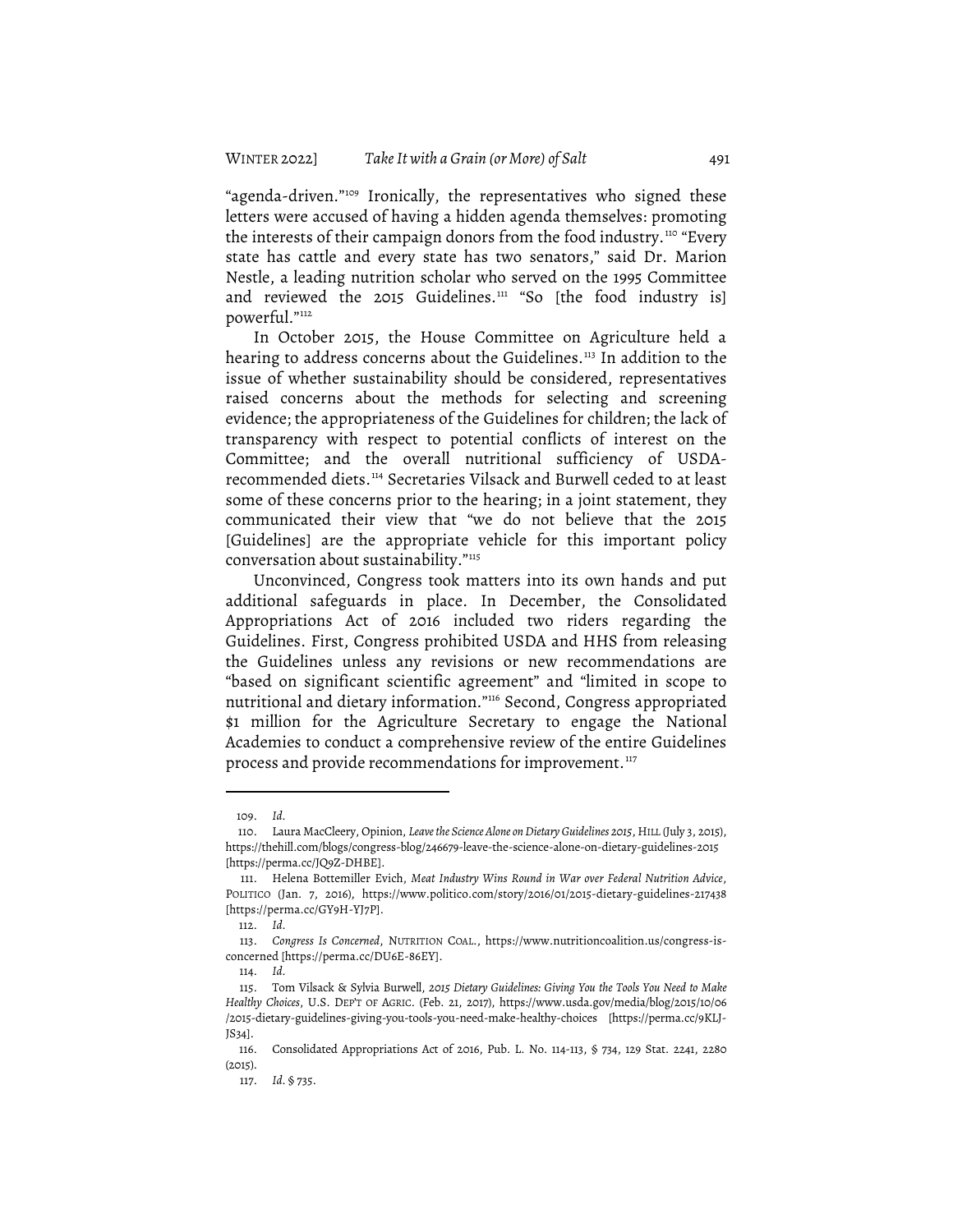"agenda-driven."[109] Ironically, the representatives who signed these letters were accused of having a hidden agenda themselves: promoting the interests of their campaign donors from the food industry.[110] "Every state has cattle and every state has two senators," said Dr. Marion Nestle, a leading nutrition scholar who served on the 1995 Committee and reviewed the 2015 Guidelines.[111] "So [the food industry is] powerful."[112]

In October 2015, the House Committee on Agriculture held a hearing to address concerns about the Guidelines.[113] In addition to the issue of whether sustainability should be considered, representatives raised concerns about the methods for selecting and screening evidence; the appropriateness of the Guidelines for children; the lack of transparency with respect to potential conflicts of interest on the Committee; and the overall nutritional sufficiency of USDA-recommended diets.[114] Secretaries Vilsack and Burwell ceded to at least some of these concerns prior to the hearing; in a joint statement, they communicated their view that "we do not believe that the 2015 [Guidelines] are the appropriate vehicle for this important policy conversation about sustainability."[115]

Unconvinced, Congress took matters into its own hands and put additional safeguards in place. In December, the Consolidated Appropriations Act of 2016 included two riders regarding the Guidelines. First, Congress prohibited USDA and HHS from releasing the Guidelines unless any revisions or new recommendations are "based on significant scientific agreement" and "limited in scope to nutritional and dietary information."[116] Second, Congress appropriated $1 million for the Agriculture Secretary to engage the National Academies to conduct a comprehensive review of the entire Guidelines process and provide recommendations for improvement.[117]

---

109. *Id.*

110. Laura MacCleery, Opinion, *Leave the Science Alone on Dietary Guidelines 2015*, HILL (July 3, 2015), https://thehill.com/blogs/congress-blog/246679-leave-the-science-alone-on-dietary-guidelines-2015 [https://perma.cc/JQ9Z-DHBE].

111. Helena Bottemiller Evich, *Meat Industry Wins Round in War over Federal Nutrition Advice*, POLITICO (Jan. 7, 2016), https://www.politico.com/story/2016/01/2015-dietary-guidelines-217438 [https://perma.cc/GY9H-YJ7P].

112. *Id.*

113. *Congress Is Concerned*, NUTRITION COAL., https://www.nutritioncoalition.us/congress-is-concerned [https://perma.cc/DU6E-86EY].

114. *Id.*

115. Tom Vilsack & Sylvia Burwell, *2015 Dietary Guidelines: Giving You the Tools You Need to Make Healthy Choices*, U.S. DEP'T OF AGRIC. (Feb. 21, 2017), https://www.usda.gov/media/blog/2015/10/06/2015-dietary-guidelines-giving-you-tools-you-need-make-healthy-choices [https://perma.cc/9KLJ-JS34].

116. Consolidated Appropriations Act of 2016, Pub. L. No. 114-113, § 734, 129 Stat. 2241, 2280 (2015).

117. *Id.* § 735.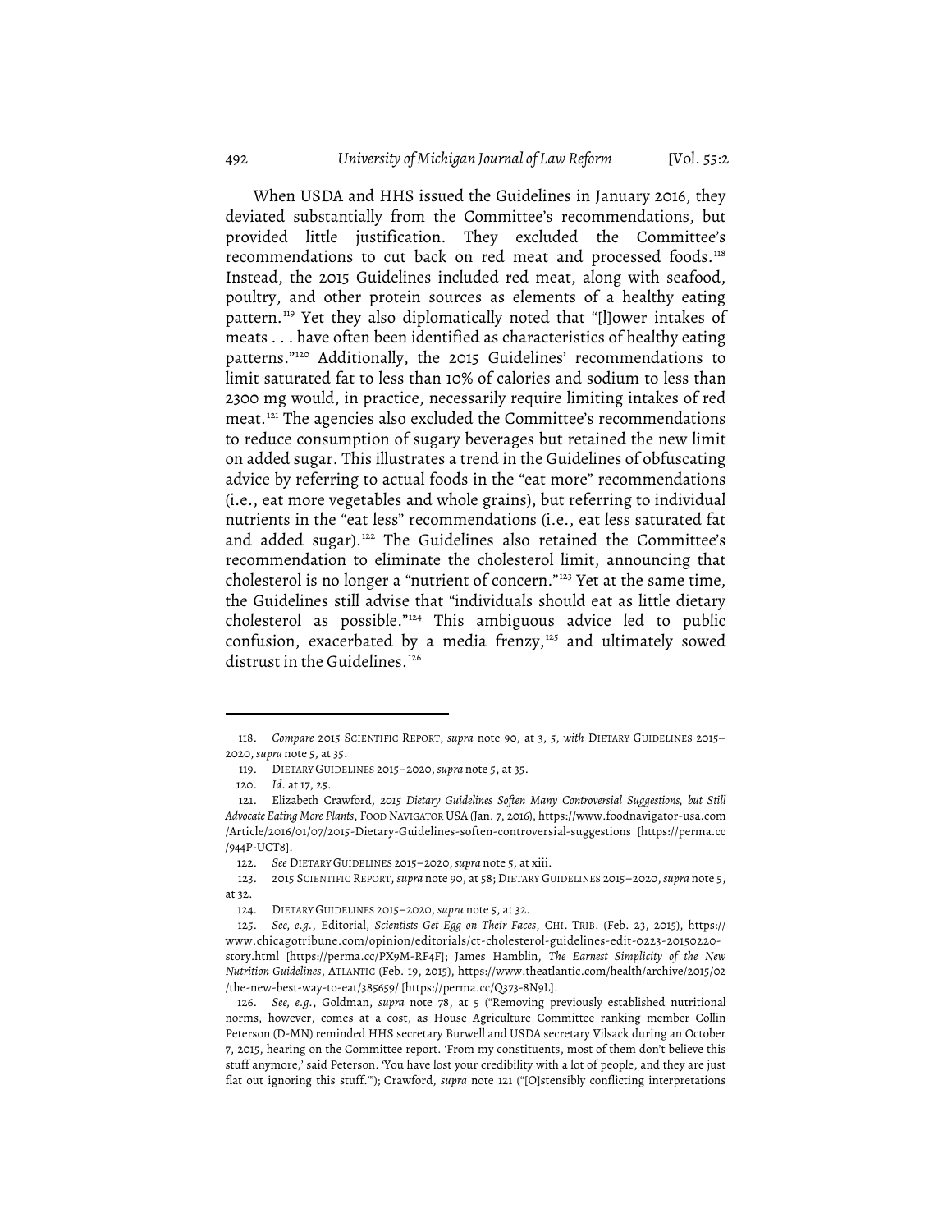When USDA and HHS issued the Guidelines in January 2016, they deviated substantially from the Committee's recommendations, but provided little justification. They excluded the Committee's recommendations to cut back on red meat and processed foods.[118] Instead, the 2015 Guidelines included red meat, along with seafood, poultry, and other protein sources as elements of a healthy eating pattern.[119] Yet they also diplomatically noted that "[l]ower intakes of meats . . . have often been identified as characteristics of healthy eating patterns."[120] Additionally, the 2015 Guidelines' recommendations to limit saturated fat to less than 10% of calories and sodium to less than 2300 mg would, in practice, necessarily require limiting intakes of red meat.[121] The agencies also excluded the Committee's recommendations to reduce consumption of sugary beverages but retained the new limit on added sugar. This illustrates a trend in the Guidelines of obfuscating advice by referring to actual foods in the "eat more" recommendations (i.e., eat more vegetables and whole grains), but referring to individual nutrients in the "eat less" recommendations (i.e., eat less saturated fat and added sugar).[122] The Guidelines also retained the Committee's recommendation to eliminate the cholesterol limit, announcing that cholesterol is no longer a "nutrient of concern."[123] Yet at the same time, the Guidelines still advise that "individuals should eat as little dietary cholesterol as possible."[124] This ambiguous advice led to public confusion, exacerbated by a media frenzy,[125] and ultimately sowed distrust in the Guidelines.[126]

---

118. *Compare* 2015 SCIENTIFIC REPORT, *supra* note 90, at 3, 5, *with* DIETARY GUIDELINES 2015–2020, *supra* note 5, at 35.

119. DIETARY GUIDELINES 2015–2020, *supra* note 5, at 35.

120. *Id.* at 17, 25.

121. Elizabeth Crawford, *2015 Dietary Guidelines Soften Many Controversial Suggestions, but Still Advocate Eating More Plants*, FOOD NAVIGATOR USA (Jan. 7, 2016), https://www.foodnavigator-usa.com/Article/2016/01/07/2015-Dietary-Guidelines-soften-controversial-suggestions [https://perma.cc/944P-UCT8].

122. *See* DIETARY GUIDELINES 2015–2020, *supra* note 5, at xiii.

123. 2015 SCIENTIFIC REPORT, *supra* note 90, at 58; DIETARY GUIDELINES 2015–2020, *supra* note 5, at 32.

124. DIETARY GUIDELINES 2015–2020, *supra* note 5, at 32.

125. *See, e.g.*, Editorial, *Scientists Get Egg on Their Faces*, CHI. TRIB. (Feb. 23, 2015), https://www.chicagotribune.com/opinion/editorials/ct-cholesterol-guidelines-edit-0223-20150220-story.html [https://perma.cc/PX9M-RF4F]; James Hamblin, *The Earnest Simplicity of the New Nutrition Guidelines*, ATLANTIC (Feb. 19, 2015), https://www.theatlantic.com/health/archive/2015/02/the-new-best-way-to-eat/385659/ [https://perma.cc/Q373-8N9L].

126. *See, e.g.*, Goldman, *supra* note 78, at 5 ("Removing previously established nutritional norms, however, comes at a cost, as House Agriculture Committee ranking member Collin Peterson (D-MN) reminded HHS secretary Burwell and USDA secretary Vilsack during an October 7, 2015, hearing on the Committee report. 'From my constituents, most of them don't believe this stuff anymore,' said Peterson. 'You have lost your credibility with a lot of people, and they are just flat out ignoring this stuff.'"); Crawford, *supra* note 121 ("[O]stensibly conflicting interpretations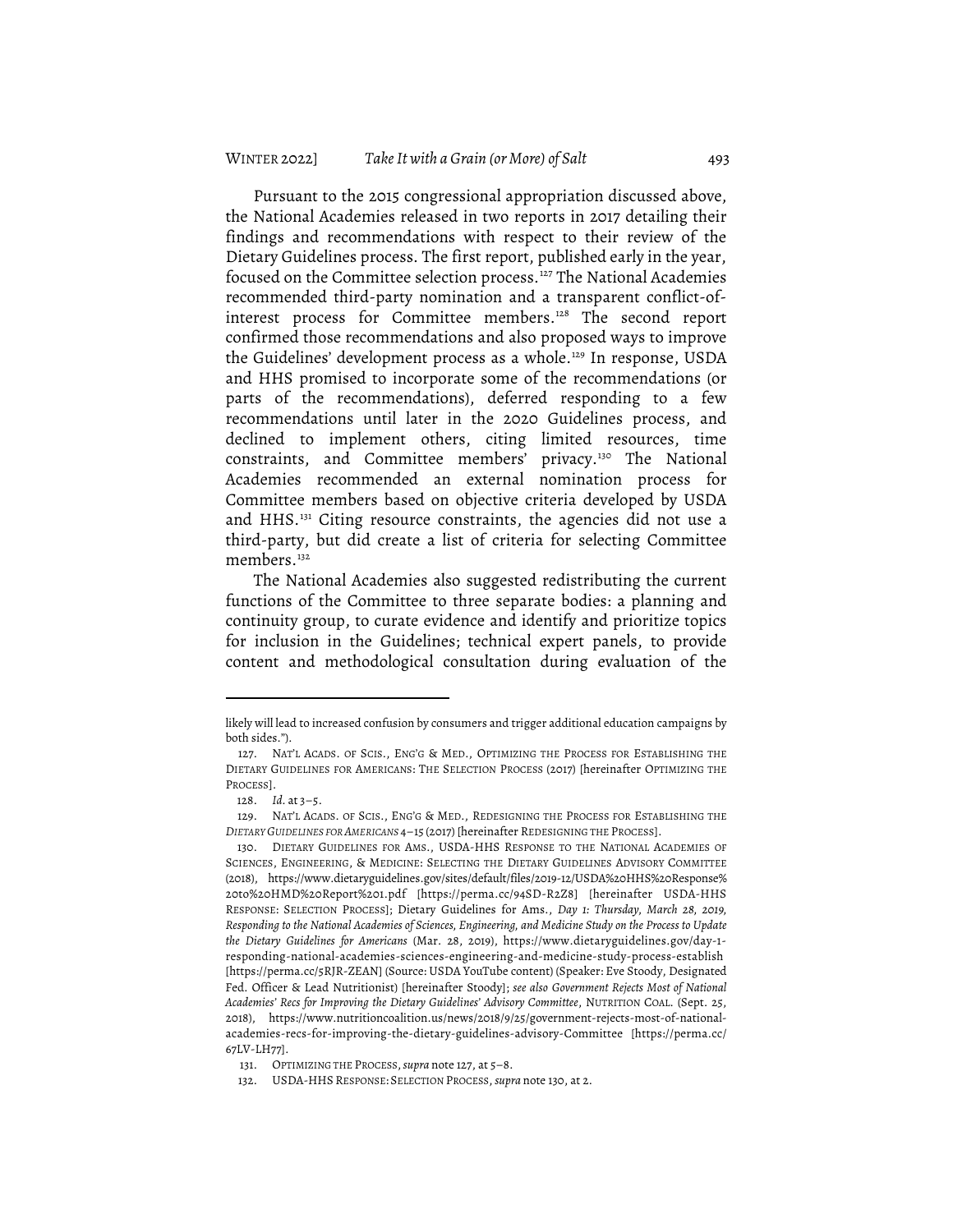Pursuant to the 2015 congressional appropriation discussed above, the National Academies released in two reports in 2017 detailing their findings and recommendations with respect to their review of the Dietary Guidelines process. The first report, published early in the year, focused on the Committee selection process.[127] The National Academies recommended third-party nomination and a transparent conflict-of-interest process for Committee members.[128] The second report confirmed those recommendations and also proposed ways to improve the Guidelines' development process as a whole.[129] In response, USDA and HHS promised to incorporate some of the recommendations (or parts of the recommendations), deferred responding to a few recommendations until later in the 2020 Guidelines process, and declined to implement others, citing limited resources, time constraints, and Committee members' privacy.[130] The National Academies recommended an external nomination process for Committee members based on objective criteria developed by USDA and HHS.[131] Citing resource constraints, the agencies did not use a third-party, but did create a list of criteria for selecting Committee members.[132]

The National Academies also suggested redistributing the current functions of the Committee to three separate bodies: a planning and continuity group, to curate evidence and identify and prioritize topics for inclusion in the Guidelines; technical expert panels, to provide content and methodological consultation during evaluation of the

---

likely will lead to increased confusion by consumers and trigger additional education campaigns by both sides.").

127. NAT'L ACADS. OF SCIS., ENG'G & MED., OPTIMIZING THE PROCESS FOR ESTABLISHING THE DIETARY GUIDELINES FOR AMERICANS: THE SELECTION PROCESS (2017) [hereinafter OPTIMIZING THE PROCESS].

128. *Id.* at 3–5.

129. NAT'L ACADS. OF SCIS., ENG'G & MED., REDESIGNING THE PROCESS FOR ESTABLISHING THE *DIETARY GUIDELINES FOR AMERICANS* 4–15 (2017) [hereinafter REDESIGNING THE PROCESS].

130. DIETARY GUIDELINES FOR AMS., USDA-HHS RESPONSE TO THE NATIONAL ACADEMIES OF SCIENCES, ENGINEERING, & MEDICINE: SELECTING THE DIETARY GUIDELINES ADVISORY COMMITTEE (2018), https://www.dietaryguidelines.gov/sites/default/files/2019-12/USDA%20HHS%20Response%20to%20HMD%20Report%201.pdf [https://perma.cc/94SD-R2Z8] [hereinafter USDA-HHS RESPONSE: SELECTION PROCESS]; Dietary Guidelines for Ams., *Day 1: Thursday, March 28, 2019, Responding to the National Academies of Sciences, Engineering, and Medicine Study on the Process to Update the Dietary Guidelines for Americans* (Mar. 28, 2019), https://www.dietaryguidelines.gov/day-1-responding-national-academies-sciences-engineering-and-medicine-study-process-establish [https://perma.cc/5RJR-ZEAN] (Source: USDA YouTube content) (Speaker: Eve Stoody, Designated Fed. Officer & Lead Nutritionist) [hereinafter Stoody]; *see also Government Rejects Most of National Academies' Recs for Improving the Dietary Guidelines' Advisory Committee*, NUTRITION COAL. (Sept. 25, 2018), https://www.nutritioncoalition.us/news/2018/9/25/government-rejects-most-of-national-academies-recs-for-improving-the-dietary-guidelines-advisory-Committee [https://perma.cc/67LV-LH77].

131. OPTIMIZING THE PROCESS, *supra* note 127, at 5–8.

132. USDA-HHS RESPONSE: SELECTION PROCESS, *supra* note 130, at 2.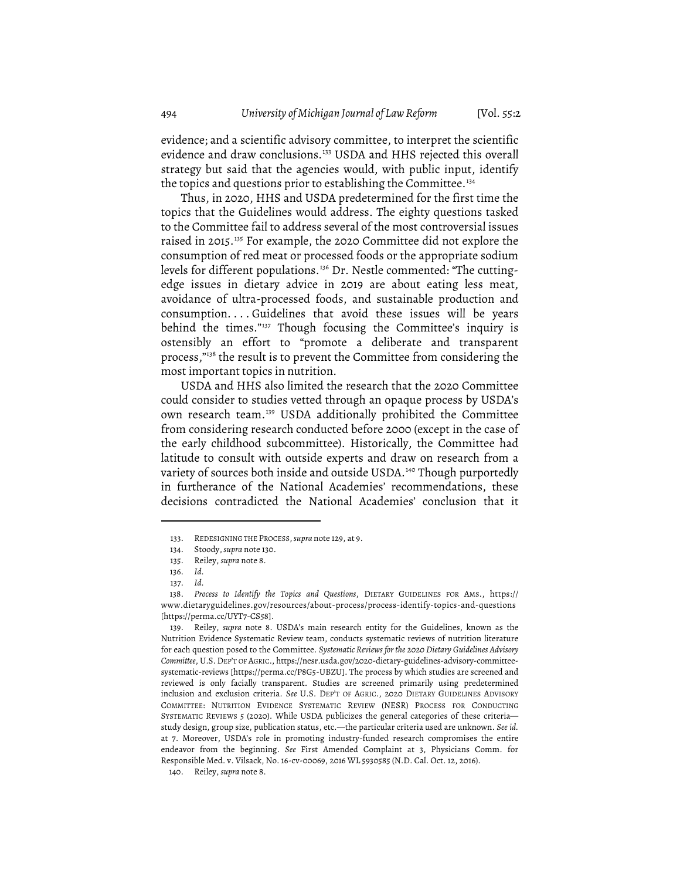evidence; and a scientific advisory committee, to interpret the scientific evidence and draw conclusions.[133] USDA and HHS rejected this overall strategy but said that the agencies would, with public input, identify the topics and questions prior to establishing the Committee.[134]

Thus, in 2020, HHS and USDA predetermined for the first time the topics that the Guidelines would address. The eighty questions tasked to the Committee fail to address several of the most controversial issues raised in 2015.[135] For example, the 2020 Committee did not explore the consumption of red meat or processed foods or the appropriate sodium levels for different populations.[136] Dr. Nestle commented: "The cutting-edge issues in dietary advice in 2019 are about eating less meat, avoidance of ultra-processed foods, and sustainable production and consumption. . . . Guidelines that avoid these issues will be years behind the times."[137] Though focusing the Committee's inquiry is ostensibly an effort to "promote a deliberate and transparent process,"[138] the result is to prevent the Committee from considering the most important topics in nutrition.

USDA and HHS also limited the research that the 2020 Committee could consider to studies vetted through an opaque process by USDA's own research team.[139] USDA additionally prohibited the Committee from considering research conducted before 2000 (except in the case of the early childhood subcommittee). Historically, the Committee had latitude to consult with outside experts and draw on research from a variety of sources both inside and outside USDA.[140] Though purportedly in furtherance of the National Academies' recommendations, these decisions contradicted the National Academies' conclusion that it

---

133. REDESIGNING THE PROCESS, *supra* note 129, at 9.

134. Stoody, *supra* note 130.

135. Reiley, *supra* note 8.

136. *Id.*

137. *Id.*

138. *Process to Identify the Topics and Questions*, DIETARY GUIDELINES FOR AMS., https://www.dietaryguidelines.gov/resources/about-process/process-identify-topics-and-questions [https://perma.cc/UYT7-CS58].

139. Reiley, *supra* note 8. USDA's main research entity for the Guidelines, known as the Nutrition Evidence Systematic Review team, conducts systematic reviews of nutrition literature for each question posed to the Committee. *Systematic Reviews for the 2020 Dietary Guidelines Advisory Committee*, U.S. DEP'T OF AGRIC., https://nesr.usda.gov/2020-dietary-guidelines-advisory-committee-systematic-reviews [https://perma.cc/P8G5-UBZU]. The process by which studies are screened and reviewed is only facially transparent. Studies are screened primarily using predetermined inclusion and exclusion criteria. *See* U.S. DEP'T OF AGRIC., 2020 DIETARY GUIDELINES ADVISORY COMMITTEE: NUTRITION EVIDENCE SYSTEMATIC REVIEW (NESR) PROCESS FOR CONDUCTING SYSTEMATIC REVIEWS 5 (2020). While USDA publicizes the general categories of these criteria—study design, group size, publication status, etc.—the particular criteria used are unknown. *See id.* at 7. Moreover, USDA's role in promoting industry-funded research compromises the entire endeavor from the beginning. *See* First Amended Complaint at 3, Physicians Comm. for Responsible Med. v. Vilsack, No. 16-cv-00069, 2016 WL 5930585 (N.D. Cal. Oct. 12, 2016).

140. Reiley, *supra* note 8.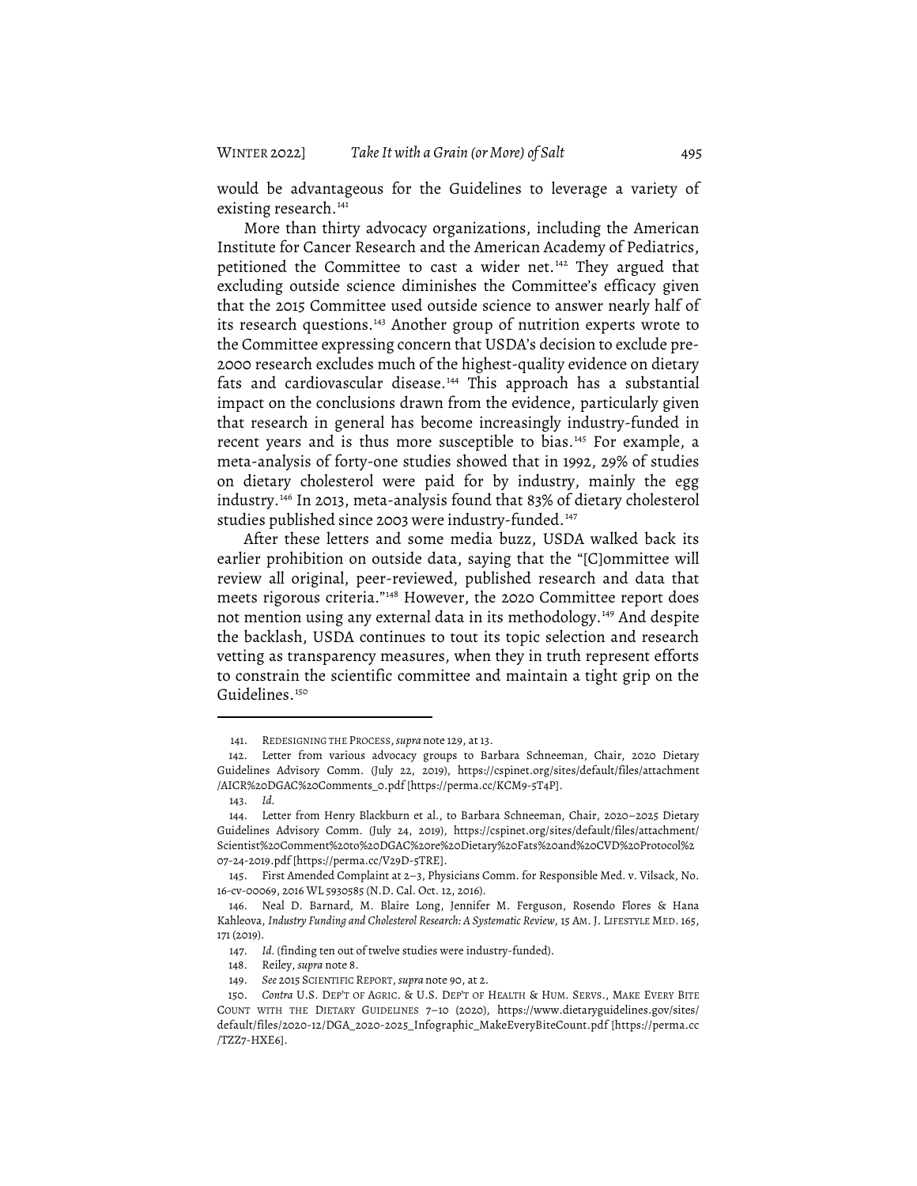would be advantageous for the Guidelines to leverage a variety of existing research.[141]

More than thirty advocacy organizations, including the American Institute for Cancer Research and the American Academy of Pediatrics, petitioned the Committee to cast a wider net.[142] They argued that excluding outside science diminishes the Committee's efficacy given that the 2015 Committee used outside science to answer nearly half of its research questions.[143] Another group of nutrition experts wrote to the Committee expressing concern that USDA's decision to exclude pre-2000 research excludes much of the highest-quality evidence on dietary fats and cardiovascular disease.[144] This approach has a substantial impact on the conclusions drawn from the evidence, particularly given that research in general has become increasingly industry-funded in recent years and is thus more susceptible to bias.[145] For example, a meta-analysis of forty-one studies showed that in 1992, 29% of studies on dietary cholesterol were paid for by industry, mainly the egg industry.[146] In 2013, meta-analysis found that 83% of dietary cholesterol studies published since 2003 were industry-funded.[147]

After these letters and some media buzz, USDA walked back its earlier prohibition on outside data, saying that the "[C]ommittee will review all original, peer-reviewed, published research and data that meets rigorous criteria."[148] However, the 2020 Committee report does not mention using any external data in its methodology.[149] And despite the backlash, USDA continues to tout its topic selection and research vetting as transparency measures, when they in truth represent efforts to constrain the scientific committee and maintain a tight grip on the Guidelines.[150]

---

141. REDESIGNING THE PROCESS, *supra* note 129, at 13.

142. Letter from various advocacy groups to Barbara Schneeman, Chair, 2020 Dietary Guidelines Advisory Comm. (July 22, 2019), https://cspinet.org/sites/default/files/attachment/AICR%20DGAC%20Comments_0.pdf [https://perma.cc/KCM9-5T4P].

143. *Id.*

144. Letter from Henry Blackburn et al., to Barbara Schneeman, Chair, 2020–2025 Dietary Guidelines Advisory Comm. (July 24, 2019), https://cspinet.org/sites/default/files/attachment/Scientist%20Comment%20to%20DGAC%20re%20Dietary%20Fats%20and%20CVD%20Protocol%207-24-2019.pdf [https://perma.cc/V29D-5TRE].

145. First Amended Complaint at 2–3, Physicians Comm. for Responsible Med. v. Vilsack, No. 16-cv-00069, 2016 WL 5930585 (N.D. Cal. Oct. 12, 2016).

146. Neal D. Barnard, M. Blaire Long, Jennifer M. Ferguson, Rosendo Flores & Hana Kahleova, *Industry Funding and Cholesterol Research: A Systematic Review*, 15 AM. J. LIFESTYLE MED. 165, 171 (2019).

147. *Id.* (finding ten out of twelve studies were industry-funded).

148. Reiley, *supra* note 8.

149. *See* 2015 SCIENTIFIC REPORT, *supra* note 90, at 2.

150. *Contra* U.S. DEP'T OF AGRIC. & U.S. DEP'T OF HEALTH & HUM. SERVS., MAKE EVERY BITE COUNT WITH THE DIETARY GUIDELINES 7–10 (2020), https://www.dietaryguidelines.gov/sites/default/files/2020-12/DGA_2020-2025_Infographic_MakeEveryBiteCount.pdf [https://perma.cc/TZZ7-HXE6].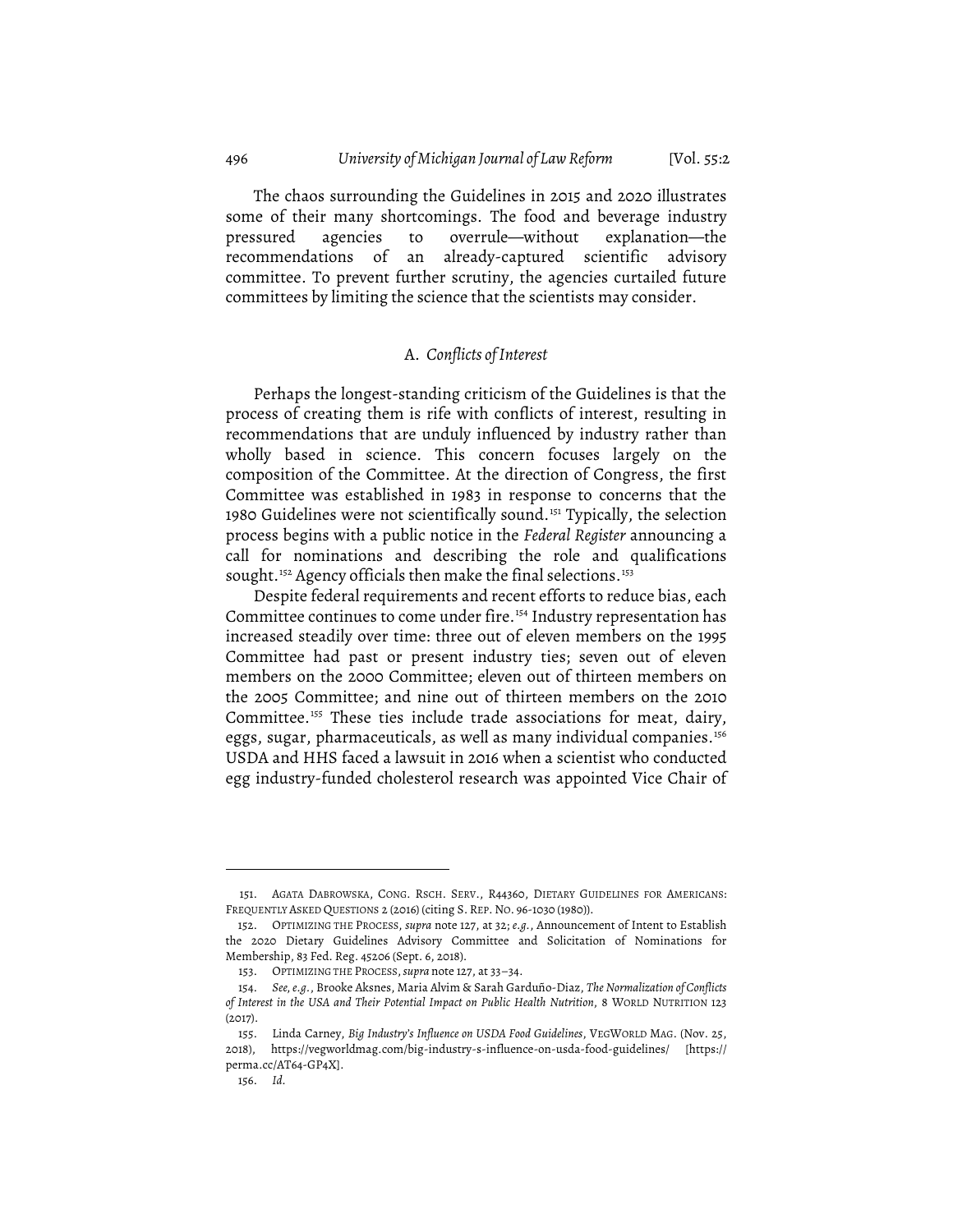The chaos surrounding the Guidelines in 2015 and 2020 illustrates some of their many shortcomings. The food and beverage industry pressured agencies to overrule—without explanation—the recommendations of an already-captured scientific advisory committee. To prevent further scrutiny, the agencies curtailed future committees by limiting the science that the scientists may consider.

### A. *Conflicts of Interest*

Perhaps the longest-standing criticism of the Guidelines is that the process of creating them is rife with conflicts of interest, resulting in recommendations that are unduly influenced by industry rather than wholly based in science. This concern focuses largely on the composition of the Committee. At the direction of Congress, the first Committee was established in 1983 in response to concerns that the 1980 Guidelines were not scientifically sound.[151] Typically, the selection process begins with a public notice in the *Federal Register* announcing a call for nominations and describing the role and qualifications sought.[152] Agency officials then make the final selections.[153]

Despite federal requirements and recent efforts to reduce bias, each Committee continues to come under fire.[154] Industry representation has increased steadily over time: three out of eleven members on the 1995 Committee had past or present industry ties; seven out of eleven members on the 2000 Committee; eleven out of thirteen members on the 2005 Committee; and nine out of thirteen members on the 2010 Committee.[155] These ties include trade associations for meat, dairy, eggs, sugar, pharmaceuticals, as well as many individual companies.[156] USDA and HHS faced a lawsuit in 2016 when a scientist who conducted egg industry-funded cholesterol research was appointed Vice Chair of

---

151. AGATA DABROWSKA, CONG. RSCH. SERV., R44360, DIETARY GUIDELINES FOR AMERICANS: FREQUENTLY ASKED QUESTIONS 2 (2016) (citing S. REP. NO. 96-1030 (1980)).

152. OPTIMIZING THE PROCESS, *supra* note 127, at 32; *e.g.*, Announcement of Intent to Establish the 2020 Dietary Guidelines Advisory Committee and Solicitation of Nominations for Membership, 83 Fed. Reg. 45206 (Sept. 6, 2018).

153. OPTIMIZING THE PROCESS, *supra* note 127, at 33–34.

154. *See, e.g.*, Brooke Aksnes, Maria Alvim & Sarah Garduño-Diaz, *The Normalization of Conflicts of Interest in the USA and Their Potential Impact on Public Health Nutrition*, 8 WORLD NUTRITION 123 (2017).

155. Linda Carney, *Big Industry's Influence on USDA Food Guidelines*, VEGWORLD MAG. (Nov. 25, 2018), https://vegworldmag.com/big-industry-s-influence-on-usda-food-guidelines/ [https://perma.cc/AT64-GP4X].

156. *Id.*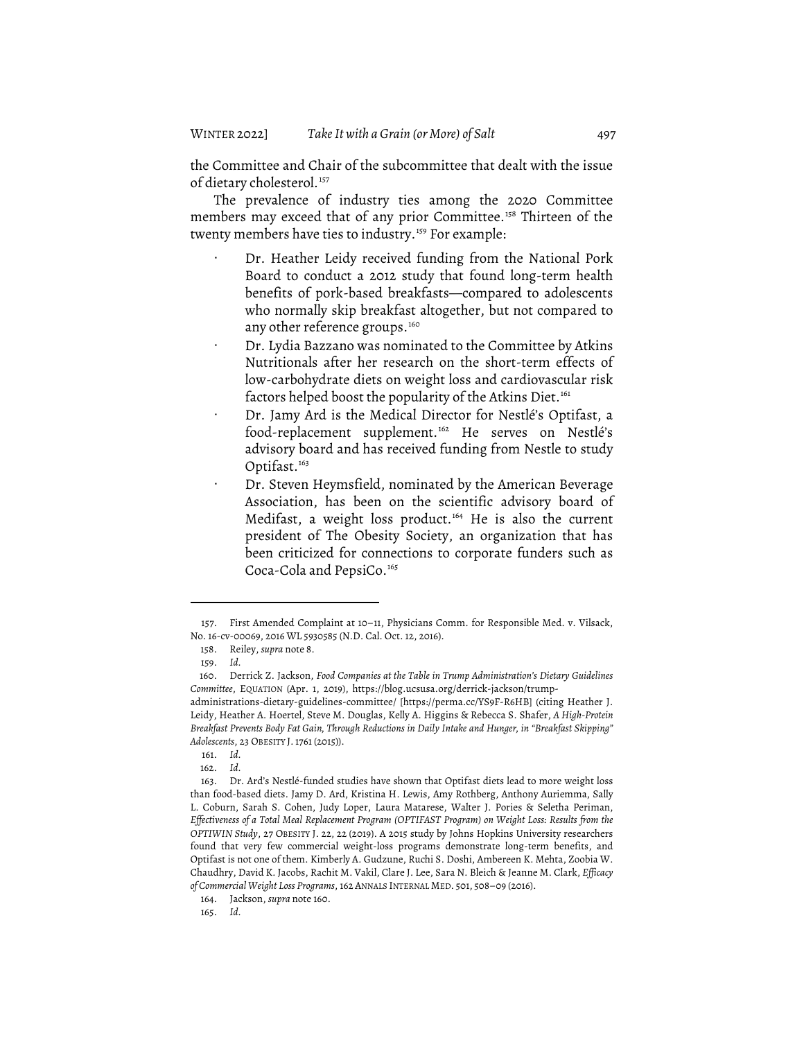the Committee and Chair of the subcommittee that dealt with the issue of dietary cholesterol.[157]

The prevalence of industry ties among the 2020 Committee members may exceed that of any prior Committee.[158] Thirteen of the twenty members have ties to industry.[159] For example:

- Dr. Heather Leidy received funding from the National Pork Board to conduct a 2012 study that found long-term health benefits of pork-based breakfasts—compared to adolescents who normally skip breakfast altogether, but not compared to any other reference groups.[160]
- Dr. Lydia Bazzano was nominated to the Committee by Atkins Nutritionals after her research on the short-term effects of low-carbohydrate diets on weight loss and cardiovascular risk factors helped boost the popularity of the Atkins Diet.[161]
- Dr. Jamy Ard is the Medical Director for Nestlé's Optifast, a food-replacement supplement.[162] He serves on Nestlé's advisory board and has received funding from Nestle to study Optifast.[163]
- Dr. Steven Heymsfield, nominated by the American Beverage Association, has been on the scientific advisory board of Medifast, a weight loss product.[164] He is also the current president of The Obesity Society, an organization that has been criticized for connections to corporate funders such as Coca-Cola and PepsiCo.[165]

---

157. First Amended Complaint at 10–11, Physicians Comm. for Responsible Med. v. Vilsack, No. 16-cv-00069, 2016 WL 5930585 (N.D. Cal. Oct. 12, 2016).

158. Reiley, *supra* note 8.

159. *Id.*

160. Derrick Z. Jackson, *Food Companies at the Table in Trump Administration's Dietary Guidelines Committee*, EQUATION (Apr. 1, 2019), https://blog.ucsusa.org/derrick-jackson/trump-administrations-dietary-guidelines-committee/ [https://perma.cc/YS9F-R6HB] (citing Heather J. Leidy, Heather A. Hoertel, Steve M. Douglas, Kelly A. Higgins & Rebecca S. Shafer, *A High-Protein Breakfast Prevents Body Fat Gain, Through Reductions in Daily Intake and Hunger, in "Breakfast Skipping" Adolescents*, 23 OBESITY J. 1761 (2015)).

161. *Id.*

162. *Id.*

163. Dr. Ard's Nestlé-funded studies have shown that Optifast diets lead to more weight loss than food-based diets. Jamy D. Ard, Kristina H. Lewis, Amy Rothberg, Anthony Auriemma, Sally L. Coburn, Sarah S. Cohen, Judy Loper, Laura Matarese, Walter J. Pories & Seletha Periman, *Effectiveness of a Total Meal Replacement Program (OPTIFAST Program) on Weight Loss: Results from the OPTIWIN Study*, 27 OBESITY J. 22, 22 (2019). A 2015 study by Johns Hopkins University researchers found that very few commercial weight-loss programs demonstrate long-term benefits, and Optifast is not one of them. Kimberly A. Gudzune, Ruchi S. Doshi, Ambereen K. Mehta, Zoobia W. Chaudhry, David K. Jacobs, Rachit M. Vakil, Clare J. Lee, Sara N. Bleich & Jeanne M. Clark, *Efficacy of Commercial Weight Loss Programs*, 162 ANNALS INTERNAL MED. 501, 508–09 (2016).

164. Jackson, *supra* note 160.

165. *Id.*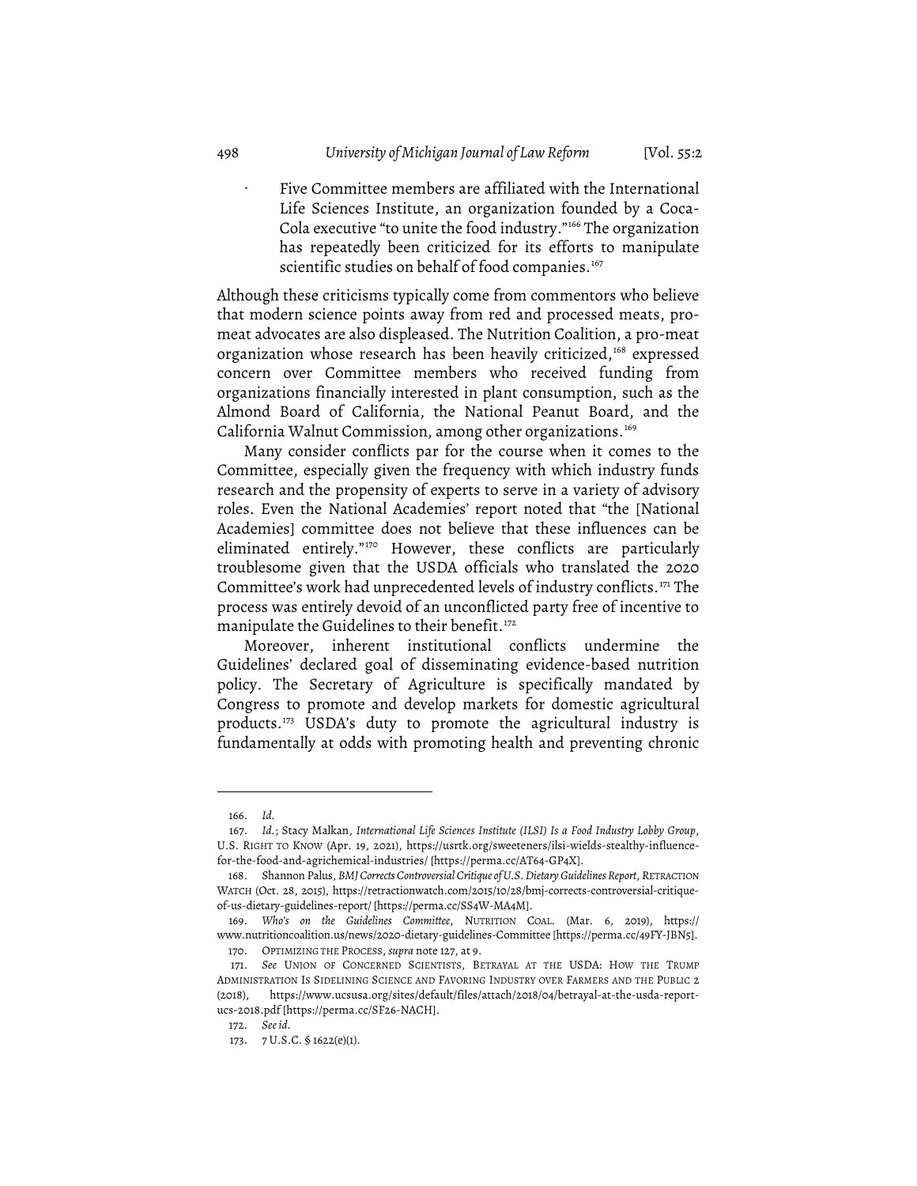- Five Committee members are affiliated with the International Life Sciences Institute, an organization founded by a Coca-Cola executive "to unite the food industry."[166] The organization has repeatedly been criticized for its efforts to manipulate scientific studies on behalf of food companies.[167]

Although these criticisms typically come from commentors who believe that modern science points away from red and processed meats, pro-meat advocates are also displeased. The Nutrition Coalition, a pro-meat organization whose research has been heavily criticized,[168] expressed concern over Committee members who received funding from organizations financially interested in plant consumption, such as the Almond Board of California, the National Peanut Board, and the California Walnut Commission, among other organizations.[169]

Many consider conflicts par for the course when it comes to the Committee, especially given the frequency with which industry funds research and the propensity of experts to serve in a variety of advisory roles. Even the National Academies' report noted that "the [National Academies] committee does not believe that these influences can be eliminated entirely."[170] However, these conflicts are particularly troublesome given that the USDA officials who translated the 2020 Committee's work had unprecedented levels of industry conflicts.[171] The process was entirely devoid of an unconflicted party free of incentive to manipulate the Guidelines to their benefit.[172]

Moreover, inherent institutional conflicts undermine the Guidelines' declared goal of disseminating evidence-based nutrition policy. The Secretary of Agriculture is specifically mandated by Congress to promote and develop markets for domestic agricultural products.[173] USDA's duty to promote the agricultural industry is fundamentally at odds with promoting health and preventing chronic

---

166. *Id.*

167. *Id.*; Stacy Malkan, *International Life Sciences Institute (ILSI) Is a Food Industry Lobby Group*, U.S. RIGHT TO KNOW (Apr. 19, 2021), https://usrtk.org/sweeteners/ilsi-wields-stealthy-influence-for-the-food-and-agrichemical-industries/ [https://perma.cc/AT64-GP4X].

168. Shannon Palus, *BMJ Corrects Controversial Critique of U.S. Dietary Guidelines Report*, RETRACTION WATCH (Oct. 28, 2015), https://retractionwatch.com/2015/10/28/bmj-corrects-controversial-critique-of-us-dietary-guidelines-report/ [https://perma.cc/SS4W-MA4M].

169. *Who's on the Guidelines Committee*, NUTRITION COAL. (Mar. 6, 2019), https://www.nutritioncoalition.us/news/2020-dietary-guidelines-Committee [https://perma.cc/49FY-JBN5].

170. OPTIMIZING THE PROCESS, *supra* note 127, at 9.

171. *See* UNION OF CONCERNED SCIENTISTS, BETRAYAL AT THE USDA: HOW THE TRUMP ADMINISTRATION IS SIDELINING SCIENCE AND FAVORING INDUSTRY OVER FARMERS AND THE PUBLIC 2 (2018), https://www.ucsusa.org/sites/default/files/attach/2018/04/betrayal-at-the-usda-report-ucs-2018.pdf [https://perma.cc/SF26-NACH].

172. *See id.*

173. 7 U.S.C. § 1622(e)(1).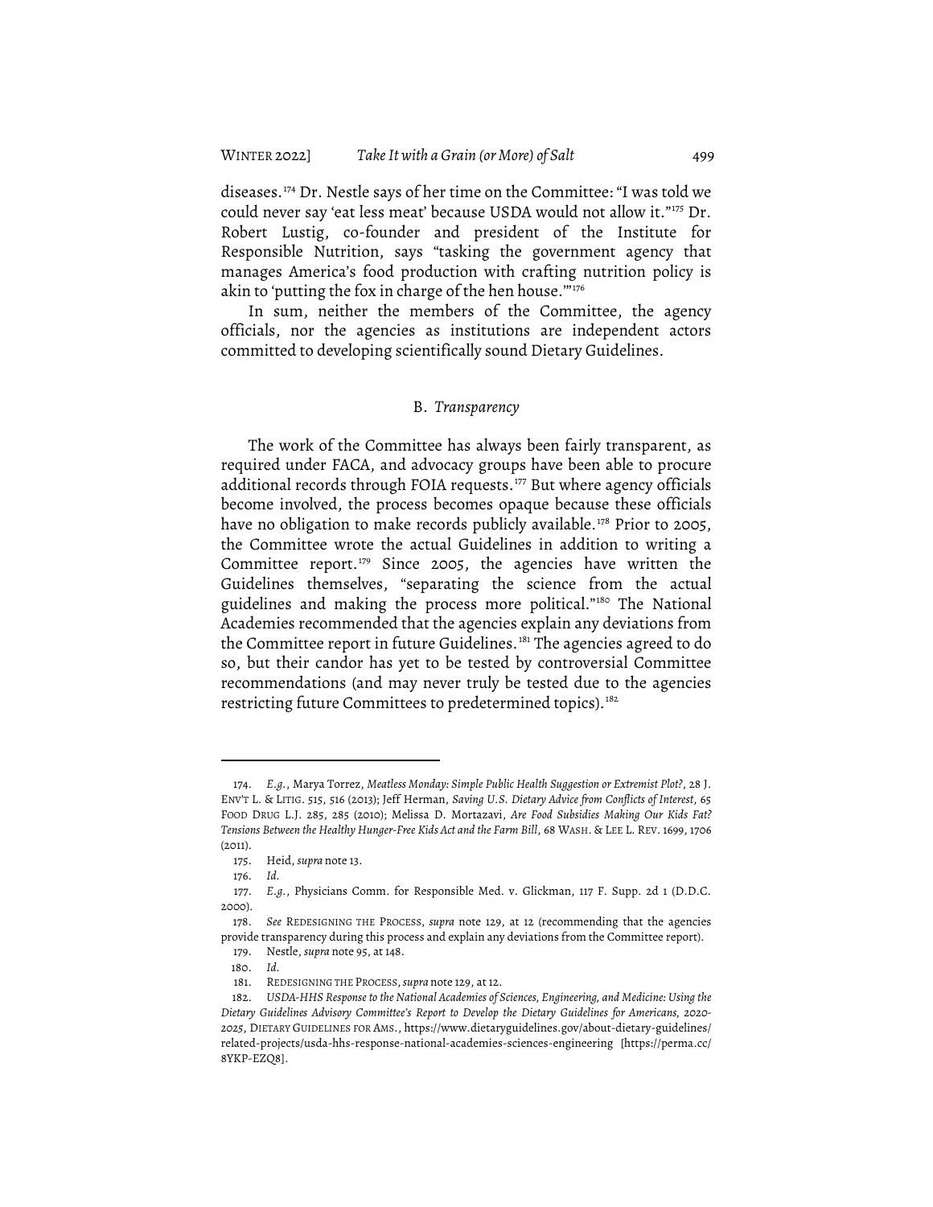diseases.[174] Dr. Nestle says of her time on the Committee: "I was told we could never say 'eat less meat' because USDA would not allow it."[175] Dr. Robert Lustig, co-founder and president of the Institute for Responsible Nutrition, says "tasking the government agency that manages America's food production with crafting nutrition policy is akin to 'putting the fox in charge of the hen house.'"[176]

In sum, neither the members of the Committee, the agency officials, nor the agencies as institutions are independent actors committed to developing scientifically sound Dietary Guidelines.

### B. *Transparency*

The work of the Committee has always been fairly transparent, as required under FACA, and advocacy groups have been able to procure additional records through FOIA requests.[177] But where agency officials become involved, the process becomes opaque because these officials have no obligation to make records publicly available.[178] Prior to 2005, the Committee wrote the actual Guidelines in addition to writing a Committee report.[179] Since 2005, the agencies have written the Guidelines themselves, "separating the science from the actual guidelines and making the process more political."[180] The National Academies recommended that the agencies explain any deviations from the Committee report in future Guidelines.[181] The agencies agreed to do so, but their candor has yet to be tested by controversial Committee recommendations (and may never truly be tested due to the agencies restricting future Committees to predetermined topics).[182]

---

174. *E.g.*, Marya Torrez, *Meatless Monday: Simple Public Health Suggestion or Extremist Plot?*, 28 J. ENV'T L. & LITIG. 515, 516 (2013); Jeff Herman, *Saving U.S. Dietary Advice from Conflicts of Interest*, 65 FOOD DRUG L.J. 285, 285 (2010); Melissa D. Mortazavi, *Are Food Subsidies Making Our Kids Fat? Tensions Between the Healthy Hunger-Free Kids Act and the Farm Bill*, 68 WASH. & LEE L. REV. 1699, 1706 (2011).

175. Heid, *supra* note 13.

176. *Id.*

177. *E.g.*, Physicians Comm. for Responsible Med. v. Glickman, 117 F. Supp. 2d 1 (D.D.C. 2000).

178. *See* REDESIGNING THE PROCESS, *supra* note 129, at 12 (recommending that the agencies provide transparency during this process and explain any deviations from the Committee report).

179. Nestle, *supra* note 95, at 148.

180. *Id.*

181. REDESIGNING THE PROCESS, *supra* note 129, at 12.

182. *USDA-HHS Response to the National Academies of Sciences, Engineering, and Medicine: Using the Dietary Guidelines Advisory Committee's Report to Develop the Dietary Guidelines for Americans, 2020-2025*, DIETARY GUIDELINES FOR AMS., https://www.dietaryguidelines.gov/about-dietary-guidelines/related-projects/usda-hhs-response-national-academies-sciences-engineering [https://perma.cc/8YKP-EZQ8].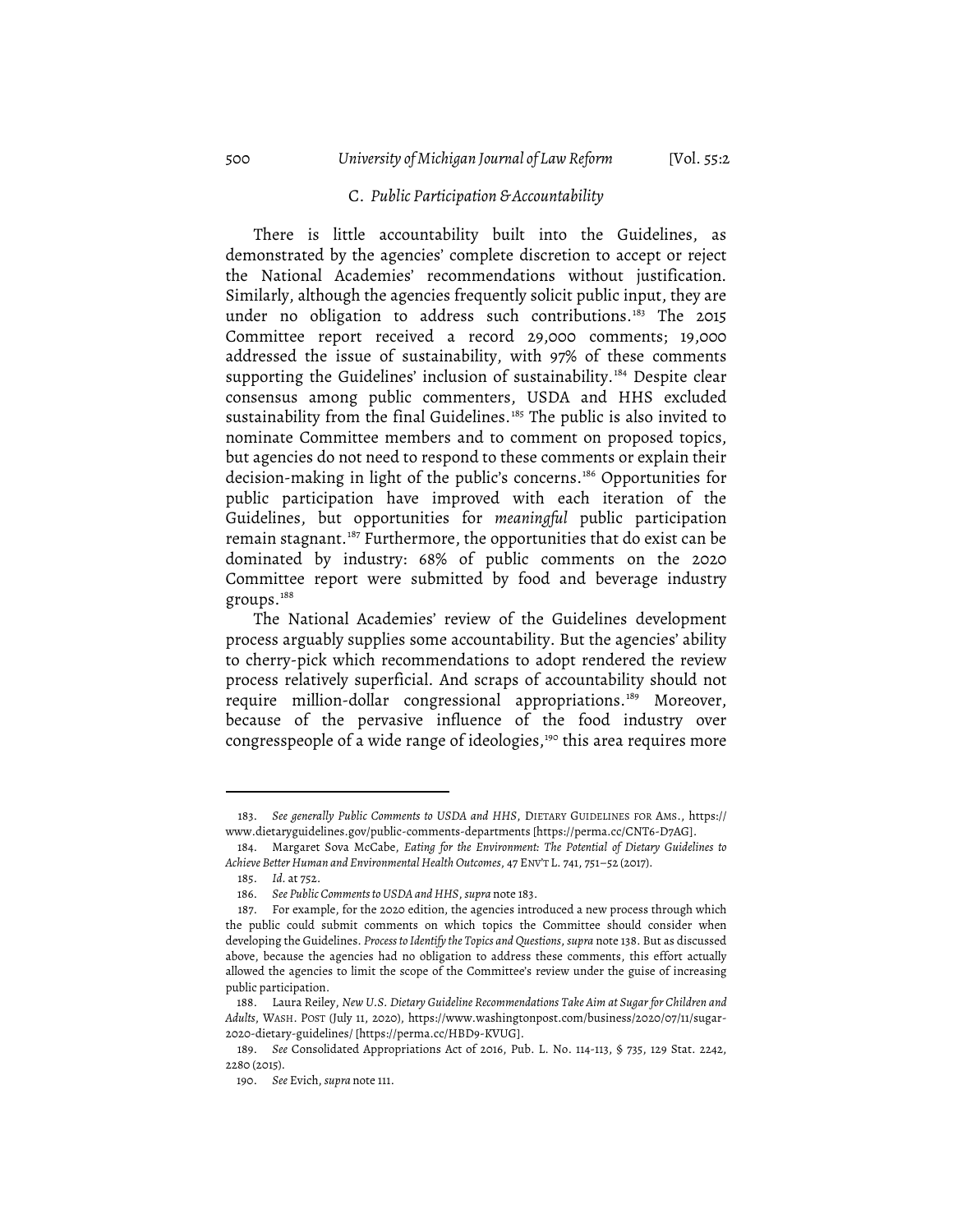### C. *Public Participation & Accountability*

There is little accountability built into the Guidelines, as demonstrated by the agencies' complete discretion to accept or reject the National Academies' recommendations without justification. Similarly, although the agencies frequently solicit public input, they are under no obligation to address such contributions.[183] The 2015 Committee report received a record 29,000 comments; 19,000 addressed the issue of sustainability, with 97% of these comments supporting the Guidelines' inclusion of sustainability.[184] Despite clear consensus among public commenters, USDA and HHS excluded sustainability from the final Guidelines.[185] The public is also invited to nominate Committee members and to comment on proposed topics, but agencies do not need to respond to these comments or explain their decision-making in light of the public's concerns.[186] Opportunities for public participation have improved with each iteration of the Guidelines, but opportunities for *meaningful* public participation remain stagnant.[187] Furthermore, the opportunities that do exist can be dominated by industry: 68% of public comments on the 2020 Committee report were submitted by food and beverage industry groups.[188]

The National Academies' review of the Guidelines development process arguably supplies some accountability. But the agencies' ability to cherry-pick which recommendations to adopt rendered the review process relatively superficial. And scraps of accountability should not require million-dollar congressional appropriations.[189] Moreover, because of the pervasive influence of the food industry over congresspeople of a wide range of ideologies,[190] this area requires more

---

183. *See generally Public Comments to USDA and HHS*, DIETARY GUIDELINES FOR AMS., https://www.dietaryguidelines.gov/public-comments-departments [https://perma.cc/CNT6-D7AG].

184. Margaret Sova McCabe, *Eating for the Environment: The Potential of Dietary Guidelines to Achieve Better Human and Environmental Health Outcomes*, 47 ENV'T L. 741, 751–52 (2017).

185. *Id.* at 752.

186. *See Public Comments to USDA and HHS*, *supra* note 183.

187. For example, for the 2020 edition, the agencies introduced a new process through which the public could submit comments on which topics the Committee should consider when developing the Guidelines. *Process to Identify the Topics and Questions*, *supra* note 138. But as discussed above, because the agencies had no obligation to address these comments, this effort actually allowed the agencies to limit the scope of the Committee's review under the guise of increasing public participation.

188. Laura Reiley, *New U.S. Dietary Guideline Recommendations Take Aim at Sugar for Children and Adults*, WASH. POST (July 11, 2020), https://www.washingtonpost.com/business/2020/07/11/sugar-2020-dietary-guidelines/ [https://perma.cc/HBD9-KVUG].

189. *See* Consolidated Appropriations Act of 2016, Pub. L. No. 114-113, § 735, 129 Stat. 2242, 2280 (2015).

190. *See* Evich, *supra* note 111.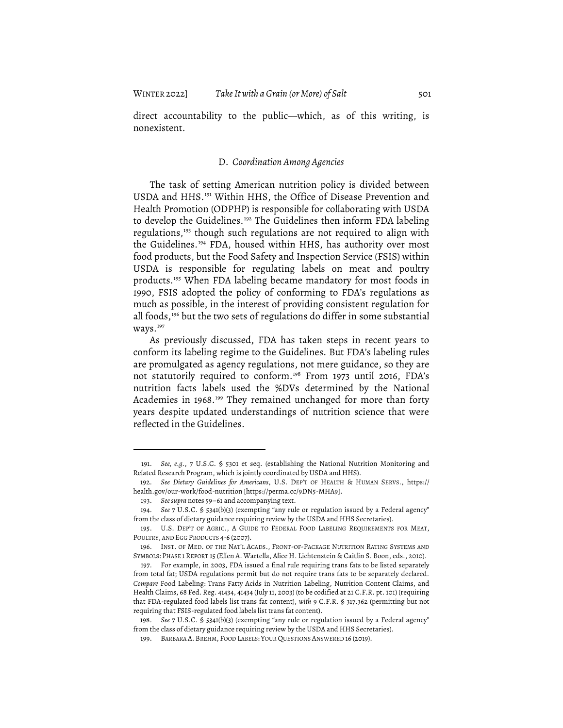direct accountability to the public—which, as of this writing, is nonexistent.

### D. *Coordination Among Agencies*

The task of setting American nutrition policy is divided between USDA and HHS.[191] Within HHS, the Office of Disease Prevention and Health Promotion (ODPHP) is responsible for collaborating with USDA to develop the Guidelines.[192] The Guidelines then inform FDA labeling regulations,[193] though such regulations are not required to align with the Guidelines.[194] FDA, housed within HHS, has authority over most food products, but the Food Safety and Inspection Service (FSIS) within USDA is responsible for regulating labels on meat and poultry products.[195] When FDA labeling became mandatory for most foods in 1990, FSIS adopted the policy of conforming to FDA's regulations as much as possible, in the interest of providing consistent regulation for all foods,[196] but the two sets of regulations do differ in some substantial ways.[197]

As previously discussed, FDA has taken steps in recent years to conform its labeling regime to the Guidelines. But FDA's labeling rules are promulgated as agency regulations, not mere guidance, so they are not statutorily required to conform.[198] From 1973 until 2016, FDA's nutrition facts labels used the %DVs determined by the National Academies in 1968.[199] They remained unchanged for more than forty years despite updated understandings of nutrition science that were reflected in the Guidelines.

---

191. *See, e.g.*, 7 U.S.C. § 5301 et seq. (establishing the National Nutrition Monitoring and Related Research Program, which is jointly coordinated by USDA and HHS).

192. *See Dietary Guidelines for Americans*, U.S. DEP'T OF HEALTH & HUMAN SERVS., https://health.gov/our-work/food-nutrition [https://perma.cc/9DN5-MHA9].

193. *See supra* notes 59–61 and accompanying text.

194. *See* 7 U.S.C. § 5341(b)(3) (exempting "any rule or regulation issued by a Federal agency" from the class of dietary guidance requiring review by the USDA and HHS Secretaries).

195. U.S. DEP'T OF AGRIC., A GUIDE TO FEDERAL FOOD LABELING REQUIREMENTS FOR MEAT, POULTRY, AND EGG PRODUCTS 4-6 (2007).

196. INST. OF MED. OF THE NAT'L ACADS., FRONT-OF-PACKAGE NUTRITION RATING SYSTEMS AND SYMBOLS: PHASE 1 REPORT 15 (Ellen A. Wartella, Alice H. Lichtenstein & Caitlin S. Boon, eds., 2010).

197. For example, in 2003, FDA issued a final rule requiring trans fats to be listed separately from total fat; USDA regulations permit but do not require trans fats to be separately declared. *Compare* Food Labeling: Trans Fatty Acids in Nutrition Labeling, Nutrition Content Claims, and Health Claims, 68 Fed. Reg. 41434, 41434 (July 11, 2003) (to be codified at 21 C.F.R. pt. 101) (requiring that FDA-regulated food labels list trans fat content), *with* 9 C.F.R. § 317.362 (permitting but not requiring that FSIS-regulated food labels list trans fat content).

198. *See* 7 U.S.C. § 5341(b)(3) (exempting "any rule or regulation issued by a Federal agency" from the class of dietary guidance requiring review by the USDA and HHS Secretaries).

199. BARBARA A. BREHM, FOOD LABELS: YOUR QUESTIONS ANSWERED 16 (2019).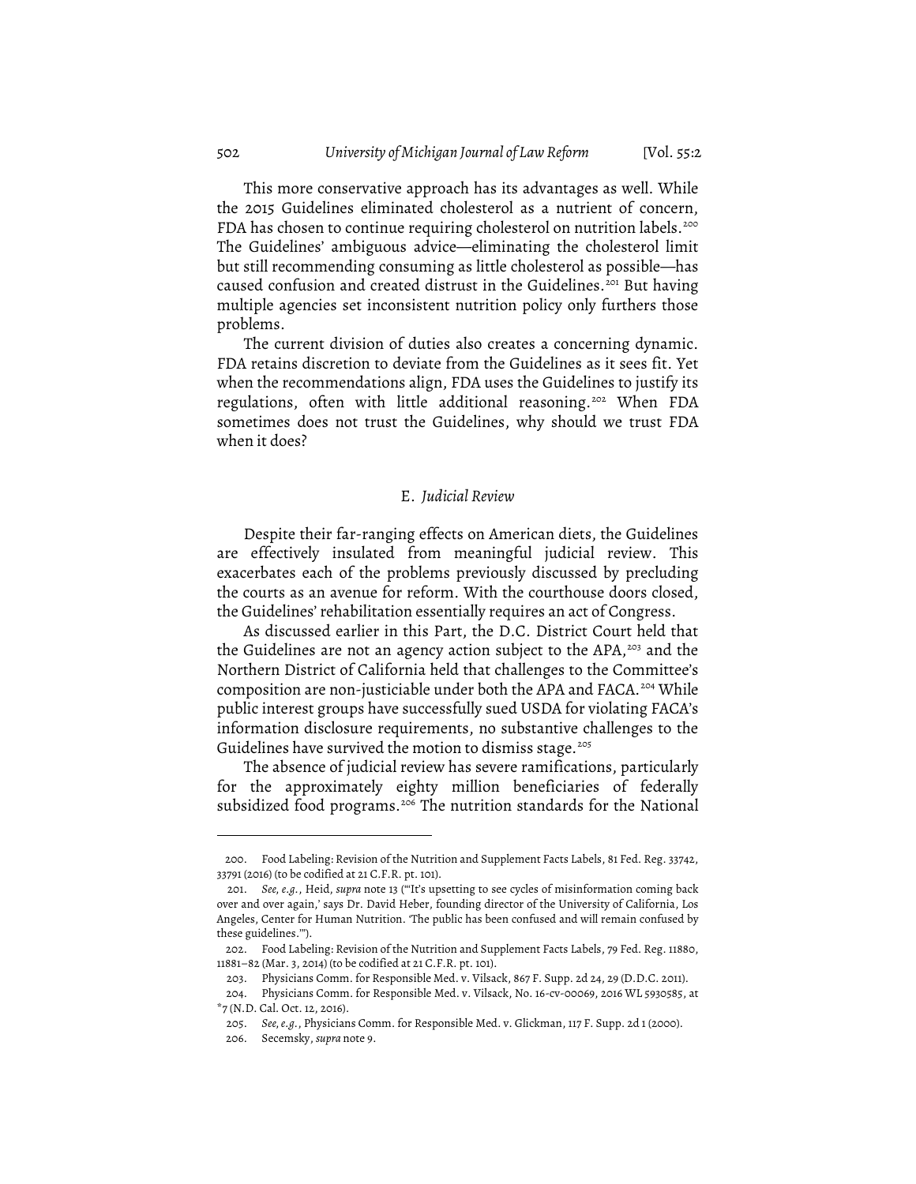This more conservative approach has its advantages as well. While the 2015 Guidelines eliminated cholesterol as a nutrient of concern, FDA has chosen to continue requiring cholesterol on nutrition labels.[200] The Guidelines' ambiguous advice—eliminating the cholesterol limit but still recommending consuming as little cholesterol as possible—has caused confusion and created distrust in the Guidelines.[201] But having multiple agencies set inconsistent nutrition policy only furthers those problems.

The current division of duties also creates a concerning dynamic. FDA retains discretion to deviate from the Guidelines as it sees fit. Yet when the recommendations align, FDA uses the Guidelines to justify its regulations, often with little additional reasoning.[202] When FDA sometimes does not trust the Guidelines, why should we trust FDA when it does?

### E. *Judicial Review*

Despite their far-ranging effects on American diets, the Guidelines are effectively insulated from meaningful judicial review. This exacerbates each of the problems previously discussed by precluding the courts as an avenue for reform. With the courthouse doors closed, the Guidelines' rehabilitation essentially requires an act of Congress.

As discussed earlier in this Part, the D.C. District Court held that the Guidelines are not an agency action subject to the APA,[203] and the Northern District of California held that challenges to the Committee's composition are non-justiciable under both the APA and FACA.[204] While public interest groups have successfully sued USDA for violating FACA's information disclosure requirements, no substantive challenges to the Guidelines have survived the motion to dismiss stage.[205]

The absence of judicial review has severe ramifications, particularly for the approximately eighty million beneficiaries of federally subsidized food programs.[206] The nutrition standards for the National

---

200. Food Labeling: Revision of the Nutrition and Supplement Facts Labels, 81 Fed. Reg. 33742, 33791 (2016) (to be codified at 21 C.F.R. pt. 101).

201. *See, e.g.*, Heid, *supra* note 13 ("'It's upsetting to see cycles of misinformation coming back over and over again,' says Dr. David Heber, founding director of the University of California, Los Angeles, Center for Human Nutrition. 'The public has been confused and will remain confused by these guidelines.'").

202. Food Labeling: Revision of the Nutrition and Supplement Facts Labels, 79 Fed. Reg. 11880, 11881–82 (Mar. 3, 2014) (to be codified at 21 C.F.R. pt. 101).

203. Physicians Comm. for Responsible Med. v. Vilsack, 867 F. Supp. 2d 24, 29 (D.D.C. 2011).

204. Physicians Comm. for Responsible Med. v. Vilsack, No. 16-cv-00069, 2016 WL 5930585, at *7 (N.D. Cal. Oct. 12, 2016).

205. *See, e.g.*, Physicians Comm. for Responsible Med. v. Glickman, 117 F. Supp. 2d 1 (2000).

206. Secemsky, *supra* note 9.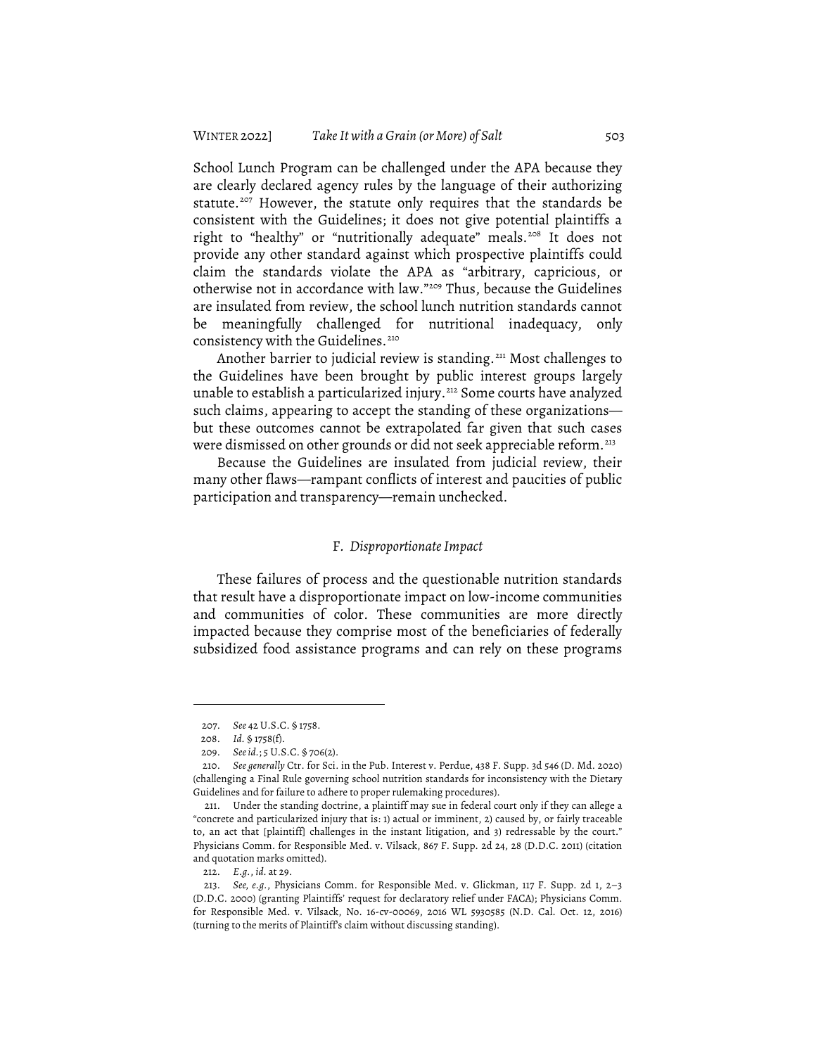School Lunch Program can be challenged under the APA because they are clearly declared agency rules by the language of their authorizing statute.[207] However, the statute only requires that the standards be consistent with the Guidelines; it does not give potential plaintiffs a right to "healthy" or "nutritionally adequate" meals.[208] It does not provide any other standard against which prospective plaintiffs could claim the standards violate the APA as "arbitrary, capricious, or otherwise not in accordance with law."[209] Thus, because the Guidelines are insulated from review, the school lunch nutrition standards cannot be meaningfully challenged for nutritional inadequacy, only consistency with the Guidelines.[210]

Another barrier to judicial review is standing.[211] Most challenges to the Guidelines have been brought by public interest groups largely unable to establish a particularized injury.[212] Some courts have analyzed such claims, appearing to accept the standing of these organizations—but these outcomes cannot be extrapolated far given that such cases were dismissed on other grounds or did not seek appreciable reform.[213]

Because the Guidelines are insulated from judicial review, their many other flaws—rampant conflicts of interest and paucities of public participation and transparency—remain unchecked.

### F. *Disproportionate Impact*

These failures of process and the questionable nutrition standards that result have a disproportionate impact on low-income communities and communities of color. These communities are more directly impacted because they comprise most of the beneficiaries of federally subsidized food assistance programs and can rely on these programs

---

207. *See* 42 U.S.C. § 1758.

208. *Id.* § 1758(f).

209. *See id.*; 5 U.S.C. § 706(2).

210. *See generally* Ctr. for Sci. in the Pub. Interest v. Perdue, 438 F. Supp. 3d 546 (D. Md. 2020) (challenging a Final Rule governing school nutrition standards for inconsistency with the Dietary Guidelines and for failure to adhere to proper rulemaking procedures).

211. Under the standing doctrine, a plaintiff may sue in federal court only if they can allege a "concrete and particularized injury that is: 1) actual or imminent, 2) caused by, or fairly traceable to, an act that [plaintiff] challenges in the instant litigation, and 3) redressable by the court." Physicians Comm. for Responsible Med. v. Vilsack, 867 F. Supp. 2d 24, 28 (D.D.C. 2011) (citation and quotation marks omitted).

212. *E.g.*, *id.* at 29.

213. *See, e.g.*, Physicians Comm. for Responsible Med. v. Glickman, 117 F. Supp. 2d 1, 2–3 (D.D.C. 2000) (granting Plaintiffs' request for declaratory relief under FACA); Physicians Comm. for Responsible Med. v. Vilsack, No. 16-cv-00069, 2016 WL 5930585 (N.D. Cal. Oct. 12, 2016) (turning to the merits of Plaintiff's claim without discussing standing).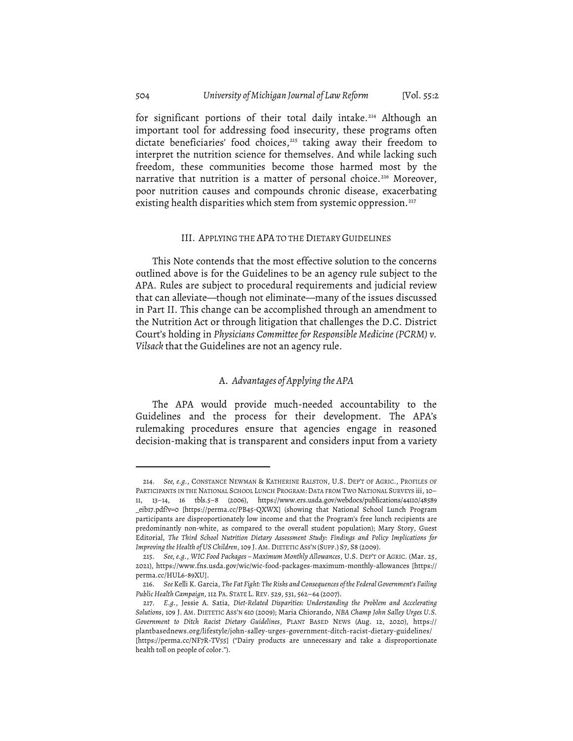for significant portions of their total daily intake.[214] Although an important tool for addressing food insecurity, these programs often dictate beneficiaries' food choices,[215] taking away their freedom to interpret the nutrition science for themselves. And while lacking such freedom, these communities become those harmed most by the narrative that nutrition is a matter of personal choice.[216] Moreover, poor nutrition causes and compounds chronic disease, exacerbating existing health disparities which stem from systemic oppression.[217]

## III. APPLYING THE APA TO THE DIETARY GUIDELINES

This Note contends that the most effective solution to the concerns outlined above is for the Guidelines to be an agency rule subject to the APA. Rules are subject to procedural requirements and judicial review that can alleviate—though not eliminate—many of the issues discussed in Part II. This change can be accomplished through an amendment to the Nutrition Act or through litigation that challenges the D.C. District Court's holding in *Physicians Committee for Responsible Medicine (PCRM) v. Vilsack* that the Guidelines are not an agency rule.

### A. *Advantages of Applying the APA*

The APA would provide much-needed accountability to the Guidelines and the process for their development. The APA's rulemaking procedures ensure that agencies engage in reasoned decision-making that is transparent and considers input from a variety

---

214. *See, e.g.*, CONSTANCE NEWMAN & KATHERINE RALSTON, U.S. DEP'T OF AGRIC., PROFILES OF PARTICIPANTS IN THE NATIONAL SCHOOL LUNCH PROGRAM: DATA FROM TWO NATIONAL SURVEYS iii, 10–11, 13–14, 16 tbls.5–8 (2006), https://www.ers.usda.gov/webdocs/publications/44110/48589_eib17.pdf?v=0 [https://perma.cc/PB45-QXWX] (showing that National School Lunch Program participants are disproportionately low income and that the Program's free lunch recipients are predominantly non-white, as compared to the overall student population); Mary Story, Guest Editorial, *The Third School Nutrition Dietary Assessment Study: Findings and Policy Implications for Improving the Health of US Children*, 109 J. AM. DIETETIC ASS'N (SUPP.) S7, S8 (2009).

215. *See, e.g.*, *WIC Food Packages – Maximum Monthly Allowances*, U.S. DEP'T OF AGRIC. (Mar. 25, 2021), https://www.fns.usda.gov/wic/wic-food-packages-maximum-monthly-allowances [https://perma.cc/HUL6-89XU].

216. *See* Kelli K. Garcia, *The Fat Fight: The Risks and Consequences of the Federal Government's Failing Public Health Campaign*, 112 PA. STATE L. REV. 529, 531, 562–64 (2007).

217. *E.g.*, Jessie A. Satia, *Diet-Related Disparities: Understanding the Problem and Accelerating Solutions*, 109 J. AM. DIETETIC ASS'N 610 (2009); Maria Chiorando, *NBA Champ John Salley Urges U.S. Government to Ditch Racist Dietary Guidelines*, PLANT BASED NEWS (Aug. 12, 2020), https://plantbasednews.org/lifestyle/john-salley-urges-government-ditch-racist-dietary-guidelines/ [https://perma.cc/NF7R-TV55] ("Dairy products are unnecessary and take a disproportionate health toll on people of color.").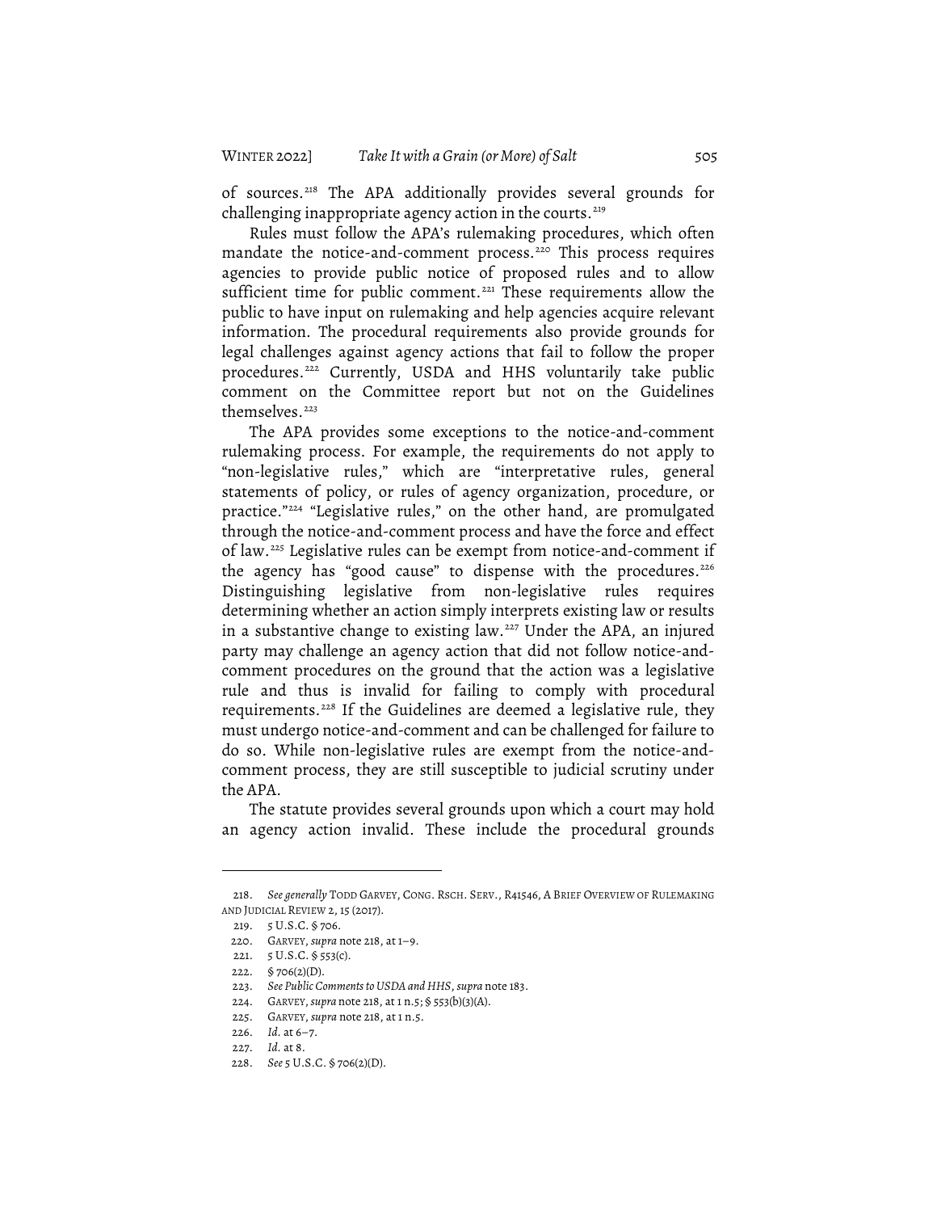of sources.[218] The APA additionally provides several grounds for challenging inappropriate agency action in the courts.[219]

Rules must follow the APA's rulemaking procedures, which often mandate the notice-and-comment process.[220] This process requires agencies to provide public notice of proposed rules and to allow sufficient time for public comment.[221] These requirements allow the public to have input on rulemaking and help agencies acquire relevant information. The procedural requirements also provide grounds for legal challenges against agency actions that fail to follow the proper procedures.[222] Currently, USDA and HHS voluntarily take public comment on the Committee report but not on the Guidelines themselves.[223]

The APA provides some exceptions to the notice-and-comment rulemaking process. For example, the requirements do not apply to "non-legislative rules," which are "interpretative rules, general statements of policy, or rules of agency organization, procedure, or practice."[224] "Legislative rules," on the other hand, are promulgated through the notice-and-comment process and have the force and effect of law.[225] Legislative rules can be exempt from notice-and-comment if the agency has "good cause" to dispense with the procedures.[226] Distinguishing legislative from non-legislative rules requires determining whether an action simply interprets existing law or results in a substantive change to existing law.[227] Under the APA, an injured party may challenge an agency action that did not follow notice-and-comment procedures on the ground that the action was a legislative rule and thus is invalid for failing to comply with procedural requirements.[228] If the Guidelines are deemed a legislative rule, they must undergo notice-and-comment and can be challenged for failure to do so. While non-legislative rules are exempt from the notice-and-comment process, they are still susceptible to judicial scrutiny under the APA.

The statute provides several grounds upon which a court may hold an agency action invalid. These include the procedural grounds

---

218. *See generally* TODD GARVEY, CONG. RSCH. SERV., R41546, A BRIEF OVERVIEW OF RULEMAKING AND JUDICIAL REVIEW 2, 15 (2017).

219. 5 U.S.C. § 706.

220. GARVEY, *supra* note 218, at 1–9.

221. 5 U.S.C. § 553(c).

222. § 706(2)(D).

223. *See Public Comments to USDA and HHS*, *supra* note 183.

224. GARVEY, *supra* note 218, at 1 n.5; § 553(b)(3)(A).

225. GARVEY, *supra* note 218, at 1 n.5.

226. *Id.* at 6–7.

227. *Id.* at 8.

228. *See* 5 U.S.C. § 706(2)(D).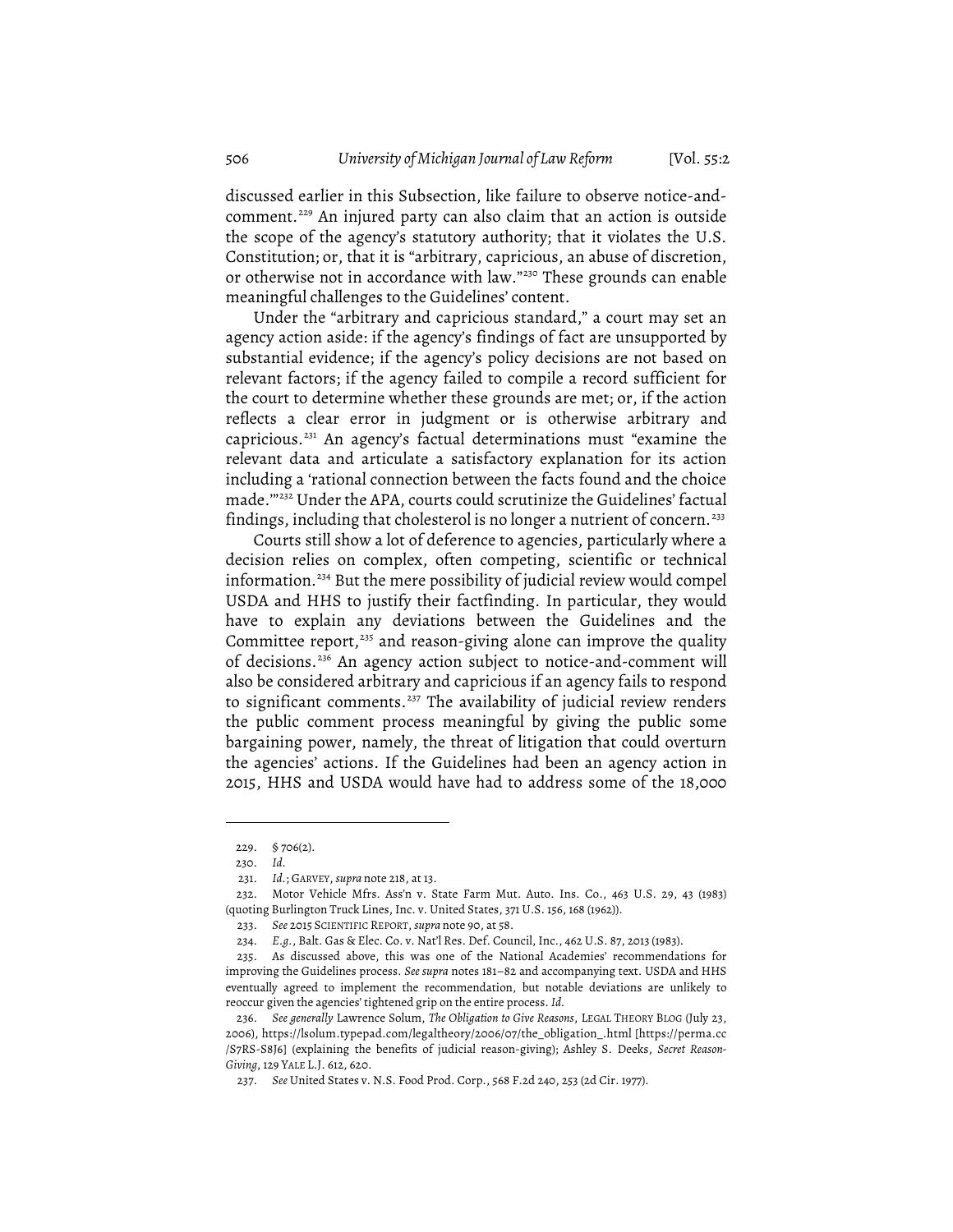discussed earlier in this Subsection, like failure to observe notice-and-comment.[229] An injured party can also claim that an action is outside the scope of the agency's statutory authority; that it violates the U.S. Constitution; or, that it is "arbitrary, capricious, an abuse of discretion, or otherwise not in accordance with law."[230] These grounds can enable meaningful challenges to the Guidelines' content.

Under the "arbitrary and capricious standard," a court may set an agency action aside: if the agency's findings of fact are unsupported by substantial evidence; if the agency's policy decisions are not based on relevant factors; if the agency failed to compile a record sufficient for the court to determine whether these grounds are met; or, if the action reflects a clear error in judgment or is otherwise arbitrary and capricious.[231] An agency's factual determinations must "examine the relevant data and articulate a satisfactory explanation for its action including a 'rational connection between the facts found and the choice made.'"[232] Under the APA, courts could scrutinize the Guidelines' factual findings, including that cholesterol is no longer a nutrient of concern.[233]

Courts still show a lot of deference to agencies, particularly where a decision relies on complex, often competing, scientific or technical information.[234] But the mere possibility of judicial review would compel USDA and HHS to justify their factfinding. In particular, they would have to explain any deviations between the Guidelines and the Committee report,[235] and reason-giving alone can improve the quality of decisions.[236] An agency action subject to notice-and-comment will also be considered arbitrary and capricious if an agency fails to respond to significant comments.[237] The availability of judicial review renders the public comment process meaningful by giving the public some bargaining power, namely, the threat of litigation that could overturn the agencies' actions. If the Guidelines had been an agency action in 2015, HHS and USDA would have had to address some of the 18,000

---

229. § 706(2).

230. *Id.*

231. *Id.*; GARVEY, *supra* note 218, at 13.

232. Motor Vehicle Mfrs. Ass'n v. State Farm Mut. Auto. Ins. Co., 463 U.S. 29, 43 (1983) (quoting Burlington Truck Lines, Inc. v. United States, 371 U.S. 156, 168 (1962)).

233. *See* 2015 SCIENTIFIC REPORT, *supra* note 90, at 58.

234. *E.g.*, Balt. Gas & Elec. Co. v. Nat'l Res. Def. Council, Inc., 462 U.S. 87, 2013 (1983).

235. As discussed above, this was one of the National Academies' recommendations for improving the Guidelines process. *See supra* notes 181–82 and accompanying text. USDA and HHS eventually agreed to implement the recommendation, but notable deviations are unlikely to reoccur given the agencies' tightened grip on the entire process. *Id.*

236. *See generally* Lawrence Solum, *The Obligation to Give Reasons*, LEGAL THEORY BLOG (July 23, 2006), https://lsolum.typepad.com/legaltheory/2006/07/the_obligation_.html [https://perma.cc/S7RS-S8J6] (explaining the benefits of judicial reason-giving); Ashley S. Deeks, *Secret Reason-Giving*, 129 YALE L.J. 612, 620.

237. *See* United States v. N.S. Food Prod. Corp., 568 F.2d 240, 253 (2d Cir. 1977).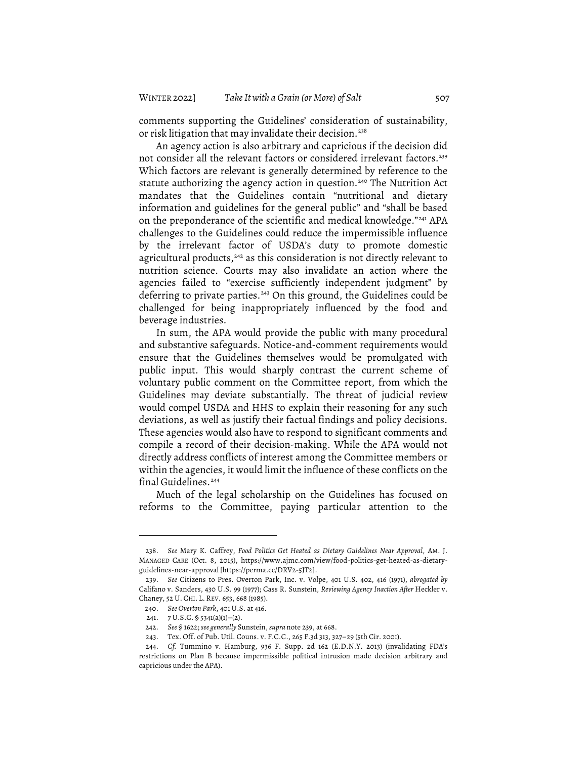comments supporting the Guidelines' consideration of sustainability, or risk litigation that may invalidate their decision.[238]

An agency action is also arbitrary and capricious if the decision did not consider all the relevant factors or considered irrelevant factors.[239] Which factors are relevant is generally determined by reference to the statute authorizing the agency action in question.[240] The Nutrition Act mandates that the Guidelines contain "nutritional and dietary information and guidelines for the general public" and "shall be based on the preponderance of the scientific and medical knowledge."[241] APA challenges to the Guidelines could reduce the impermissible influence by the irrelevant factor of USDA's duty to promote domestic agricultural products,[242] as this consideration is not directly relevant to nutrition science. Courts may also invalidate an action where the agencies failed to "exercise sufficiently independent judgment" by deferring to private parties.[243] On this ground, the Guidelines could be challenged for being inappropriately influenced by the food and beverage industries.

In sum, the APA would provide the public with many procedural and substantive safeguards. Notice-and-comment requirements would ensure that the Guidelines themselves would be promulgated with public input. This would sharply contrast the current scheme of voluntary public comment on the Committee report, from which the Guidelines may deviate substantially. The threat of judicial review would compel USDA and HHS to explain their reasoning for any such deviations, as well as justify their factual findings and policy decisions. These agencies would also have to respond to significant comments and compile a record of their decision-making. While the APA would not directly address conflicts of interest among the Committee members or within the agencies, it would limit the influence of these conflicts on the final Guidelines.[244]

Much of the legal scholarship on the Guidelines has focused on reforms to the Committee, paying particular attention to the

---

238. *See* Mary K. Caffrey, *Food Politics Get Heated as Dietary Guidelines Near Approval*, AM. J. MANAGED CARE (Oct. 8, 2015), https://www.ajmc.com/view/food-politics-get-heated-as-dietary-guidelines-near-approval [https://perma.cc/DRV2-5JT2].

239. *See* Citizens to Pres. Overton Park, Inc. v. Volpe, 401 U.S. 402, 416 (1971), *abrogated by* Califano v. Sanders, 430 U.S. 99 (1977); Cass R. Sunstein, *Reviewing Agency Inaction After* Heckler v. Chaney, 52 U. CHI. L. REV. 653, 668 (1985).

240. *See Overton Park*, 401 U.S. at 416.

241. 7 U.S.C. § 5341(a)(1)–(2).

242. *See* § 1622; *see generally* Sunstein, *supra* note 239, at 668.

243. Tex. Off. of Pub. Util. Couns. v. F.C.C., 265 F.3d 313, 327–29 (5th Cir. 2001).

244. *Cf.* Tummino v. Hamburg, 936 F. Supp. 2d 162 (E.D.N.Y. 2013) (invalidating FDA's restrictions on Plan B because impermissible political intrusion made decision arbitrary and capricious under the APA).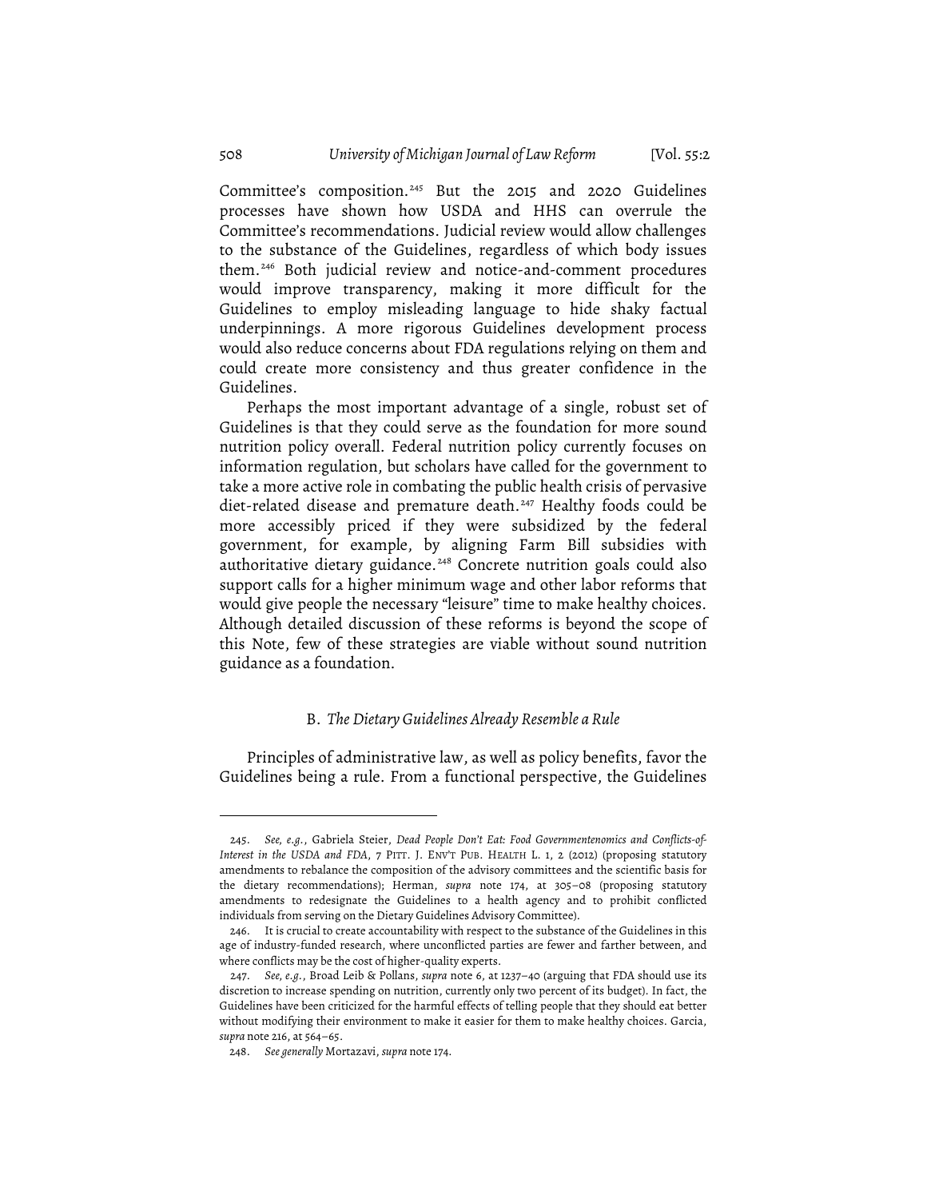Committee's composition.[245] But the 2015 and 2020 Guidelines processes have shown how USDA and HHS can overrule the Committee's recommendations. Judicial review would allow challenges to the substance of the Guidelines, regardless of which body issues them.[246] Both judicial review and notice-and-comment procedures would improve transparency, making it more difficult for the Guidelines to employ misleading language to hide shaky factual underpinnings. A more rigorous Guidelines development process would also reduce concerns about FDA regulations relying on them and could create more consistency and thus greater confidence in the Guidelines.

Perhaps the most important advantage of a single, robust set of Guidelines is that they could serve as the foundation for more sound nutrition policy overall. Federal nutrition policy currently focuses on information regulation, but scholars have called for the government to take a more active role in combating the public health crisis of pervasive diet-related disease and premature death.[247] Healthy foods could be more accessibly priced if they were subsidized by the federal government, for example, by aligning Farm Bill subsidies with authoritative dietary guidance.[248] Concrete nutrition goals could also support calls for a higher minimum wage and other labor reforms that would give people the necessary "leisure" time to make healthy choices. Although detailed discussion of these reforms is beyond the scope of this Note, few of these strategies are viable without sound nutrition guidance as a foundation.

### B. *The Dietary Guidelines Already Resemble a Rule*

Principles of administrative law, as well as policy benefits, favor the Guidelines being a rule. From a functional perspective, the Guidelines

---

245. *See, e.g.*, Gabriela Steier, *Dead People Don't Eat: Food Governmentenomics and Conflicts-of-Interest in the USDA and FDA*, 7 PITT. J. ENV'T PUB. HEALTH L. 1, 2 (2012) (proposing statutory amendments to rebalance the composition of the advisory committees and the scientific basis for the dietary recommendations); Herman, *supra* note 174, at 305–08 (proposing statutory amendments to redesignate the Guidelines to a health agency and to prohibit conflicted individuals from serving on the Dietary Guidelines Advisory Committee).

246. It is crucial to create accountability with respect to the substance of the Guidelines in this age of industry-funded research, where unconflicted parties are fewer and farther between, and where conflicts may be the cost of higher-quality experts.

247. *See, e.g.*, Broad Leib & Pollans, *supra* note 6, at 1237–40 (arguing that FDA should use its discretion to increase spending on nutrition, currently only two percent of its budget). In fact, the Guidelines have been criticized for the harmful effects of telling people that they should eat better without modifying their environment to make it easier for them to make healthy choices. Garcia, *supra* note 216, at 564–65.

248. *See generally* Mortazavi, *supra* note 174.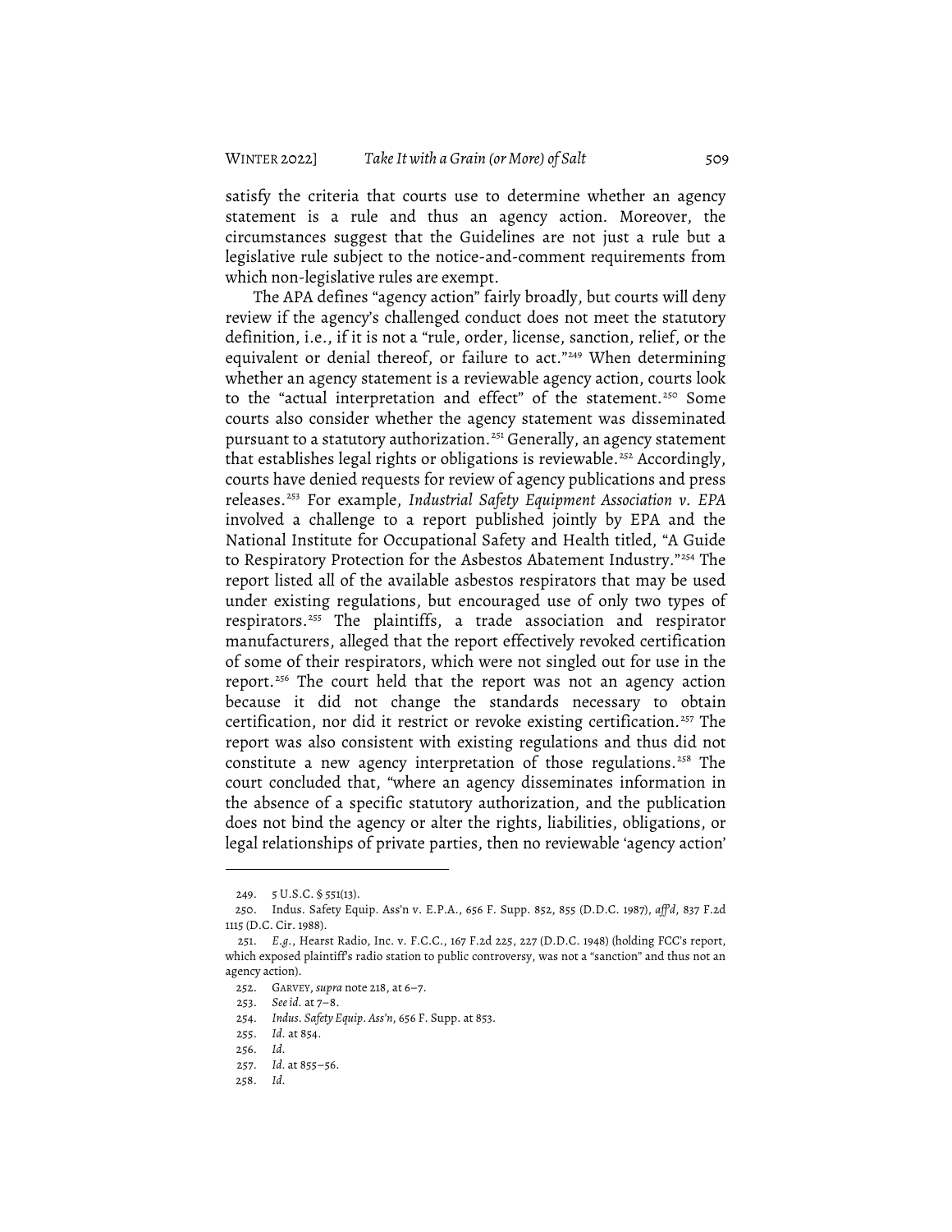satisfy the criteria that courts use to determine whether an agency statement is a rule and thus an agency action. Moreover, the circumstances suggest that the Guidelines are not just a rule but a legislative rule subject to the notice-and-comment requirements from which non-legislative rules are exempt.

The APA defines "agency action" fairly broadly, but courts will deny review if the agency's challenged conduct does not meet the statutory definition, i.e., if it is not a "rule, order, license, sanction, relief, or the equivalent or denial thereof, or failure to act."[249] When determining whether an agency statement is a reviewable agency action, courts look to the "actual interpretation and effect" of the statement.[250] Some courts also consider whether the agency statement was disseminated pursuant to a statutory authorization.[251] Generally, an agency statement that establishes legal rights or obligations is reviewable.[252] Accordingly, courts have denied requests for review of agency publications and press releases.[253] For example, *Industrial Safety Equipment Association v. EPA* involved a challenge to a report published jointly by EPA and the National Institute for Occupational Safety and Health titled, "A Guide to Respiratory Protection for the Asbestos Abatement Industry."[254] The report listed all of the available asbestos respirators that may be used under existing regulations, but encouraged use of only two types of respirators.[255] The plaintiffs, a trade association and respirator manufacturers, alleged that the report effectively revoked certification of some of their respirators, which were not singled out for use in the report.[256] The court held that the report was not an agency action because it did not change the standards necessary to obtain certification, nor did it restrict or revoke existing certification.[257] The report was also consistent with existing regulations and thus did not constitute a new agency interpretation of those regulations.[258] The court concluded that, "where an agency disseminates information in the absence of a specific statutory authorization, and the publication does not bind the agency or alter the rights, liabilities, obligations, or legal relationships of private parties, then no reviewable 'agency action'

---

249. 5 U.S.C. § 551(13).

250. Indus. Safety Equip. Ass'n v. E.P.A., 656 F. Supp. 852, 855 (D.D.C. 1987), *aff'd*, 837 F.2d 1115 (D.C. Cir. 1988).

251. *E.g.*, Hearst Radio, Inc. v. F.C.C., 167 F.2d 225, 227 (D.D.C. 1948) (holding FCC's report, which exposed plaintiff's radio station to public controversy, was not a "sanction" and thus not an agency action).

252. GARVEY, *supra* note 218, at 6–7.

253. *See id.* at 7–8.

254. *Indus. Safety Equip. Ass'n*, 656 F. Supp. at 853.

255. *Id.* at 854.

256. *Id.*

257. *Id.* at 855–56.

258. *Id.*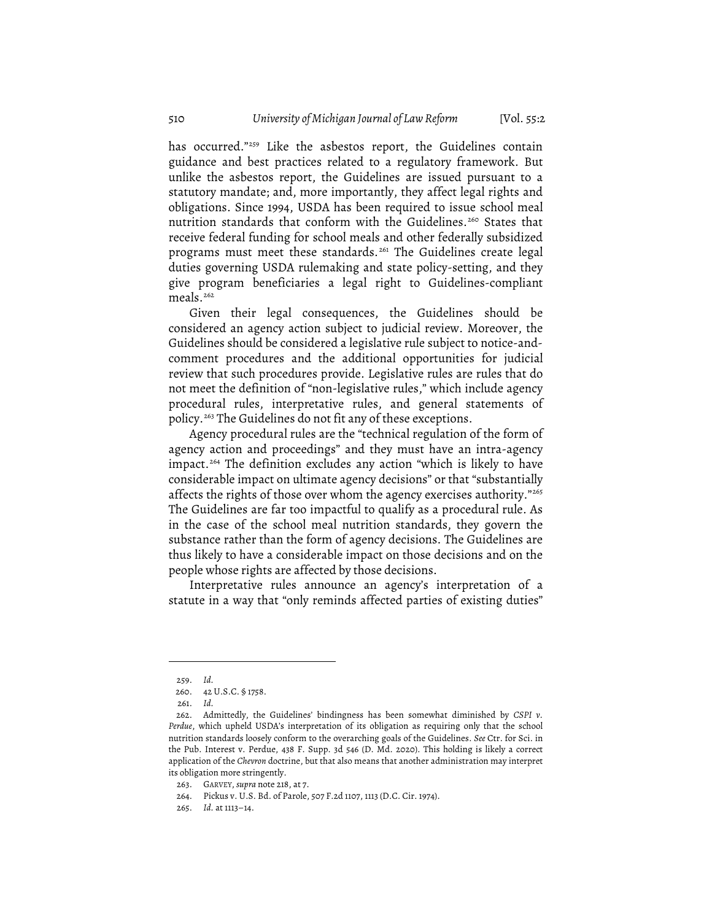has occurred."[259] Like the asbestos report, the Guidelines contain guidance and best practices related to a regulatory framework. But unlike the asbestos report, the Guidelines are issued pursuant to a statutory mandate; and, more importantly, they affect legal rights and obligations. Since 1994, USDA has been required to issue school meal nutrition standards that conform with the Guidelines.[260] States that receive federal funding for school meals and other federally subsidized programs must meet these standards.[261] The Guidelines create legal duties governing USDA rulemaking and state policy-setting, and they give program beneficiaries a legal right to Guidelines-compliant meals.[262]

Given their legal consequences, the Guidelines should be considered an agency action subject to judicial review. Moreover, the Guidelines should be considered a legislative rule subject to notice-and-comment procedures and the additional opportunities for judicial review that such procedures provide. Legislative rules are rules that do not meet the definition of "non-legislative rules," which include agency procedural rules, interpretative rules, and general statements of policy.[263] The Guidelines do not fit any of these exceptions.

Agency procedural rules are the "technical regulation of the form of agency action and proceedings" and they must have an intra-agency impact.[264] The definition excludes any action "which is likely to have considerable impact on ultimate agency decisions" or that "substantially affects the rights of those over whom the agency exercises authority."[265] The Guidelines are far too impactful to qualify as a procedural rule. As in the case of the school meal nutrition standards, they govern the substance rather than the form of agency decisions. The Guidelines are thus likely to have a considerable impact on those decisions and on the people whose rights are affected by those decisions.

Interpretative rules announce an agency's interpretation of a statute in a way that "only reminds affected parties of existing duties"

---

259. *Id.*

260. 42 U.S.C. § 1758.

261. *Id.*

262. Admittedly, the Guidelines' bindingness has been somewhat diminished by *CSPI v. Perdue*, which upheld USDA's interpretation of its obligation as requiring only that the school nutrition standards loosely conform to the overarching goals of the Guidelines. *See* Ctr. for Sci. in the Pub. Interest v. Perdue, 438 F. Supp. 3d 546 (D. Md. 2020). This holding is likely a correct application of the *Chevron* doctrine, but that also means that another administration may interpret its obligation more stringently.

263. GARVEY, *supra* note 218, at 7.

264. Pickus v. U.S. Bd. of Parole, 507 F.2d 1107, 1113 (D.C. Cir. 1974).

265. *Id.* at 1113–14.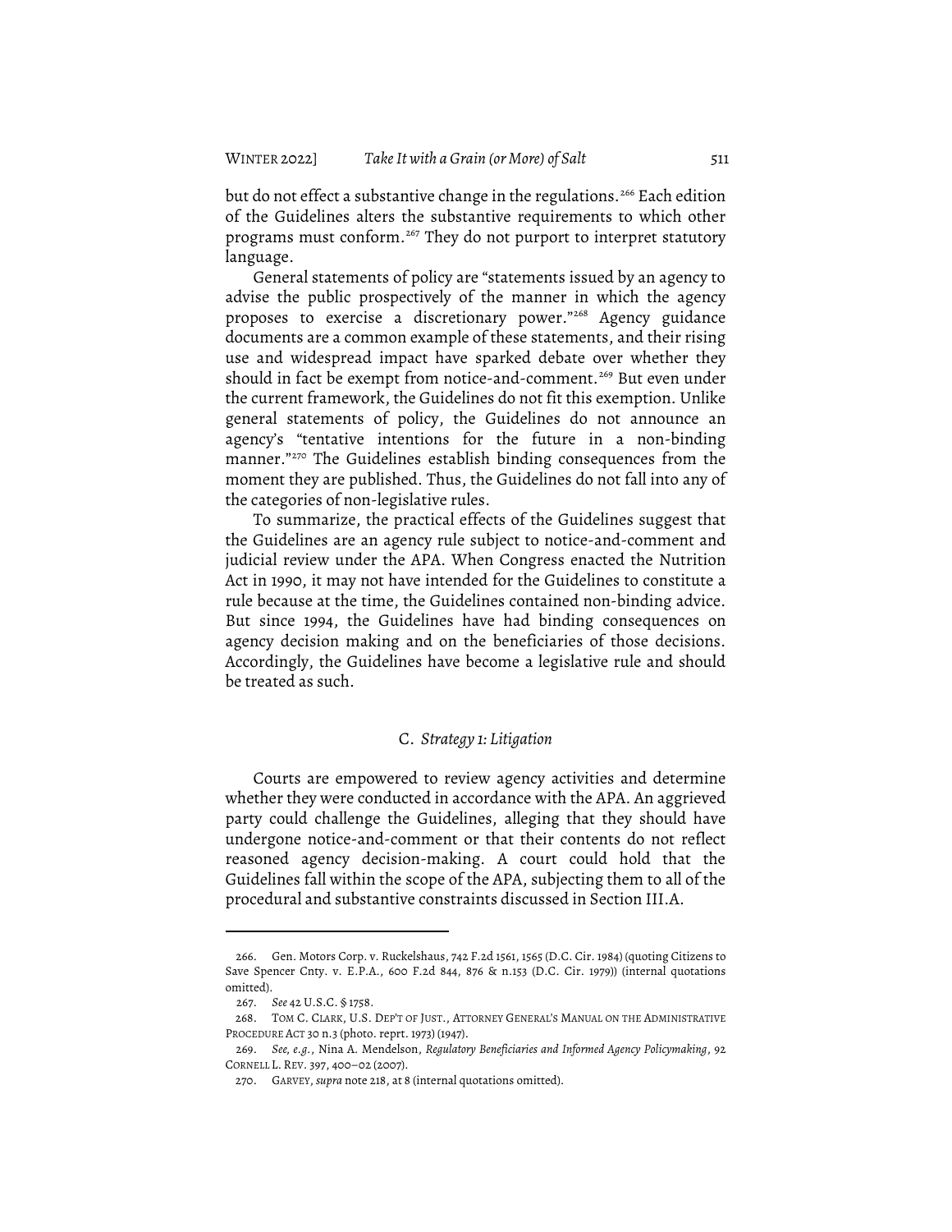but do not effect a substantive change in the regulations.[266] Each edition of the Guidelines alters the substantive requirements to which other programs must conform.[267] They do not purport to interpret statutory language.

General statements of policy are "statements issued by an agency to advise the public prospectively of the manner in which the agency proposes to exercise a discretionary power."[268] Agency guidance documents are a common example of these statements, and their rising use and widespread impact have sparked debate over whether they should in fact be exempt from notice-and-comment.[269] But even under the current framework, the Guidelines do not fit this exemption. Unlike general statements of policy, the Guidelines do not announce an agency's "tentative intentions for the future in a non-binding manner."[270] The Guidelines establish binding consequences from the moment they are published. Thus, the Guidelines do not fall into any of the categories of non-legislative rules.

To summarize, the practical effects of the Guidelines suggest that the Guidelines are an agency rule subject to notice-and-comment and judicial review under the APA. When Congress enacted the Nutrition Act in 1990, it may not have intended for the Guidelines to constitute a rule because at the time, the Guidelines contained non-binding advice. But since 1994, the Guidelines have had binding consequences on agency decision making and on the beneficiaries of those decisions. Accordingly, the Guidelines have become a legislative rule and should be treated as such.

### C. *Strategy 1: Litigation*

Courts are empowered to review agency activities and determine whether they were conducted in accordance with the APA. An aggrieved party could challenge the Guidelines, alleging that they should have undergone notice-and-comment or that their contents do not reflect reasoned agency decision-making. A court could hold that the Guidelines fall within the scope of the APA, subjecting them to all of the procedural and substantive constraints discussed in Section III.A.

---

266. Gen. Motors Corp. v. Ruckelshaus, 742 F.2d 1561, 1565 (D.C. Cir. 1984) (quoting Citizens to Save Spencer Cnty. v. E.P.A., 600 F.2d 844, 876 & n.153 (D.C. Cir. 1979)) (internal quotations omitted).

267. *See* 42 U.S.C. § 1758.

268. TOM C. CLARK, U.S. DEP'T OF JUST., ATTORNEY GENERAL'S MANUAL ON THE ADMINISTRATIVE PROCEDURE ACT 30 n.3 (photo. reprt. 1973) (1947).

269. *See, e.g.*, Nina A. Mendelson, *Regulatory Beneficiaries and Informed Agency Policymaking*, 92 CORNELL L. REV. 397, 400–02 (2007).

270. GARVEY, *supra* note 218, at 8 (internal quotations omitted).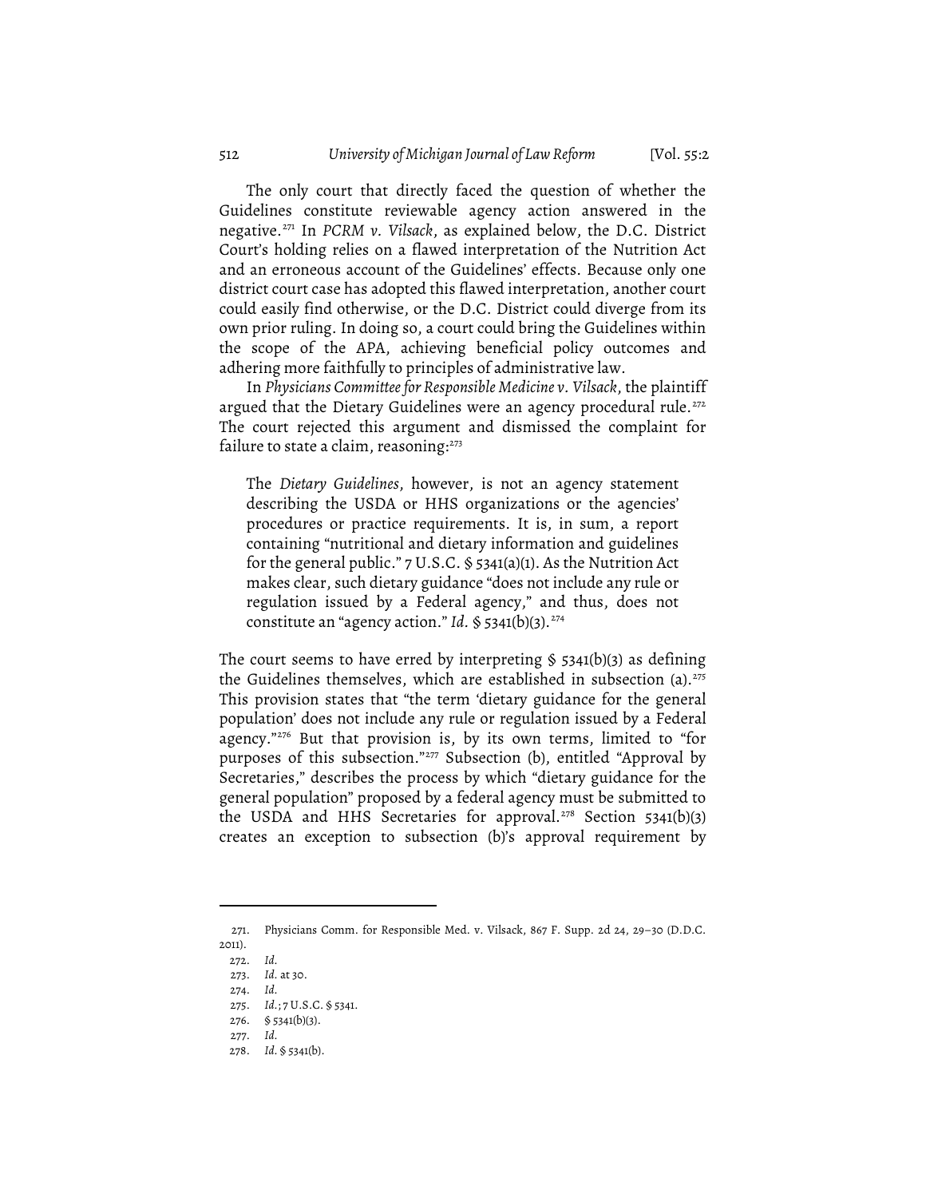The only court that directly faced the question of whether the Guidelines constitute reviewable agency action answered in the negative.[271] In *PCRM v. Vilsack*, as explained below, the D.C. District Court's holding relies on a flawed interpretation of the Nutrition Act and an erroneous account of the Guidelines' effects. Because only one district court case has adopted this flawed interpretation, another court could easily find otherwise, or the D.C. District could diverge from its own prior ruling. In doing so, a court could bring the Guidelines within the scope of the APA, achieving beneficial policy outcomes and adhering more faithfully to principles of administrative law.

In *Physicians Committee for Responsible Medicine v. Vilsack*, the plaintiff argued that the Dietary Guidelines were an agency procedural rule.[272] The court rejected this argument and dismissed the complaint for failure to state a claim, reasoning:[273]

> The *Dietary Guidelines*, however, is not an agency statement describing the USDA or HHS organizations or the agencies' procedures or practice requirements. It is, in sum, a report containing "nutritional and dietary information and guidelines for the general public." 7 U.S.C. § 5341(a)(1). As the Nutrition Act makes clear, such dietary guidance "does not include any rule or regulation issued by a Federal agency," and thus, does not constitute an "agency action." *Id.* § 5341(b)(3).[274]

The court seems to have erred by interpreting § 5341(b)(3) as defining the Guidelines themselves, which are established in subsection (a).[275] This provision states that "the term 'dietary guidance for the general population' does not include any rule or regulation issued by a Federal agency."[276] But that provision is, by its own terms, limited to "for purposes of this subsection."[277] Subsection (b), entitled "Approval by Secretaries," describes the process by which "dietary guidance for the general population" proposed by a federal agency must be submitted to the USDA and HHS Secretaries for approval.[278] Section 5341(b)(3) creates an exception to subsection (b)'s approval requirement by

---

271. Physicians Comm. for Responsible Med. v. Vilsack, 867 F. Supp. 2d 24, 29–30 (D.D.C. 2011).

272. *Id.*

273. *Id.* at 30.

274. *Id.*

275. *Id.*; 7 U.S.C. § 5341.

276. § 5341(b)(3).

277. *Id.*

278. *Id.* § 5341(b).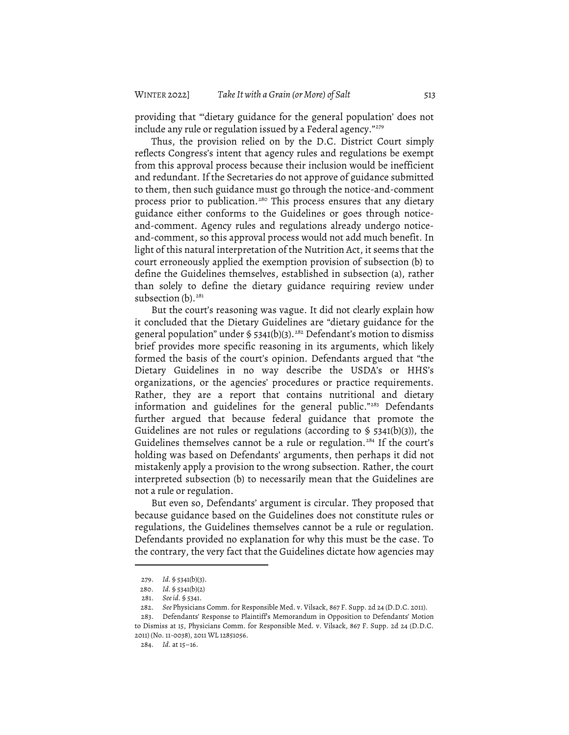providing that "'dietary guidance for the general population' does not include any rule or regulation issued by a Federal agency."[279]

Thus, the provision relied on by the D.C. District Court simply reflects Congress's intent that agency rules and regulations be exempt from this approval process because their inclusion would be inefficient and redundant. If the Secretaries do not approve of guidance submitted to them, then such guidance must go through the notice-and-comment process prior to publication.[280] This process ensures that any dietary guidance either conforms to the Guidelines or goes through notice-and-comment. Agency rules and regulations already undergo notice-and-comment, so this approval process would not add much benefit. In light of this natural interpretation of the Nutrition Act, it seems that the court erroneously applied the exemption provision of subsection (b) to define the Guidelines themselves, established in subsection (a), rather than solely to define the dietary guidance requiring review under subsection (b).[281]

But the court's reasoning was vague. It did not clearly explain how it concluded that the Dietary Guidelines are "dietary guidance for the general population" under § 5341(b)(3).[282] Defendant's motion to dismiss brief provides more specific reasoning in its arguments, which likely formed the basis of the court's opinion. Defendants argued that "the Dietary Guidelines in no way describe the USDA's or HHS's organizations, or the agencies' procedures or practice requirements. Rather, they are a report that contains nutritional and dietary information and guidelines for the general public."[283] Defendants further argued that because federal guidance that promote the Guidelines are not rules or regulations (according to § 5341(b)(3)), the Guidelines themselves cannot be a rule or regulation.[284] If the court's holding was based on Defendants' arguments, then perhaps it did not mistakenly apply a provision to the wrong subsection. Rather, the court interpreted subsection (b) to necessarily mean that the Guidelines are not a rule or regulation.

But even so, Defendants' argument is circular. They proposed that because guidance based on the Guidelines does not constitute rules or regulations, the Guidelines themselves cannot be a rule or regulation. Defendants provided no explanation for why this must be the case. To the contrary, the very fact that the Guidelines dictate how agencies may

---

279. *Id.* § 5341(b)(3).

280. *Id.* § 5341(b)(2)

281. *See id.* § 5341.

282. *See* Physicians Comm. for Responsible Med. v. Vilsack, 867 F. Supp. 2d 24 (D.D.C. 2011).

283. Defendants' Response to Plaintiff's Memorandum in Opposition to Defendants' Motion to Dismiss at 15, Physicians Comm. for Responsible Med. v. Vilsack, 867 F. Supp. 2d 24 (D.D.C. 2011) (No. 11-0038), 2011 WL 12851056.

284. *Id.* at 15–16.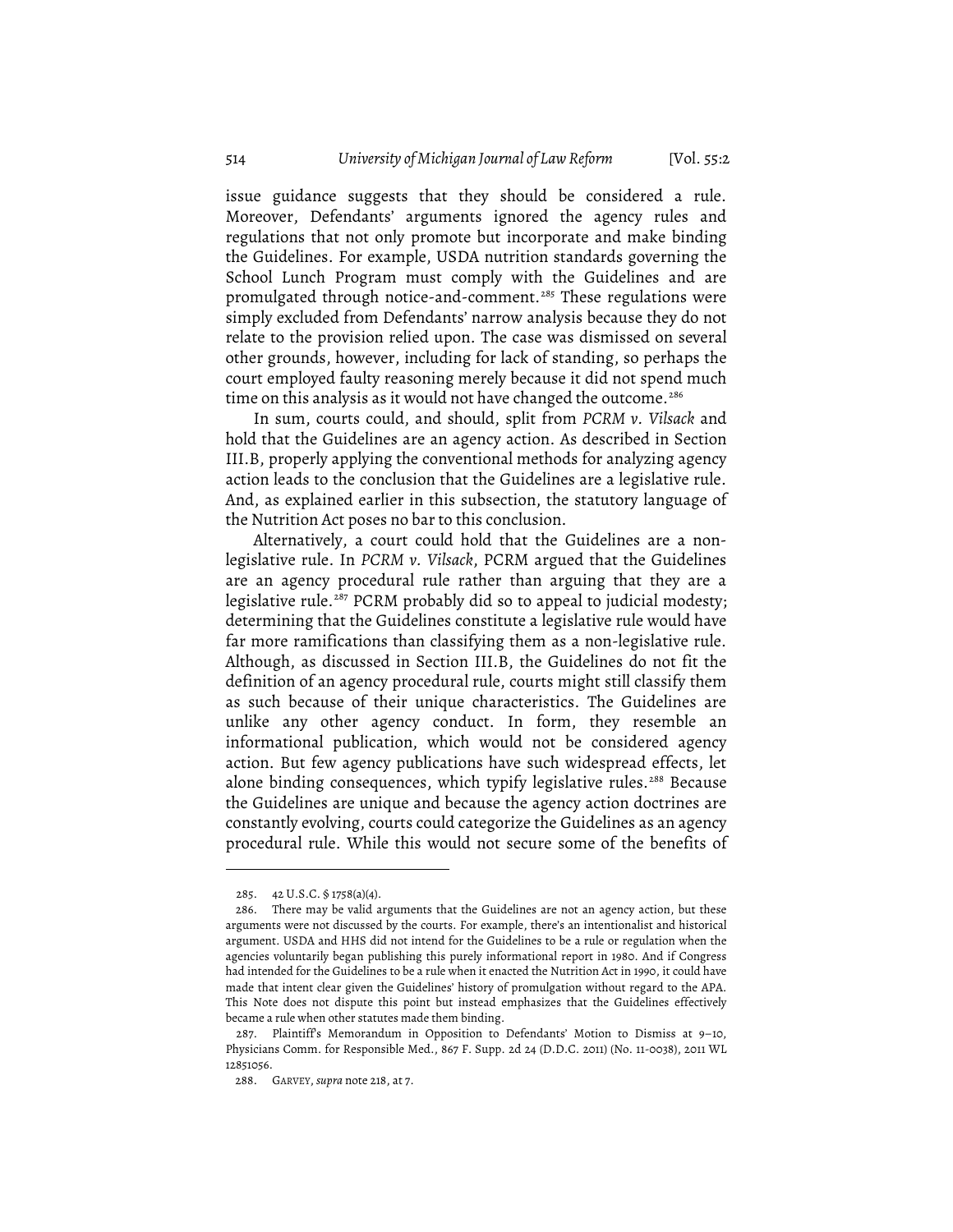issue guidance suggests that they should be considered a rule. Moreover, Defendants' arguments ignored the agency rules and regulations that not only promote but incorporate and make binding the Guidelines. For example, USDA nutrition standards governing the School Lunch Program must comply with the Guidelines and are promulgated through notice-and-comment.[285] These regulations were simply excluded from Defendants' narrow analysis because they do not relate to the provision relied upon. The case was dismissed on several other grounds, however, including for lack of standing, so perhaps the court employed faulty reasoning merely because it did not spend much time on this analysis as it would not have changed the outcome.[286]

In sum, courts could, and should, split from *PCRM v. Vilsack* and hold that the Guidelines are an agency action. As described in Section III.B, properly applying the conventional methods for analyzing agency action leads to the conclusion that the Guidelines are a legislative rule. And, as explained earlier in this subsection, the statutory language of the Nutrition Act poses no bar to this conclusion.

Alternatively, a court could hold that the Guidelines are a non-legislative rule. In *PCRM v. Vilsack*, PCRM argued that the Guidelines are an agency procedural rule rather than arguing that they are a legislative rule.[287] PCRM probably did so to appeal to judicial modesty; determining that the Guidelines constitute a legislative rule would have far more ramifications than classifying them as a non-legislative rule. Although, as discussed in Section III.B, the Guidelines do not fit the definition of an agency procedural rule, courts might still classify them as such because of their unique characteristics. The Guidelines are unlike any other agency conduct. In form, they resemble an informational publication, which would not be considered agency action. But few agency publications have such widespread effects, let alone binding consequences, which typify legislative rules.[288] Because the Guidelines are unique and because the agency action doctrines are constantly evolving, courts could categorize the Guidelines as an agency procedural rule. While this would not secure some of the benefits of

---

285. 42 U.S.C. § 1758(a)(4).

286. There may be valid arguments that the Guidelines are not an agency action, but these arguments were not discussed by the courts. For example, there's an intentionalist and historical argument. USDA and HHS did not intend for the Guidelines to be a rule or regulation when the agencies voluntarily began publishing this purely informational report in 1980. And if Congress had intended for the Guidelines to be a rule when it enacted the Nutrition Act in 1990, it could have made that intent clear given the Guidelines' history of promulgation without regard to the APA. This Note does not dispute this point but instead emphasizes that the Guidelines effectively became a rule when other statutes made them binding.

287. Plaintiff's Memorandum in Opposition to Defendants' Motion to Dismiss at 9–10, Physicians Comm. for Responsible Med., 867 F. Supp. 2d 24 (D.D.C. 2011) (No. 11-0038), 2011 WL 12851056.

288. GARVEY, *supra* note 218, at 7.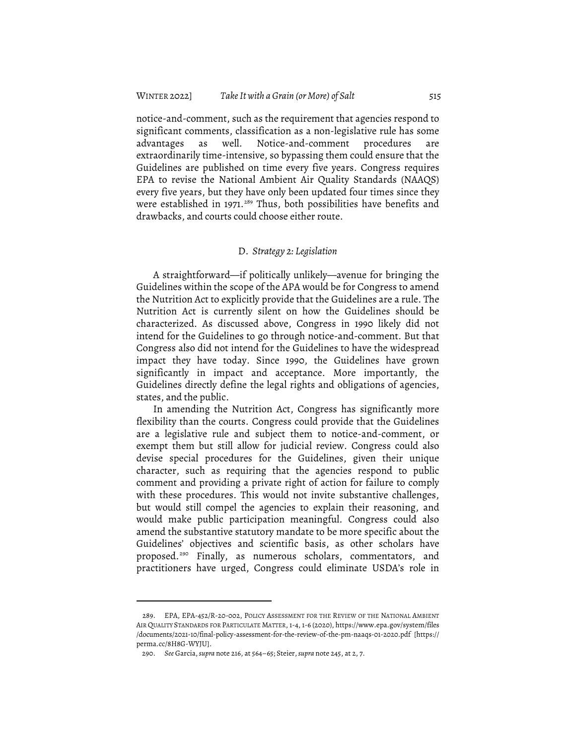notice-and-comment, such as the requirement that agencies respond to significant comments, classification as a non-legislative rule has some advantages as well. Notice-and-comment procedures are extraordinarily time-intensive, so bypassing them could ensure that the Guidelines are published on time every five years. Congress requires EPA to revise the National Ambient Air Quality Standards (NAAQS) every five years, but they have only been updated four times since they were established in 1971.[289] Thus, both possibilities have benefits and drawbacks, and courts could choose either route.

### D. *Strategy 2: Legislation*

A straightforward—if politically unlikely—avenue for bringing the Guidelines within the scope of the APA would be for Congress to amend the Nutrition Act to explicitly provide that the Guidelines are a rule. The Nutrition Act is currently silent on how the Guidelines should be characterized. As discussed above, Congress in 1990 likely did not intend for the Guidelines to go through notice-and-comment. But that Congress also did not intend for the Guidelines to have the widespread impact they have today. Since 1990, the Guidelines have grown significantly in impact and acceptance. More importantly, the Guidelines directly define the legal rights and obligations of agencies, states, and the public.

In amending the Nutrition Act, Congress has significantly more flexibility than the courts. Congress could provide that the Guidelines are a legislative rule and subject them to notice-and-comment, or exempt them but still allow for judicial review. Congress could also devise special procedures for the Guidelines, given their unique character, such as requiring that the agencies respond to public comment and providing a private right of action for failure to comply with these procedures. This would not invite substantive challenges, but would still compel the agencies to explain their reasoning, and would make public participation meaningful. Congress could also amend the substantive statutory mandate to be more specific about the Guidelines' objectives and scientific basis, as other scholars have proposed.[290] Finally, as numerous scholars, commentators, and practitioners have urged, Congress could eliminate USDA's role in

---

289. EPA, EPA-452/R-20-002, POLICY ASSESSMENT FOR THE REVIEW OF THE NATIONAL AMBIENT AIR QUALITY STANDARDS FOR PARTICULATE MATTER, 1-4, 1-6 (2020), https://www.epa.gov/system/files/documents/2021-10/final-policy-assessment-for-the-review-of-the-pm-naaqs-01-2020.pdf [https://perma.cc/8H8G-WYJU].

290. *See* Garcia, *supra* note 216, at 564–65; Steier, *supra* note 245, at 2, 7.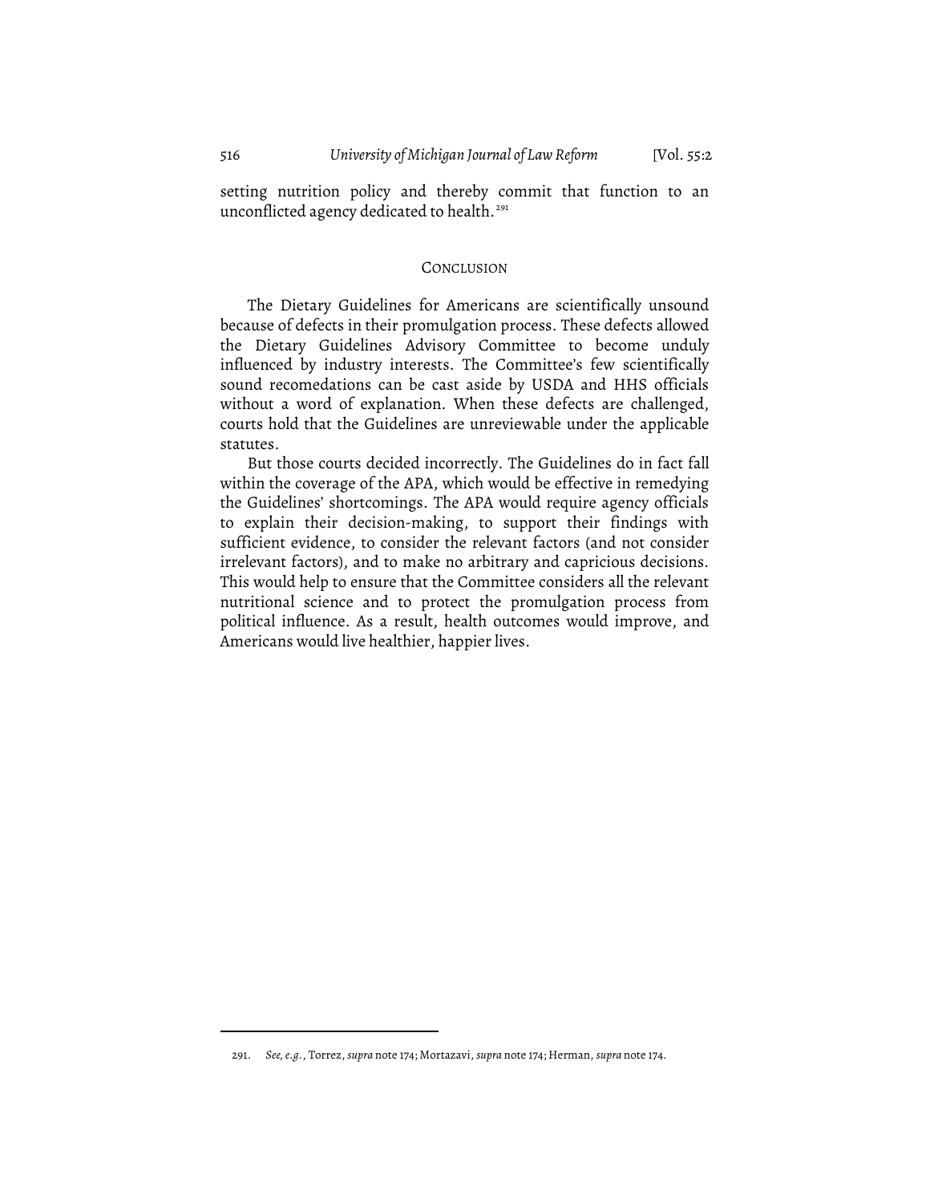setting nutrition policy and thereby commit that function to an unconflicted agency dedicated to health.[291]

## CONCLUSION

The Dietary Guidelines for Americans are scientifically unsound because of defects in their promulgation process. These defects allowed the Dietary Guidelines Advisory Committee to become unduly influenced by industry interests. The Committee's few scientifically sound recomedations can be cast aside by USDA and HHS officials without a word of explanation. When these defects are challenged, courts hold that the Guidelines are unreviewable under the applicable statutes.

But those courts decided incorrectly. The Guidelines do in fact fall within the coverage of the APA, which would be effective in remedying the Guidelines' shortcomings. The APA would require agency officials to explain their decision-making, to support their findings with sufficient evidence, to consider the relevant factors (and not consider irrelevant factors), and to make no arbitrary and capricious decisions. This would help to ensure that the Committee considers all the relevant nutritional science and to protect the promulgation process from political influence. As a result, health outcomes would improve, and Americans would live healthier, happier lives.

---

291. *See, e.g.*, Torrez, *supra* note 174; Mortazavi, *supra* note 174; Herman, *supra* note 174.